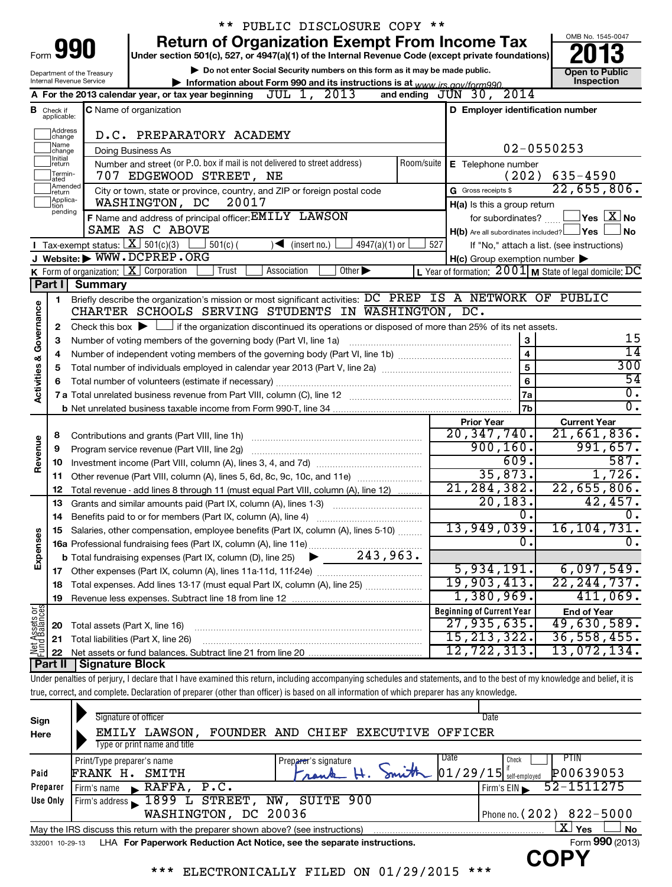** PUBLIC DISCLOSURE COPY **

# Form 990 — Return of Organization Exempt From Income Tax

Under section 501(c), 527, or 4947(a)(1) of the Internal Revenue Code (except private foundations)

▶ Do not enter Social Security numbers on this form as it may be made public.

▶ Information about Form 990 and its instructions is at www.irs.gov/form990.

Department of the Treasury
Internal Revenue Service

OMB No. 1545-0047

**2013**

Open to Public Inspection

**A** For the 2013 calendar year, or tax year beginning JUL 1, 2013 and ending JUN 30, 2014

**B** Check if applicable: Address change, Name change, Initial return, Terminated, Amended return, Application pending

**C** Name of organization: D.C. PREPARATORY ACADEMY

Doing Business As

Number and street (or P.O. box if mail is not delivered to street address): 707 EDGEWOOD STREET, NE — Room/suite

City or town, state or province, country, and ZIP or foreign postal code: WASHINGTON, DC 20017

**D** Employer identification number: 02-0550253

**E** Telephone number: (202) 635-4590

**G** Gross receipts $ 22,655,806.

**F** Name and address of principal officer: EMILY LAWSON, SAME AS C ABOVE

**H(a)** Is this a group return for subordinates? ☐ Yes ☒ No

**H(b)** Are all subordinates included? ☐ Yes ☐ No — If "No," attach a list. (see instructions)

**H(c)** Group exemption number ▶

**I** Tax-exempt status: ☒ 501(c)(3) ☐ 501(c) ( ) ◀ (insert no.) ☐ 4947(a)(1) or ☐ 527

**J** Website: ▶ WWW.DCPREP.ORG

**K** Form of organization: ☒ Corporation ☐ Trust ☐ Association ☐ Other ▶

**L** Year of formation: 2001 **M** State of legal domicile: DC

## Part I Summary

**Activities & Governance**

1. Briefly describe the organization's mission or most significant activities: DC PREP IS A NETWORK OF PUBLIC CHARTER SCHOOLS SERVING STUDENTS IN WASHINGTON, DC.
2. Check this box ▶ ☐ if the organization discontinued its operations or disposed of more than 25% of its net assets.

| | | | |
|---|---|---|---|
| 3 | Number of voting members of the governing body (Part VI, line 1a) | 3 | 15 |
| 4 | Number of independent voting members of the governing body (Part VI, line 1b) | 4 | 14 |
| 5 | Total number of individuals employed in calendar year 2013 (Part V, line 2a) | 5 | 300 |
| 6 | Total number of volunteers (estimate if necessary) | 6 | 54 |
| 7a | Total unrelated business revenue from Part VIII, column (C), line 12 | 7a | 0. |
| b | Net unrelated business taxable income from Form 990-T, line 34 | 7b | 0. |

| | | Prior Year | Current Year |
|---|---|---|---|
| **Revenue** | | | |
| 8 | Contributions and grants (Part VIII, line 1h) | 20,347,740. | 21,661,836. |
| 9 | Program service revenue (Part VIII, line 2g) | 900,160. | 991,657. |
| 10 | Investment income (Part VIII, column (A), lines 3, 4, and 7d) | 609. | 587. |
| 11 | Other revenue (Part VIII, column (A), lines 5, 6d, 8c, 9c, 10c, and 11e) | 35,873. | 1,726. |
| 12 | Total revenue - add lines 8 through 11 (must equal Part VIII, column (A), line 12) | 21,284,382. | 22,655,806. |
| **Expenses** | | | |
| 13 | Grants and similar amounts paid (Part IX, column (A), lines 1-3) | 20,183. | 42,457. |
| 14 | Benefits paid to or for members (Part IX, column (A), line 4) | 0. | 0. |
| 15 | Salaries, other compensation, employee benefits (Part IX, column (A), lines 5-10) | 13,949,039. | 16,104,731. |
| 16a | Professional fundraising fees (Part IX, column (A), line 11e) | 0. | 0. |
| b | Total fundraising expenses (Part IX, column (D), line 25) ▶ 243,963. | | |
| 17 | Other expenses (Part IX, column (A), lines 11a-11d, 11f-24e) | 5,934,191. | 6,097,549. |
| 18 | Total expenses. Add lines 13-17 (must equal Part IX, column (A), line 25) | 19,903,413. | 22,244,737. |
| 19 | Revenue less expenses. Subtract line 18 from line 12 | 1,380,969. | 411,069. |

| | **Net Assets or Fund Balances** | Beginning of Current Year | End of Year |
|---|---|---|---|
| 20 | Total assets (Part X, line 16) | 27,935,635. | 49,630,589. |
| 21 | Total liabilities (Part X, line 26) | 15,213,322. | 36,558,455. |
| 22 | Net assets or fund balances. Subtract line 21 from line 20 | 12,722,313. | 13,072,134. |

## Part II Signature Block

Under penalties of perjury, I declare that I have examined this return, including accompanying schedules and statements, and to the best of my knowledge and belief, it is true, correct, and complete. Declaration of preparer (other than officer) is based on all information of which preparer has any knowledge.

**Sign Here**

Signature of officer — Date

EMILY LAWSON, FOUNDER AND CHIEF EXECUTIVE OFFICER

Type or print name and title

**Paid Preparer Use Only**

| Print/Type preparer's name | Preparer's signature | Date | Check if self-employed | PTIN |
|---|---|---|---|---|
| FRANK H. SMITH | Frank H. Smith | 01/29/15 | ☐ | P00639053 |

Firm's name ▶ RAFFA, P.C. — Firm's EIN ▶ 52-1511275

Firm's address ▶ 1899 L STREET, NW, SUITE 900, WASHINGTON, DC 20036 — Phone no. (202) 822-5000

May the IRS discuss this return with the preparer shown above? (see instructions) ☒ Yes ☐ No

332001 10-29-13 LHA For Paperwork Reduction Act Notice, see the separate instructions. Form **990** (2013)

COPY

*** ELECTRONICALLY FILED ON 01/29/2015 ***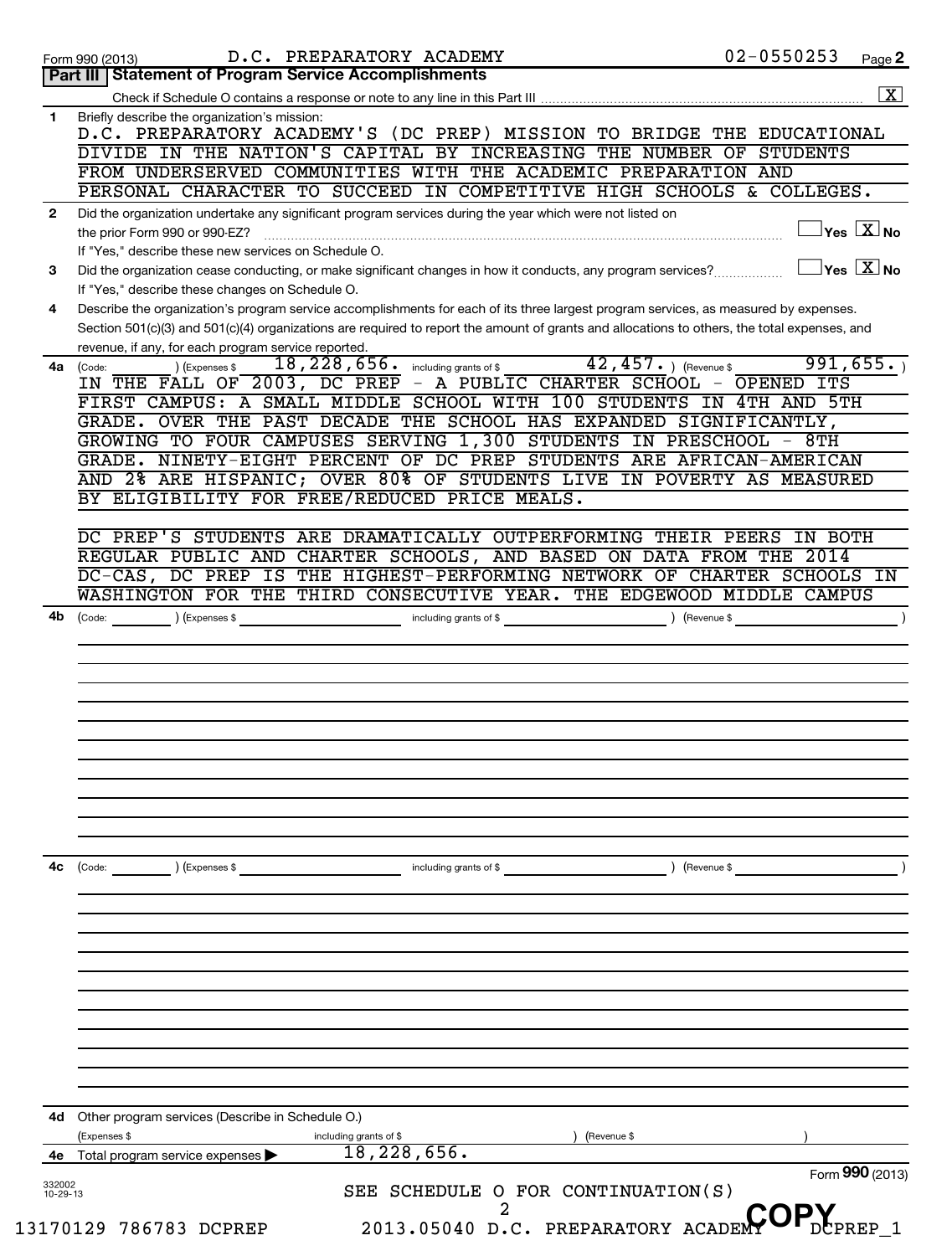Form 990 (2013) D.C. PREPARATORY ACADEMY 02-0550253 Page 2

## Part III Statement of Program Service Accomplishments

Check if Schedule O contains a response or note to any line in this Part III ..... [X]

**1** Briefly describe the organization's mission:

D.C. PREPARATORY ACADEMY'S (DC PREP) MISSION TO BRIDGE THE EDUCATIONAL DIVIDE IN THE NATION'S CAPITAL BY INCREASING THE NUMBER OF STUDENTS FROM UNDERSERVED COMMUNITIES WITH THE ACADEMIC PREPARATION AND PERSONAL CHARACTER TO SUCCEED IN COMPETITIVE HIGH SCHOOLS & COLLEGES.

**2** Did the organization undertake any significant program services during the year which were not listed on the prior Form 990 or 990-EZ? ..... [ ] Yes [X] No

If "Yes," describe these new services on Schedule O.

**3** Did the organization cease conducting, or make significant changes in how it conducts, any program services? ..... [ ] Yes [X] No

If "Yes," describe these changes on Schedule O.

**4** Describe the organization's program service accomplishments for each of its three largest program services, as measured by expenses. Section 501(c)(3) and 501(c)(4) organizations are required to report the amount of grants and allocations to others, the total expenses, and revenue, if any, for each program service reported.

**4a** (Code: ) (Expenses $ 18,228,656. including grants of $ 42,457. ) (Revenue $ 991,655. )

IN THE FALL OF 2003, DC PREP - A PUBLIC CHARTER SCHOOL - OPENED ITS FIRST CAMPUS: A SMALL MIDDLE SCHOOL WITH 100 STUDENTS IN 4TH AND 5TH GRADE. OVER THE PAST DECADE THE SCHOOL HAS EXPANDED SIGNIFICANTLY, GROWING TO FOUR CAMPUSES SERVING 1,300 STUDENTS IN PRESCHOOL - 8TH GRADE. NINETY-EIGHT PERCENT OF DC PREP STUDENTS ARE AFRICAN-AMERICAN AND 2% ARE HISPANIC; OVER 80% OF STUDENTS LIVE IN POVERTY AS MEASURED BY ELIGIBILITY FOR FREE/REDUCED PRICE MEALS.

DC PREP'S STUDENTS ARE DRAMATICALLY OUTPERFORMING THEIR PEERS IN BOTH REGULAR PUBLIC AND CHARTER SCHOOLS, AND BASED ON DATA FROM THE 2014 DC-CAS, DC PREP IS THE HIGHEST-PERFORMING NETWORK OF CHARTER SCHOOLS IN WASHINGTON FOR THE THIRD CONSECUTIVE YEAR. THE EDGEWOOD MIDDLE CAMPUS

**4b** (Code: ) (Expenses $ including grants of $ ) (Revenue $ )

**4c** (Code: ) (Expenses $ including grants of $ ) (Revenue $ )

**4d** Other program services (Describe in Schedule O.)

(Expenses $ including grants of $ ) (Revenue $ )

**4e** Total program service expenses ▶ 18,228,656.

Form 990 (2013)

SEE SCHEDULE O FOR CONTINUATION(S)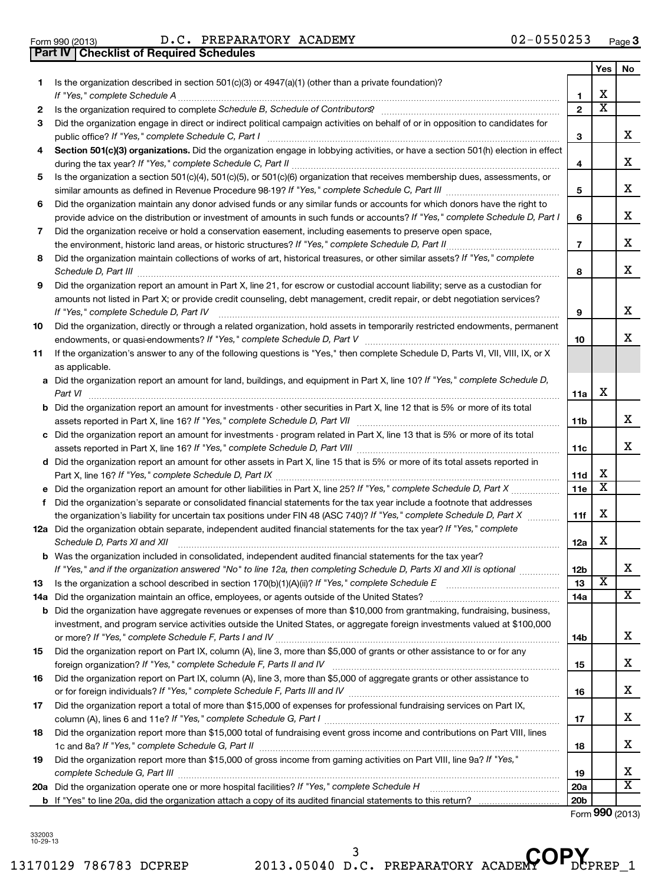Form 990 (2013) D.C. PREPARATORY ACADEMY 02-0550253 Page 3

## Part IV Checklist of Required Schedules

| | | | Yes | No |
|---|---|---|---|---|
| 1 | Is the organization described in section 501(c)(3) or 4947(a)(1) (other than a private foundation)? *If "Yes," complete Schedule A* | 1 | X | |
| 2 | Is the organization required to complete *Schedule B, Schedule of Contributors*? | 2 | X | |
| 3 | Did the organization engage in direct or indirect political campaign activities on behalf of or in opposition to candidates for public office? *If "Yes," complete Schedule C, Part I* | 3 | | X |
| 4 | **Section 501(c)(3) organizations.** Did the organization engage in lobbying activities, or have a section 501(h) election in effect during the tax year? *If "Yes," complete Schedule C, Part II* | 4 | | X |
| 5 | Is the organization a section 501(c)(4), 501(c)(5), or 501(c)(6) organization that receives membership dues, assessments, or similar amounts as defined in Revenue Procedure 98-19? *If "Yes," complete Schedule C, Part III* | 5 | | X |
| 6 | Did the organization maintain any donor advised funds or any similar funds or accounts for which donors have the right to provide advice on the distribution or investment of amounts in such funds or accounts? *If "Yes," complete Schedule D, Part I* | 6 | | X |
| 7 | Did the organization receive or hold a conservation easement, including easements to preserve open space, the environment, historic land areas, or historic structures? *If "Yes," complete Schedule D, Part II* | 7 | | X |
| 8 | Did the organization maintain collections of works of art, historical treasures, or other similar assets? *If "Yes," complete Schedule D, Part III* | 8 | | X |
| 9 | Did the organization report an amount in Part X, line 21, for escrow or custodial account liability; serve as a custodian for amounts not listed in Part X; or provide credit counseling, debt management, credit repair, or debt negotiation services? *If "Yes," complete Schedule D, Part IV* | 9 | | X |
| 10 | Did the organization, directly or through a related organization, hold assets in temporarily restricted endowments, permanent endowments, or quasi-endowments? *If "Yes," complete Schedule D, Part V* | 10 | | X |
| 11 | If the organization's answer to any of the following questions is "Yes," then complete Schedule D, Parts VI, VII, VIII, IX, or X as applicable. | | | |
| a | Did the organization report an amount for land, buildings, and equipment in Part X, line 10? *If "Yes," complete Schedule D, Part VI* | 11a | X | |
| b | Did the organization report an amount for investments - other securities in Part X, line 12 that is 5% or more of its total assets reported in Part X, line 16? *If "Yes," complete Schedule D, Part VII* | 11b | | X |
| c | Did the organization report an amount for investments - program related in Part X, line 13 that is 5% or more of its total assets reported in Part X, line 16? *If "Yes," complete Schedule D, Part VIII* | 11c | | X |
| d | Did the organization report an amount for other assets in Part X, line 15 that is 5% or more of its total assets reported in Part X, line 16? *If "Yes," complete Schedule D, Part IX* | 11d | X | |
| e | Did the organization report an amount for other liabilities in Part X, line 25? *If "Yes," complete Schedule D, Part X* | 11e | X | |
| f | Did the organization's separate or consolidated financial statements for the tax year include a footnote that addresses the organization's liability for uncertain tax positions under FIN 48 (ASC 740)? *If "Yes," complete Schedule D, Part X* | 11f | X | |
| 12a | Did the organization obtain separate, independent audited financial statements for the tax year? *If "Yes," complete Schedule D, Parts XI and XII* | 12a | X | |
| b | Was the organization included in consolidated, independent audited financial statements for the tax year? *If "Yes," and if the organization answered "No" to line 12a, then completing Schedule D, Parts XI and XII is optional* | 12b | | X |
| 13 | Is the organization a school described in section 170(b)(1)(A)(ii)? *If "Yes," complete Schedule E* | 13 | X | |
| 14a | Did the organization maintain an office, employees, or agents outside of the United States? | 14a | | X |
| b | Did the organization have aggregate revenues or expenses of more than $10,000 from grantmaking, fundraising, business, investment, and program service activities outside the United States, or aggregate foreign investments valued at $100,000 or more? *If "Yes," complete Schedule F, Parts I and IV* | 14b | | X |
| 15 | Did the organization report on Part IX, column (A), line 3, more than $5,000 of grants or other assistance to or for any foreign organization? *If "Yes," complete Schedule F, Parts II and IV* | 15 | | X |
| 16 | Did the organization report on Part IX, column (A), line 3, more than $5,000 of aggregate grants or other assistance to or for foreign individuals? *If "Yes," complete Schedule F, Parts III and IV* | 16 | | X |
| 17 | Did the organization report a total of more than $15,000 of expenses for professional fundraising services on Part IX, column (A), lines 6 and 11e? *If "Yes," complete Schedule G, Part I* | 17 | | X |
| 18 | Did the organization report more than $15,000 total of fundraising event gross income and contributions on Part VIII, lines 1c and 8a? *If "Yes," complete Schedule G, Part II* | 18 | | X |
| 19 | Did the organization report more than $15,000 of gross income from gaming activities on Part VIII, line 9a? *If "Yes," complete Schedule G, Part III* | 19 | | X |
| 20a | Did the organization operate one or more hospital facilities? *If "Yes," complete Schedule H* | 20a | | X |
| b | If "Yes" to line 20a, did the organization attach a copy of its audited financial statements to this return? | 20b | | |

Form **990** (2013)

332003 10-29-13

13170129 786783 DCPREP 2013.05040 D.C. PREPARATORY ACADEMY DCPREP_1

COPY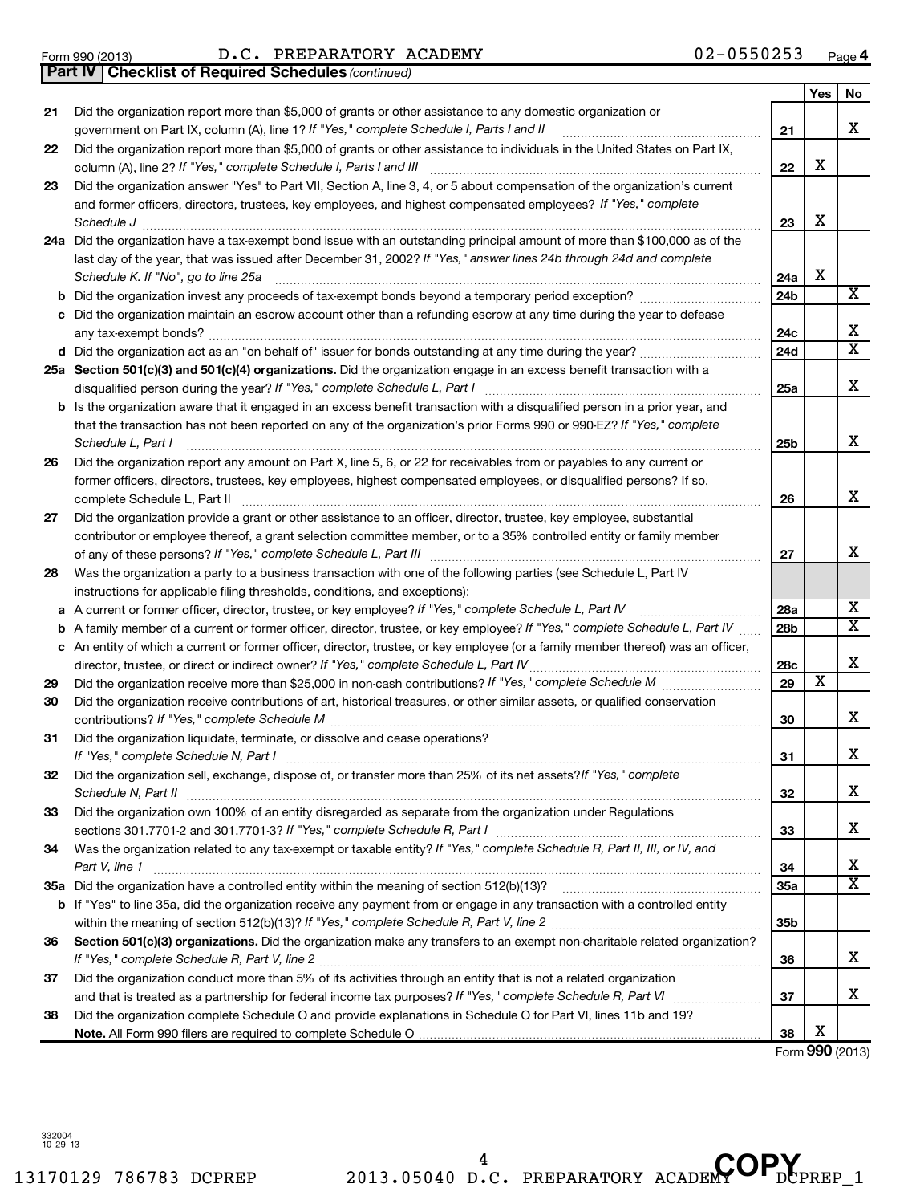Form 990 (2013) D.C. PREPARATORY ACADEMY 02-0550253 Page 4

**Part IV Checklist of Required Schedules** *(continued)*

| | | | Yes | No |
|---|---|---|---|---|
| 21 | Did the organization report more than $5,000 of grants or other assistance to any domestic organization or government on Part IX, column (A), line 1? *If "Yes," complete Schedule I, Parts I and II* | 21 | | X |
| 22 | Did the organization report more than $5,000 of grants or other assistance to individuals in the United States on Part IX, column (A), line 2? *If "Yes," complete Schedule I, Parts I and III* | 22 | X | |
| 23 | Did the organization answer "Yes" to Part VII, Section A, line 3, 4, or 5 about compensation of the organization's current and former officers, directors, trustees, key employees, and highest compensated employees? *If "Yes," complete Schedule J* | 23 | X | |
| 24a | Did the organization have a tax-exempt bond issue with an outstanding principal amount of more than $100,000 as of the last day of the year, that was issued after December 31, 2002? *If "Yes," answer lines 24b through 24d and complete Schedule K. If "No", go to line 25a* | 24a | X | |
| b | Did the organization invest any proceeds of tax-exempt bonds beyond a temporary period exception? | 24b | | X |
| c | Did the organization maintain an escrow account other than a refunding escrow at any time during the year to defease any tax-exempt bonds? | 24c | | X |
| d | Did the organization act as an "on behalf of" issuer for bonds outstanding at any time during the year? | 24d | | X |
| 25a | **Section 501(c)(3) and 501(c)(4) organizations.** Did the organization engage in an excess benefit transaction with a disqualified person during the year? *If "Yes," complete Schedule L, Part I* | 25a | | X |
| b | Is the organization aware that it engaged in an excess benefit transaction with a disqualified person in a prior year, and that the transaction has not been reported on any of the organization's prior Forms 990 or 990-EZ? *If "Yes," complete Schedule L, Part I* | 25b | | X |
| 26 | Did the organization report any amount on Part X, line 5, 6, or 22 for receivables from or payables to any current or former officers, directors, trustees, key employees, highest compensated employees, or disqualified persons? If so, complete Schedule L, Part II | 26 | | X |
| 27 | Did the organization provide a grant or other assistance to an officer, director, trustee, key employee, substantial contributor or employee thereof, a grant selection committee member, or to a 35% controlled entity or family member of any of these persons? *If "Yes," complete Schedule L, Part III* | 27 | | X |
| 28 | Was the organization a party to a business transaction with one of the following parties (see Schedule L, Part IV instructions for applicable filing thresholds, conditions, and exceptions): | | | |
| a | A current or former officer, director, trustee, or key employee? *If "Yes," complete Schedule L, Part IV* | 28a | | X |
| b | A family member of a current or former officer, director, trustee, or key employee? *If "Yes," complete Schedule L, Part IV* | 28b | | X |
| c | An entity of which a current or former officer, director, trustee, or key employee (or a family member thereof) was an officer, director, trustee, or direct or indirect owner? *If "Yes," complete Schedule L, Part IV* | 28c | | X |
| 29 | Did the organization receive more than $25,000 in non-cash contributions? *If "Yes," complete Schedule M* | 29 | X | |
| 30 | Did the organization receive contributions of art, historical treasures, or other similar assets, or qualified conservation contributions? *If "Yes," complete Schedule M* | 30 | | X |
| 31 | Did the organization liquidate, terminate, or dissolve and cease operations? *If "Yes," complete Schedule N, Part I* | 31 | | X |
| 32 | Did the organization sell, exchange, dispose of, or transfer more than 25% of its net assets? *If "Yes," complete Schedule N, Part II* | 32 | | X |
| 33 | Did the organization own 100% of an entity disregarded as separate from the organization under Regulations sections 301.7701-2 and 301.7701-3? *If "Yes," complete Schedule R, Part I* | 33 | | X |
| 34 | Was the organization related to any tax-exempt or taxable entity? *If "Yes," complete Schedule R, Part II, III, or IV, and Part V, line 1* | 34 | | X |
| 35a | Did the organization have a controlled entity within the meaning of section 512(b)(13)? | 35a | | X |
| b | If "Yes" to line 35a, did the organization receive any payment from or engage in any transaction with a controlled entity within the meaning of section 512(b)(13)? *If "Yes," complete Schedule R, Part V, line 2* | 35b | | |
| 36 | **Section 501(c)(3) organizations.** Did the organization make any transfers to an exempt non-charitable related organization? *If "Yes," complete Schedule R, Part V, line 2* | 36 | | X |
| 37 | Did the organization conduct more than 5% of its activities through an entity that is not a related organization and that is treated as a partnership for federal income tax purposes? *If "Yes," complete Schedule R, Part VI* | 37 | | X |
| 38 | Did the organization complete Schedule O and provide explanations in Schedule O for Part VI, lines 11b and 19? **Note.** All Form 990 filers are required to complete Schedule O | 38 | X | |

Form **990** (2013)

332004 10-29-13

13170129 786783 DCPREP 2013.05040 D.C. PREPARATORY ACADEMY DCPREP_1

COPY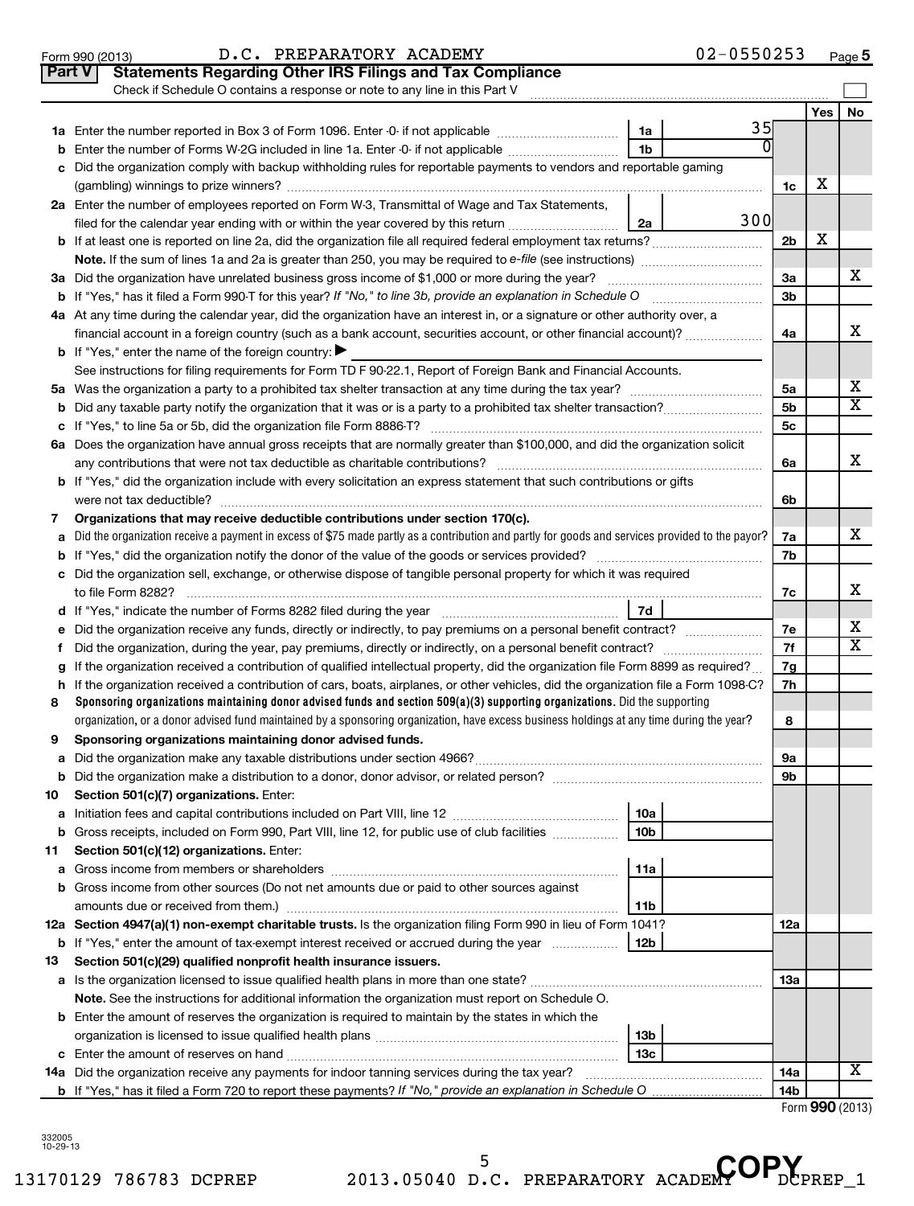Form 990 (2013) D.C. PREPARATORY ACADEMY 02-0550253 Page 5

## Part V Statements Regarding Other IRS Filings and Tax Compliance

Check if Schedule O contains a response or note to any line in this Part V ☐

| | | | | | Yes | No |
|---|---|---|---|---|---|---|
| **1a** | Enter the number reported in Box 3 of Form 1096. Enter -0- if not applicable | 1a | 35 | | | |
| **b** | Enter the number of Forms W-2G included in line 1a. Enter -0- if not applicable | 1b | 0 | | | |
| **c** | Did the organization comply with backup withholding rules for reportable payments to vendors and reportable gaming (gambling) winnings to prize winners? | | | 1c | X | |
| **2a** | Enter the number of employees reported on Form W-3, Transmittal of Wage and Tax Statements, filed for the calendar year ending with or within the year covered by this return | 2a | 300 | | | |
| **b** | If at least one is reported on line 2a, did the organization file all required federal employment tax returns? | | | 2b | X | |
| | **Note.** If the sum of lines 1a and 2a is greater than 250, you may be required to *e-file* (see instructions) | | | | | |
| **3a** | Did the organization have unrelated business gross income of $1,000 or more during the year? | | | 3a | | X |
| **b** | If "Yes," has it filed a Form 990-T for this year? *If "No," to line 3b, provide an explanation in Schedule O* | | | 3b | | |
| **4a** | At any time during the calendar year, did the organization have an interest in, or a signature or other authority over, a financial account in a foreign country (such as a bank account, securities account, or other financial account)? | | | 4a | | X |
| **b** | If "Yes," enter the name of the foreign country: ▶ | | | | | |
| | See instructions for filing requirements for Form TD F 90-22.1, Report of Foreign Bank and Financial Accounts. | | | | | |
| **5a** | Was the organization a party to a prohibited tax shelter transaction at any time during the tax year? | | | 5a | | X |
| **b** | Did any taxable party notify the organization that it was or is a party to a prohibited tax shelter transaction? | | | 5b | | X |
| **c** | If "Yes," to line 5a or 5b, did the organization file Form 8886-T? | | | 5c | | |
| **6a** | Does the organization have annual gross receipts that are normally greater than $100,000, and did the organization solicit any contributions that were not tax deductible as charitable contributions? | | | 6a | | X |
| **b** | If "Yes," did the organization include with every solicitation an express statement that such contributions or gifts were not tax deductible? | | | 6b | | |
| **7** | **Organizations that may receive deductible contributions under section 170(c).** | | | | | |
| **a** | Did the organization receive a payment in excess of $75 made partly as a contribution and partly for goods and services provided to the payor? | | | 7a | | X |
| **b** | If "Yes," did the organization notify the donor of the value of the goods or services provided? | | | 7b | | |
| **c** | Did the organization sell, exchange, or otherwise dispose of tangible personal property for which it was required to file Form 8282? | | | 7c | | X |
| **d** | If "Yes," indicate the number of Forms 8282 filed during the year | 7d | | | | |
| **e** | Did the organization receive any funds, directly or indirectly, to pay premiums on a personal benefit contract? | | | 7e | | X |
| **f** | Did the organization, during the year, pay premiums, directly or indirectly, on a personal benefit contract? | | | 7f | | X |
| **g** | If the organization received a contribution of qualified intellectual property, did the organization file Form 8899 as required? | | | 7g | | |
| **h** | If the organization received a contribution of cars, boats, airplanes, or other vehicles, did the organization file a Form 1098-C? | | | 7h | | |
| **8** | **Sponsoring organizations maintaining donor advised funds and section 509(a)(3) supporting organizations.** Did the supporting organization, or a donor advised fund maintained by a sponsoring organization, have excess business holdings at any time during the year? | | | 8 | | |
| **9** | **Sponsoring organizations maintaining donor advised funds.** | | | | | |
| **a** | Did the organization make any taxable distributions under section 4966? | | | 9a | | |
| **b** | Did the organization make a distribution to a donor, donor advisor, or related person? | | | 9b | | |
| **10** | **Section 501(c)(7) organizations.** Enter: | | | | | |
| **a** | Initiation fees and capital contributions included on Part VIII, line 12 | 10a | | | | |
| **b** | Gross receipts, included on Form 990, Part VIII, line 12, for public use of club facilities | 10b | | | | |
| **11** | **Section 501(c)(12) organizations.** Enter: | | | | | |
| **a** | Gross income from members or shareholders | 11a | | | | |
| **b** | Gross income from other sources (Do not net amounts due or paid to other sources against amounts due or received from them.) | 11b | | | | |
| **12a** | **Section 4947(a)(1) non-exempt charitable trusts.** Is the organization filing Form 990 in lieu of Form 1041? | | | 12a | | |
| **b** | If "Yes," enter the amount of tax-exempt interest received or accrued during the year | 12b | | | | |
| **13** | **Section 501(c)(29) qualified nonprofit health insurance issuers.** | | | | | |
| **a** | Is the organization licensed to issue qualified health plans in more than one state? | | | 13a | | |
| | **Note.** See the instructions for additional information the organization must report on Schedule O. | | | | | |
| **b** | Enter the amount of reserves the organization is required to maintain by the states in which the organization is licensed to issue qualified health plans | 13b | | | | |
| **c** | Enter the amount of reserves on hand | 13c | | | | |
| **14a** | Did the organization receive any payments for indoor tanning services during the tax year? | | | 14a | | X |
| **b** | If "Yes," has it filed a Form 720 to report these payments? *If "No," provide an explanation in Schedule O* | | | 14b | | |

Form **990** (2013)

332005 10-29-13

13170129 786783 DCPREP 2013.05040 D.C. PREPARATORY ACADEMY DCPREP_1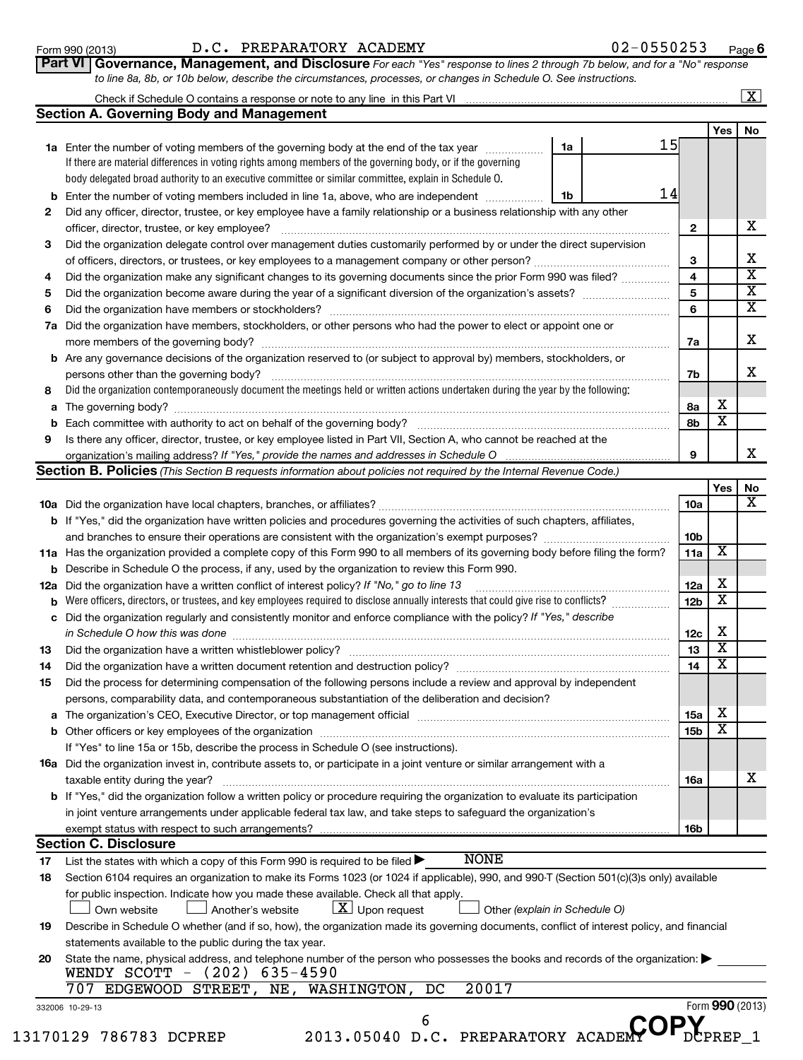Form 990 (2013) D.C. PREPARATORY ACADEMY 02-0550253 Page 6

**Part VI Governance, Management, and Disclosure** *For each "Yes" response to lines 2 through 7b below, and for a "No" response to line 8a, 8b, or 10b below, describe the circumstances, processes, or changes in Schedule O. See instructions.*

Check if Schedule O contains a response or note to any line in this Part VI [X]

## Section A. Governing Body and Management

| | | Line | Yes | No |
|---|---|---|---|---|
| **1a** | Enter the number of voting members of the governing body at the end of the tax year — 1a: 15. If there are material differences in voting rights among members of the governing body, or if the governing body delegated broad authority to an executive committee or similar committee, explain in Schedule O. | | | |
| **b** | Enter the number of voting members included in line 1a, above, who are independent — 1b: 14 | | | |
| **2** | Did any officer, director, trustee, or key employee have a family relationship or a business relationship with any other officer, director, trustee, or key employee? | 2 | | X |
| **3** | Did the organization delegate control over management duties customarily performed by or under the direct supervision of officers, directors, or trustees, or key employees to a management company or other person? | 3 | | X |
| **4** | Did the organization make any significant changes to its governing documents since the prior Form 990 was filed? | 4 | | X |
| **5** | Did the organization become aware during the year of a significant diversion of the organization's assets? | 5 | | X |
| **6** | Did the organization have members or stockholders? | 6 | | X |
| **7a** | Did the organization have members, stockholders, or other persons who had the power to elect or appoint one or more members of the governing body? | 7a | | X |
| **b** | Are any governance decisions of the organization reserved to (or subject to approval by) members, stockholders, or persons other than the governing body? | 7b | | X |
| **8** | Did the organization contemporaneously document the meetings held or written actions undertaken during the year by the following: | | | |
| **a** | The governing body? | 8a | X | |
| **b** | Each committee with authority to act on behalf of the governing body? | 8b | X | |
| **9** | Is there any officer, director, trustee, or key employee listed in Part VII, Section A, who cannot be reached at the organization's mailing address? *If "Yes," provide the names and addresses in Schedule O* | 9 | | X |

## Section B. Policies *(This Section B requests information about policies not required by the Internal Revenue Code.)*

| | | Line | Yes | No |
|---|---|---|---|---|
| **10a** | Did the organization have local chapters, branches, or affiliates? | 10a | | X |
| **b** | If "Yes," did the organization have written policies and procedures governing the activities of such chapters, affiliates, and branches to ensure their operations are consistent with the organization's exempt purposes? | 10b | | |
| **11a** | Has the organization provided a complete copy of this Form 990 to all members of its governing body before filing the form? | 11a | X | |
| **b** | Describe in Schedule O the process, if any, used by the organization to review this Form 990. | | | |
| **12a** | Did the organization have a written conflict of interest policy? *If "No," go to line 13* | 12a | X | |
| **b** | Were officers, directors, or trustees, and key employees required to disclose annually interests that could give rise to conflicts? | 12b | X | |
| **c** | Did the organization regularly and consistently monitor and enforce compliance with the policy? *If "Yes," describe in Schedule O how this was done* | 12c | X | |
| **13** | Did the organization have a written whistleblower policy? | 13 | X | |
| **14** | Did the organization have a written document retention and destruction policy? | 14 | X | |
| **15** | Did the process for determining compensation of the following persons include a review and approval by independent persons, comparability data, and contemporaneous substantiation of the deliberation and decision? | | | |
| **a** | The organization's CEO, Executive Director, or top management official | 15a | X | |
| **b** | Other officers or key employees of the organization | 15b | X | |
| | If "Yes" to line 15a or 15b, describe the process in Schedule O (see instructions). | | | |
| **16a** | Did the organization invest in, contribute assets to, or participate in a joint venture or similar arrangement with a taxable entity during the year? | 16a | | X |
| **b** | If "Yes," did the organization follow a written policy or procedure requiring the organization to evaluate its participation in joint venture arrangements under applicable federal tax law, and take steps to safeguard the organization's exempt status with respect to such arrangements? | 16b | | |

## Section C. Disclosure

**17** List the states with which a copy of this Form 990 is required to be filed ▶ NONE

**18** Section 6104 requires an organization to make its Forms 1023 (or 1024 if applicable), 990, and 990-T (Section 501(c)(3)s only) available for public inspection. Indicate how you made these available. Check all that apply.

[ ] Own website [ ] Another's website [X] Upon request [ ] Other *(explain in Schedule O)*

**19** Describe in Schedule O whether (and if so, how), the organization made its governing documents, conflict of interest policy, and financial statements available to the public during the tax year.

**20** State the name, physical address, and telephone number of the person who possesses the books and records of the organization: ▶

WENDY SCOTT - (202) 635-4590
707 EDGEWOOD STREET, NE, WASHINGTON, DC 20017

332006 10-29-13 Form **990** (2013)

13170129 786783 DCPREP 2013.05040 D.C. PREPARATORY ACADEMY DCPREP_1

COPY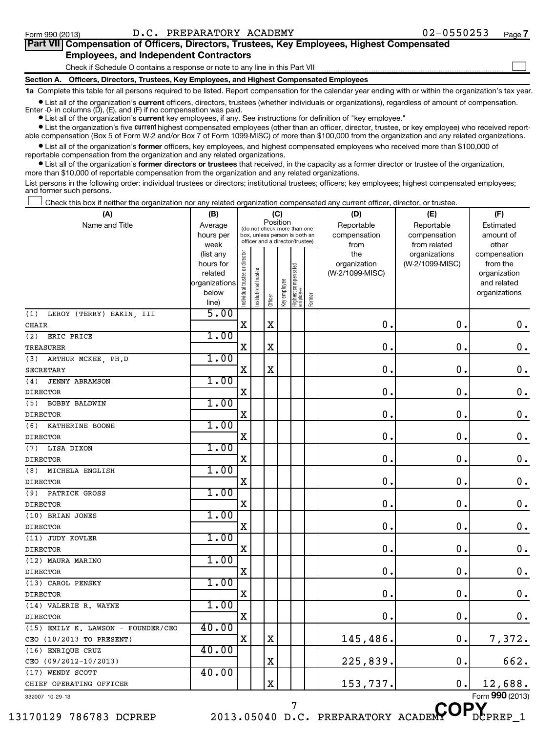Form 990 (2013) D.C. PREPARATORY ACADEMY 02-0550253 Page 7

## Part VII Compensation of Officers, Directors, Trustees, Key Employees, Highest Compensated Employees, and Independent Contractors

Check if Schedule O contains a response or note to any line in this Part VII ☐

### Section A. Officers, Directors, Trustees, Key Employees, and Highest Compensated Employees

**1a** Complete this table for all persons required to be listed. Report compensation for the calendar year ending with or within the organization's tax year.

- List all of the organization's **current** officers, directors, trustees (whether individuals or organizations), regardless of amount of compensation. Enter -0- in columns (D), (E), and (F) if no compensation was paid.
- List all of the organization's **current** key employees, if any. See instructions for definition of "key employee."
- List the organization's five **current** highest compensated employees (other than an officer, director, trustee, or key employee) who received reportable compensation (Box 5 of Form W-2 and/or Box 7 of Form 1099-MISC) of more than $100,000 from the organization and any related organizations.
- List all of the organization's **former** officers, key employees, and highest compensated employees who received more than $100,000 of reportable compensation from the organization and any related organizations.
- List all of the organization's **former directors or trustees** that received, in the capacity as a former director or trustee of the organization, more than $10,000 of reportable compensation from the organization and any related organizations.

List persons in the following order: individual trustees or directors; institutional trustees; officers; key employees; highest compensated employees; and former such persons.

☐ Check this box if neither the organization nor any related organization compensated any current officer, director, or trustee.

| (A) Name and Title | (B) Average hours per week (list any hours for related organizations below line) | (C) Position: Individual trustee or director | Institutional trustee | Officer | Key employee | Highest compensated employee | Former | (D) Reportable compensation from the organization (W-2/1099-MISC) | (E) Reportable compensation from related organizations (W-2/1099-MISC) | (F) Estimated amount of other compensation from the organization and related organizations |
|---|---|---|---|---|---|---|---|---|---|---|
| (1) LEROY (TERRY) EAKIN, III<br>CHAIR | 5.00 | X | | X | | | | 0. | 0. | 0. |
| (2) ERIC PRICE<br>TREASURER | 1.00 | X | | X | | | | 0. | 0. | 0. |
| (3) ARTHUR MCKEE, PH.D<br>SECRETARY | 1.00 | X | | X | | | | 0. | 0. | 0. |
| (4) JENNY ABRAMSON<br>DIRECTOR | 1.00 | X | | | | | | 0. | 0. | 0. |
| (5) BOBBY BALDWIN<br>DIRECTOR | 1.00 | X | | | | | | 0. | 0. | 0. |
| (6) KATHERINE BOONE<br>DIRECTOR | 1.00 | X | | | | | | 0. | 0. | 0. |
| (7) LISA DIXON<br>DIRECTOR | 1.00 | X | | | | | | 0. | 0. | 0. |
| (8) MICHELA ENGLISH<br>DIRECTOR | 1.00 | X | | | | | | 0. | 0. | 0. |
| (9) PATRICK GROSS<br>DIRECTOR | 1.00 | X | | | | | | 0. | 0. | 0. |
| (10) BRIAN JONES<br>DIRECTOR | 1.00 | X | | | | | | 0. | 0. | 0. |
| (11) JUDY KOVLER<br>DIRECTOR | 1.00 | X | | | | | | 0. | 0. | 0. |
| (12) MAURA MARINO<br>DIRECTOR | 1.00 | X | | | | | | 0. | 0. | 0. |
| (13) CAROL PENSKY<br>DIRECTOR | 1.00 | X | | | | | | 0. | 0. | 0. |
| (14) VALERIE R. WAYNE<br>DIRECTOR | 1.00 | X | | | | | | 0. | 0. | 0. |
| (15) EMILY K. LAWSON - FOUNDER/CEO<br>CEO (10/2013 TO PRESENT) | 40.00 | X | | X | | | | 145,486. | 0. | 7,372. |
| (16) ENRIQUE CRUZ<br>CEO (09/2012-10/2013) | 40.00 | | | X | | | | 225,839. | 0. | 662. |
| (17) WENDY SCOTT<br>CHIEF OPERATING OFFICER | 40.00 | | | X | | | | 153,737. | 0. | 12,688. |

332007 10-29-13 Form **990** (2013)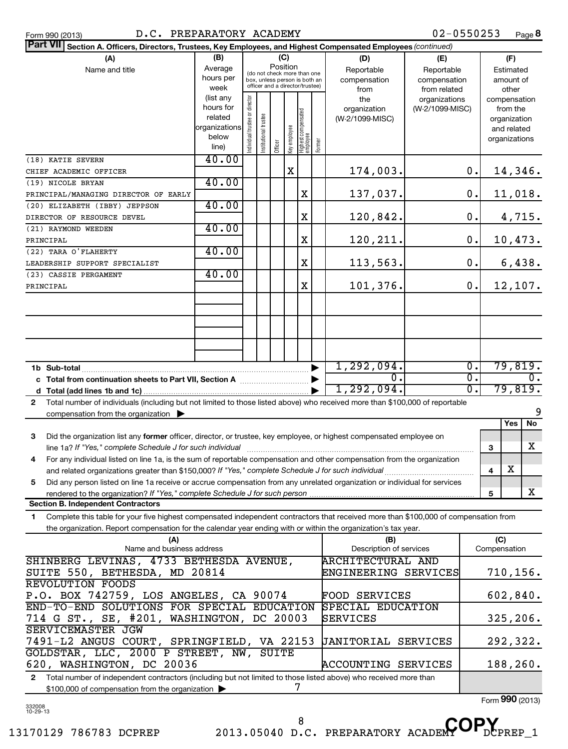Form 990 (2013) D.C. PREPARATORY ACADEMY 02-0550253 Page **8**

**Part VII** **Section A. Officers, Directors, Trustees, Key Employees, and Highest Compensated Employees** *(continued)*

| (A) Name and title | (B) Average hours per week (list any hours for related organizations below line) | (C) Position: Individual trustee or director | Institutional trustee | Officer | Key employee | Highest compensated employee | Former | (D) Reportable compensation from the organization (W-2/1099-MISC) | (E) Reportable compensation from related organizations (W-2/1099-MISC) | (F) Estimated amount of other compensation from the organization and related organizations |
|---|---|---|---|---|---|---|---|---|---|---|
| (18) KATIE SEVERN<br>CHIEF ACADEMIC OFFICER | 40.00 | | | | X | | | 174,003. | 0. | 14,346. |
| (19) NICOLE BRYAN<br>PRINCIPAL/MANAGING DIRECTOR OF EARLY | 40.00 | | | | | X | | 137,037. | 0. | 11,018. |
| (20) ELIZABETH (IBBY) JEPPSON<br>DIRECTOR OF RESOURCE DEVEL | 40.00 | | | | | X | | 120,842. | 0. | 4,715. |
| (21) RAYMOND WEEDEN<br>PRINCIPAL | 40.00 | | | | | X | | 120,211. | 0. | 10,473. |
| (22) TARA O'FLAHERTY<br>LEADERSHIP SUPPORT SPECIALIST | 40.00 | | | | | X | | 113,563. | 0. | 6,438. |
| (23) CASSIE PERGAMENT<br>PRINCIPAL | 40.00 | | | | | X | | 101,376. | 0. | 12,107. |
| **1b Sub-total** | | | | | | | | 1,292,094. | 0. | 79,819. |
| **c Total from continuation sheets to Part VII, Section A** | | | | | | | | 0. | 0. | 0. |
| **d Total (add lines 1b and 1c)** | | | | | | | | 1,292,094. | 0. | 79,819. |

**2** Total number of individuals (including but not limited to those listed above) who received more than $100,000 of reportable compensation from the organization ▶ 9

| | | Yes | No |
|---|---|---|---|
| **3** Did the organization list any **former** officer, director, or trustee, key employee, or highest compensated employee on line 1a? *If "Yes," complete Schedule J for such individual* | 3 | | X |
| **4** For any individual listed on line 1a, is the sum of reportable compensation and other compensation from the organization and related organizations greater than $150,000? *If "Yes," complete Schedule J for such individual* | 4 | X | |
| **5** Did any person listed on line 1a receive or accrue compensation from any unrelated organization or individual for services rendered to the organization? *If "Yes," complete Schedule J for such person* | 5 | | X |

**Section B. Independent Contractors**

**1** Complete this table for your five highest compensated independent contractors that received more than $100,000 of compensation from the organization. Report compensation for the calendar year ending with or within the organization's tax year.

| (A) Name and business address | (B) Description of services | (C) Compensation |
|---|---|---|
| SHINBERG LEVINAS, 4733 BETHESDA AVENUE, SUITE 550, BETHESDA, MD 20814 | ARCHITECTURAL AND ENGINEERING SERVICES | 710,156. |
| REVOLUTION FOODS<br>P.O. BOX 742759, LOS ANGELES, CA 90074 | FOOD SERVICES | 602,840. |
| END-TO-END SOLUTIONS FOR SPECIAL EDUCATION<br>714 G ST., SE, #201, WASHINGTON, DC 20003 | SPECIAL EDUCATION SERVICES | 325,206. |
| SERVICEMASTER JGW<br>7491-L2 ANGUS COURT, SPRINGFIELD, VA 22153 | JANITORIAL SERVICES | 292,322. |
| GOLDSTAR, LLC, 2000 P STREET, NW, SUITE 620, WASHINGTON, DC 20036 | ACCOUNTING SERVICES | 188,260. |

**2** Total number of independent contractors (including but not limited to those listed above) who received more than $100,000 of compensation from the organization ▶ 7

Form **990** (2013)

332008
10-29-13

13170129 786783 DCPREP 2013.05040 D.C. PREPARATORY ACADEMY DCPREP_1
COPY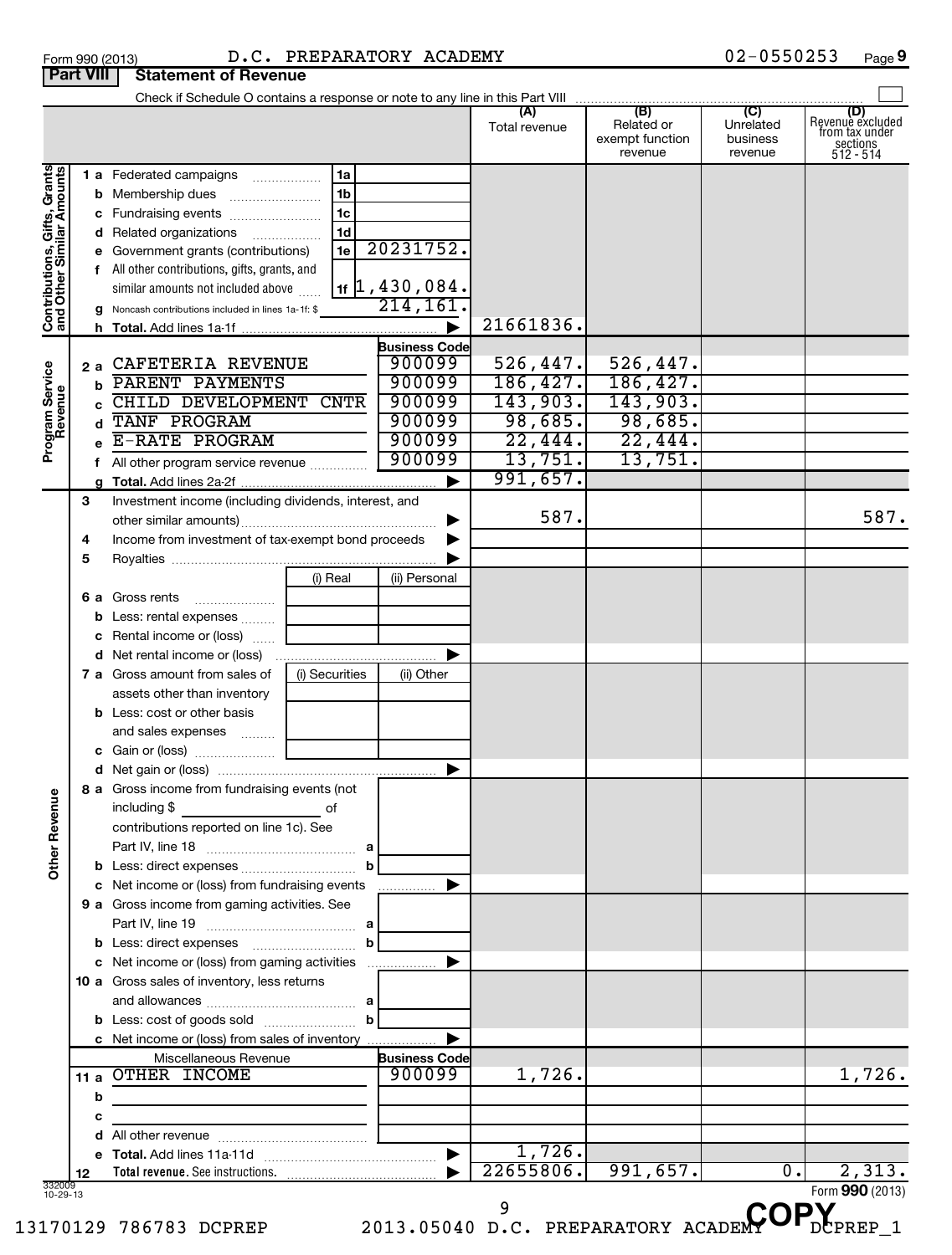Form 990 (2013) D.C. PREPARATORY ACADEMY 02-0550253 Page 9

## Part VIII Statement of Revenue

Check if Schedule O contains a response or note to any line in this Part VIII

| | | | | (A) Total revenue | (B) Related or exempt function revenue | (C) Unrelated business revenue | (D) Revenue excluded from tax under sections 512 - 514 |
|---|---|---|---|---|---|---|---|
| **Contributions, Gifts, Grants and Other Similar Amounts** | 1a Federated campaigns | 1a | | | | | |
| | b Membership dues | 1b | | | | | |
| | c Fundraising events | 1c | | | | | |
| | d Related organizations | 1d | | | | | |
| | e Government grants (contributions) | 1e | 20231752. | | | | |
| | f All other contributions, gifts, grants, and similar amounts not included above | 1f | 1,430,084. | | | | |
| | g Noncash contributions included in lines 1a-1f: $ | | 214,161. | | | | |
| | h **Total.** Add lines 1a-1f | | ▶ | 21661836. | | | |
| **Program Service Revenue** | | | Business Code | | | | |
| | 2a CAFETERIA REVENUE | | 900099 | 526,447. | 526,447. | | |
| | b PARENT PAYMENTS | | 900099 | 186,427. | 186,427. | | |
| | c CHILD DEVELOPMENT CNTR | | 900099 | 143,903. | 143,903. | | |
| | d TANF PROGRAM | | 900099 | 98,685. | 98,685. | | |
| | e E-RATE PROGRAM | | 900099 | 22,444. | 22,444. | | |
| | f All other program service revenue | | 900099 | 13,751. | 13,751. | | |
| | g **Total.** Add lines 2a-2f | | ▶ | 991,657. | | | |
| | 3 Investment income (including dividends, interest, and other similar amounts) | | ▶ | 587. | | | 587. |
| | 4 Income from investment of tax-exempt bond proceeds | | ▶ | | | | |
| | 5 Royalties | | ▶ | | | | |
| | | (i) Real | (ii) Personal | | | | |
| | 6a Gross rents | | | | | | |
| | b Less: rental expenses | | | | | | |
| | c Rental income or (loss) | | | | | | |
| | d Net rental income or (loss) | | ▶ | | | | |
| | 7a Gross amount from sales of assets other than inventory | (i) Securities | (ii) Other | | | | |
| | b Less: cost or other basis and sales expenses | | | | | | |
| | c Gain or (loss) | | | | | | |
| | d Net gain or (loss) | | ▶ | | | | |
| **Other Revenue** | 8a Gross income from fundraising events (not including $ ______ of contributions reported on line 1c). See Part IV, line 18 | a | | | | | |
| | b Less: direct expenses | b | | | | | |
| | c Net income or (loss) from fundraising events | | ▶ | | | | |
| | 9a Gross income from gaming activities. See Part IV, line 19 | a | | | | | |
| | b Less: direct expenses | b | | | | | |
| | c Net income or (loss) from gaming activities | | ▶ | | | | |
| | 10a Gross sales of inventory, less returns and allowances | a | | | | | |
| | b Less: cost of goods sold | b | | | | | |
| | c Net income or (loss) from sales of inventory | | ▶ | | | | |
| | Miscellaneous Revenue | | Business Code | | | | |
| | 11a OTHER INCOME | | 900099 | 1,726. | | | 1,726. |
| | b | | | | | | |
| | c | | | | | | |
| | d All other revenue | | | | | | |
| | e **Total.** Add lines 11a-11d | | ▶ | 1,726. | | | |
| | 12 **Total revenue.** See instructions. | | ▶ | 22655806. | 991,657. | 0. | 2,313. |

332009 10-29-13

Form **990** (2013)

13170129 786783 DCPREP 2013.05040 D.C. PREPARATORY ACADEMY DCPREP_1

COPY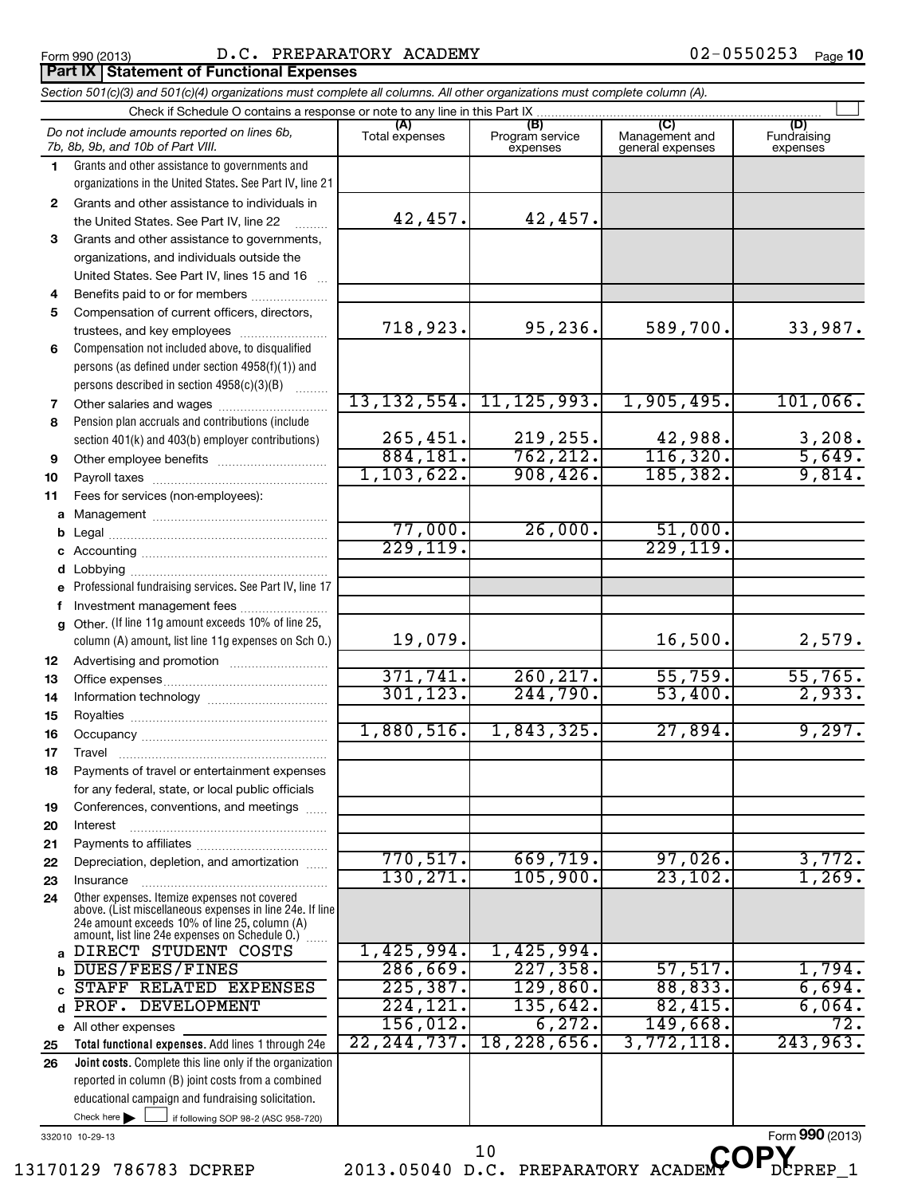Form 990 (2013) D.C. PREPARATORY ACADEMY 02-0550253

## Part IX Statement of Functional Expenses

*Section 501(c)(3) and 501(c)(4) organizations must complete all columns. All other organizations must complete column (A).*

Check if Schedule O contains a response or note to any line in this Part IX ☐

| | *Do not include amounts reported on lines 6b, 7b, 8b, 9b, and 10b of Part VIII.* | (A) Total expenses | (B) Program service expenses | (C) Management and general expenses | (D) Fundraising expenses |
|---|---|---|---|---|---|
| 1 | Grants and other assistance to governments and organizations in the United States. See Part IV, line 21 | | | | |
| 2 | Grants and other assistance to individuals in the United States. See Part IV, line 22 | 42,457. | 42,457. | | |
| 3 | Grants and other assistance to governments, organizations, and individuals outside the United States. See Part IV, lines 15 and 16 | | | | |
| 4 | Benefits paid to or for members | | | | |
| 5 | Compensation of current officers, directors, trustees, and key employees | 718,923. | 95,236. | 589,700. | 33,987. |
| 6 | Compensation not included above, to disqualified persons (as defined under section 4958(f)(1)) and persons described in section 4958(c)(3)(B) | | | | |
| 7 | Other salaries and wages | 13,132,554. | 11,125,993. | 1,905,495. | 101,066. |
| 8 | Pension plan accruals and contributions (include section 401(k) and 403(b) employer contributions) | 265,451. | 219,255. | 42,988. | 3,208. |
| 9 | Other employee benefits | 884,181. | 762,212. | 116,320. | 5,649. |
| 10 | Payroll taxes | 1,103,622. | 908,426. | 185,382. | 9,814. |
| 11 | Fees for services (non-employees): | | | | |
| a | Management | | | | |
| b | Legal | 77,000. | 26,000. | 51,000. | |
| c | Accounting | 229,119. | | 229,119. | |
| d | Lobbying | | | | |
| e | Professional fundraising services. See Part IV, line 17 | | | | |
| f | Investment management fees | | | | |
| g | Other. (If line 11g amount exceeds 10% of line 25, column (A) amount, list line 11g expenses on Sch O.) | 19,079. | | 16,500. | 2,579. |
| 12 | Advertising and promotion | | | | |
| 13 | Office expenses | 371,741. | 260,217. | 55,759. | 55,765. |
| 14 | Information technology | 301,123. | 244,790. | 53,400. | 2,933. |
| 15 | Royalties | | | | |
| 16 | Occupancy | 1,880,516. | 1,843,325. | 27,894. | 9,297. |
| 17 | Travel | | | | |
| 18 | Payments of travel or entertainment expenses for any federal, state, or local public officials | | | | |
| 19 | Conferences, conventions, and meetings | | | | |
| 20 | Interest | | | | |
| 21 | Payments to affiliates | | | | |
| 22 | Depreciation, depletion, and amortization | 770,517. | 669,719. | 97,026. | 3,772. |
| 23 | Insurance | 130,271. | 105,900. | 23,102. | 1,269. |
| 24 | Other expenses. Itemize expenses not covered above. (List miscellaneous expenses in line 24e. If line 24e amount exceeds 10% of line 25, column (A) amount, list line 24e expenses on Schedule O.) | | | | |
| a | DIRECT STUDENT COSTS | 1,425,994. | 1,425,994. | | |
| b | DUES/FEES/FINES | 286,669. | 227,358. | 57,517. | 1,794. |
| c | STAFF RELATED EXPENSES | 225,387. | 129,860. | 88,833. | 6,694. |
| d | PROF. DEVELOPMENT | 224,121. | 135,642. | 82,415. | 6,064. |
| e | All other expenses | 156,012. | 6,272. | 149,668. | 72. |
| 25 | **Total functional expenses.** Add lines 1 through 24e | 22,244,737. | 18,228,656. | 3,772,118. | 243,963. |
| 26 | **Joint costs.** Complete this line only if the organization reported in column (B) joint costs from a combined educational campaign and fundraising solicitation. Check here ☐ if following SOP 98-2 (ASC 958-720) | | | | |

332010 10-29-13

Form **990** (2013)

13170129 786783 DCPREP 2013.05040 D.C. PREPARATORY ACADEMY DCPREP_1

COPY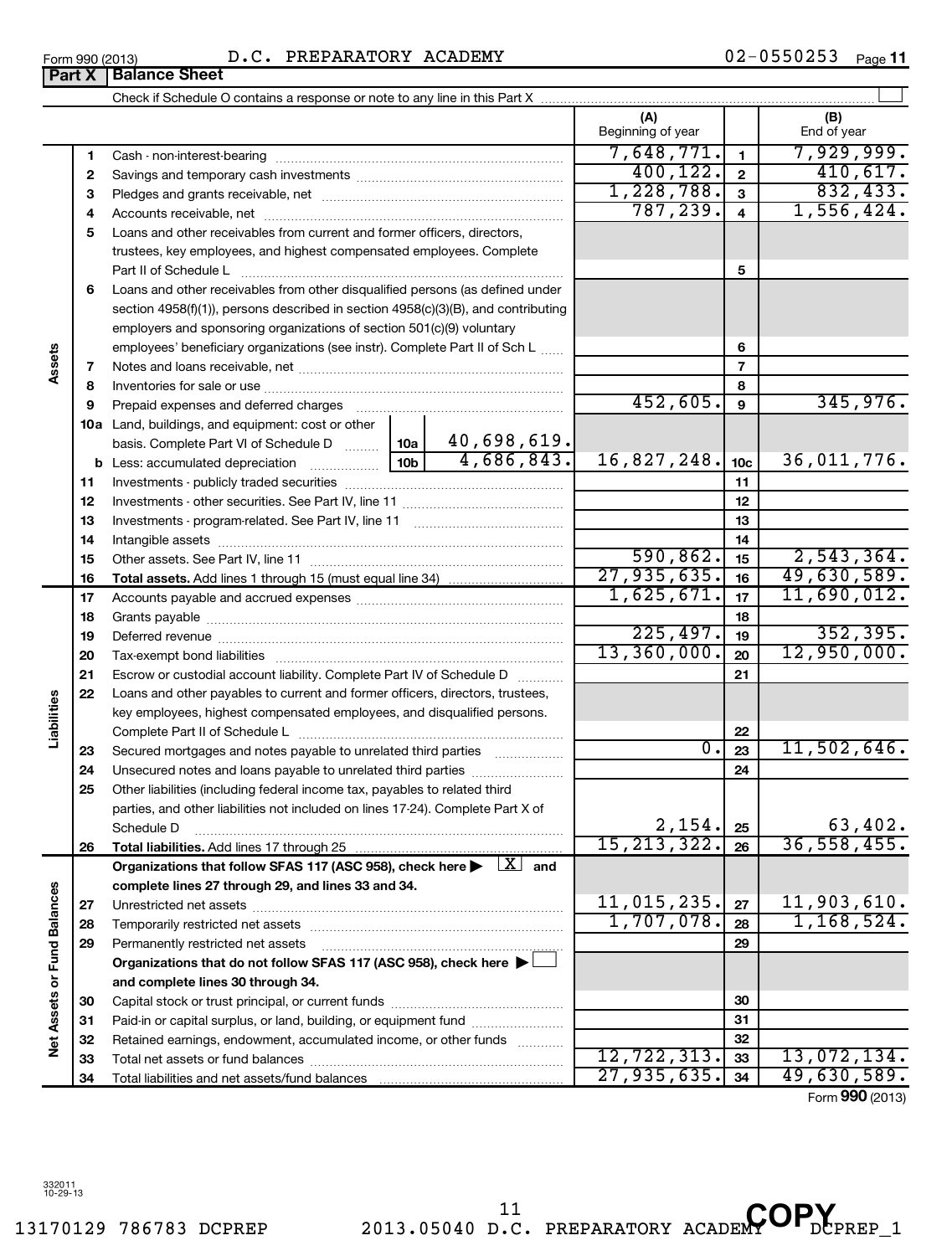Form 990 (2013) D.C. PREPARATORY ACADEMY 02-0550253

## Part X Balance Sheet

Check if Schedule O contains a response or note to any line in this Part X ☐

| | | | | (A) Beginning of year | | (B) End of year |
|---|---|---|---|---|---|---|
| Assets | 1 | Cash - non-interest-bearing | | 7,648,771. | 1 | 7,929,999. |
| | 2 | Savings and temporary cash investments | | 400,122. | 2 | 410,617. |
| | 3 | Pledges and grants receivable, net | | 1,228,788. | 3 | 832,433. |
| | 4 | Accounts receivable, net | | 787,239. | 4 | 1,556,424. |
| | 5 | Loans and other receivables from current and former officers, directors, trustees, key employees, and highest compensated employees. Complete Part II of Schedule L | | | 5 | |
| | 6 | Loans and other receivables from other disqualified persons (as defined under section 4958(f)(1)), persons described in section 4958(c)(3)(B), and contributing employers and sponsoring organizations of section 501(c)(9) voluntary employees' beneficiary organizations (see instr). Complete Part II of Sch L | | | 6 | |
| | 7 | Notes and loans receivable, net | | | 7 | |
| | 8 | Inventories for sale or use | | | 8 | |
| | 9 | Prepaid expenses and deferred charges | | 452,605. | 9 | 345,976. |
| | 10a | Land, buildings, and equipment: cost or other basis. Complete Part VI of Schedule D | 10a 40,698,619. | | | |
| | b | Less: accumulated depreciation | 10b 4,686,843. | 16,827,248. | 10c | 36,011,776. |
| | 11 | Investments - publicly traded securities | | | 11 | |
| | 12 | Investments - other securities. See Part IV, line 11 | | | 12 | |
| | 13 | Investments - program-related. See Part IV, line 11 | | | 13 | |
| | 14 | Intangible assets | | | 14 | |
| | 15 | Other assets. See Part IV, line 11 | | 590,862. | 15 | 2,543,364. |
| | 16 | **Total assets.** Add lines 1 through 15 (must equal line 34) | | 27,935,635. | 16 | 49,630,589. |
| Liabilities | 17 | Accounts payable and accrued expenses | | 1,625,671. | 17 | 11,690,012. |
| | 18 | Grants payable | | | 18 | |
| | 19 | Deferred revenue | | 225,497. | 19 | 352,395. |
| | 20 | Tax-exempt bond liabilities | | 13,360,000. | 20 | 12,950,000. |
| | 21 | Escrow or custodial account liability. Complete Part IV of Schedule D | | | 21 | |
| | 22 | Loans and other payables to current and former officers, directors, trustees, key employees, highest compensated employees, and disqualified persons. Complete Part II of Schedule L | | | 22 | |
| | 23 | Secured mortgages and notes payable to unrelated third parties | | 0. | 23 | 11,502,646. |
| | 24 | Unsecured notes and loans payable to unrelated third parties | | | 24 | |
| | 25 | Other liabilities (including federal income tax, payables to related third parties, and other liabilities not included on lines 17-24). Complete Part X of Schedule D | | 2,154. | 25 | 63,402. |
| | 26 | **Total liabilities.** Add lines 17 through 25 | | 15,213,322. | 26 | 36,558,455. |
| Net Assets or Fund Balances | | **Organizations that follow SFAS 117 (ASC 958), check here ▶ [X] and complete lines 27 through 29, and lines 33 and 34.** | | | | |
| | 27 | Unrestricted net assets | | 11,015,235. | 27 | 11,903,610. |
| | 28 | Temporarily restricted net assets | | 1,707,078. | 28 | 1,168,524. |
| | 29 | Permanently restricted net assets | | | 29 | |
| | | **Organizations that do not follow SFAS 117 (ASC 958), check here ▶ ☐ and complete lines 30 through 34.** | | | | |
| | 30 | Capital stock or trust principal, or current funds | | | 30 | |
| | 31 | Paid-in or capital surplus, or land, building, or equipment fund | | | 31 | |
| | 32 | Retained earnings, endowment, accumulated income, or other funds | | | 32 | |
| | 33 | Total net assets or fund balances | | 12,722,313. | 33 | 13,072,134. |
| | 34 | Total liabilities and net assets/fund balances | | 27,935,635. | 34 | 49,630,589. |

Form **990** (2013)

332011
10-29-13

13170129 786783 DCPREP 2013.05040 D.C. PREPARATORY ACADEMY DCPREP_1

COPY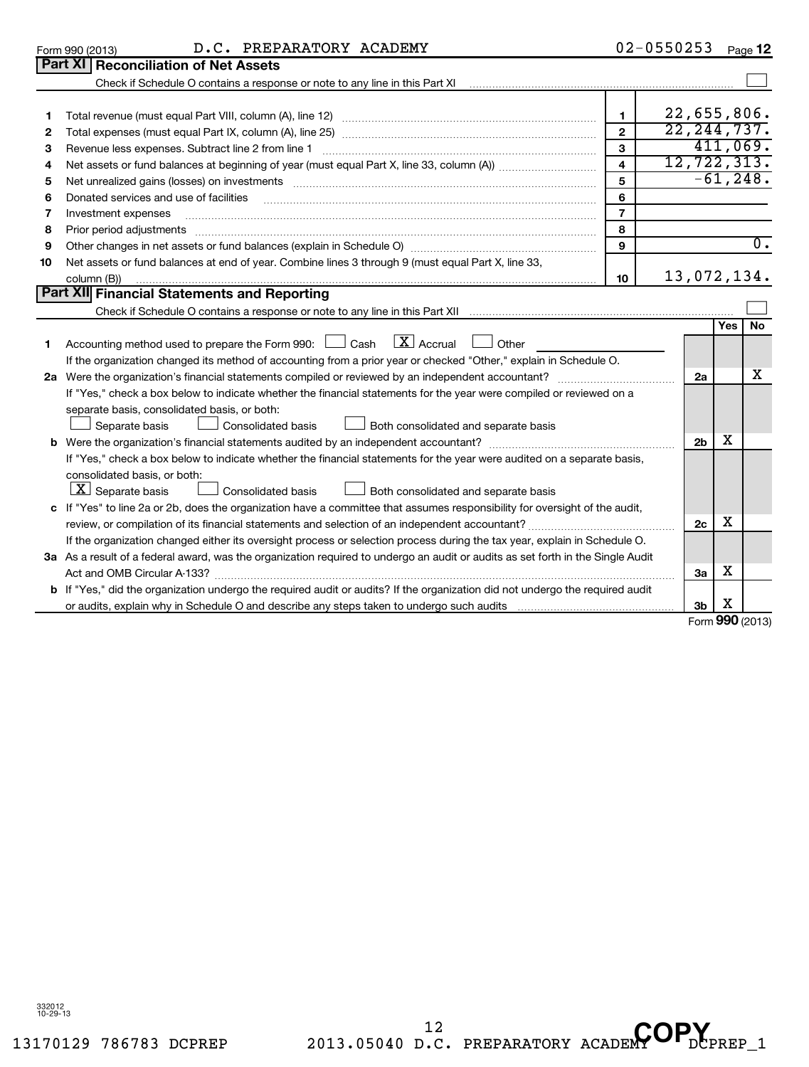Form 990 (2013) D.C. PREPARATORY ACADEMY 02-0550253 Page 12

## Part XI Reconciliation of Net Assets

Check if Schedule O contains a response or note to any line in this Part XI ☐

| | | | |
|---|---|---|---|
| 1 | Total revenue (must equal Part VIII, column (A), line 12) | 1 | 22,655,806. |
| 2 | Total expenses (must equal Part IX, column (A), line 25) | 2 | 22,244,737. |
| 3 | Revenue less expenses. Subtract line 2 from line 1 | 3 | 411,069. |
| 4 | Net assets or fund balances at beginning of year (must equal Part X, line 33, column (A)) | 4 | 12,722,313. |
| 5 | Net unrealized gains (losses) on investments | 5 | -61,248. |
| 6 | Donated services and use of facilities | 6 | |
| 7 | Investment expenses | 7 | |
| 8 | Prior period adjustments | 8 | |
| 9 | Other changes in net assets or fund balances (explain in Schedule O) | 9 | 0. |
| 10 | Net assets or fund balances at end of year. Combine lines 3 through 9 (must equal Part X, line 33, column (B)) | 10 | 13,072,134. |

## Part XII Financial Statements and Reporting

Check if Schedule O contains a response or note to any line in this Part XII ☐

| | | | Yes | No |
|---|---|---|---|---|
| 1 | Accounting method used to prepare the Form 990: ☐ Cash ☒ Accrual ☐ Other | | | |
| | If the organization changed its method of accounting from a prior year or checked "Other," explain in Schedule O. | | | |
| 2a | Were the organization's financial statements compiled or reviewed by an independent accountant? | 2a | | X |
| | If "Yes," check a box below to indicate whether the financial statements for the year were compiled or reviewed on a separate basis, consolidated basis, or both: ☐ Separate basis ☐ Consolidated basis ☐ Both consolidated and separate basis | | | |
| b | Were the organization's financial statements audited by an independent accountant? | 2b | X | |
| | If "Yes," check a box below to indicate whether the financial statements for the year were audited on a separate basis, consolidated basis, or both: ☒ Separate basis ☐ Consolidated basis ☐ Both consolidated and separate basis | | | |
| c | If "Yes" to line 2a or 2b, does the organization have a committee that assumes responsibility for oversight of the audit, review, or compilation of its financial statements and selection of an independent accountant? | 2c | X | |
| | If the organization changed either its oversight process or selection process during the tax year, explain in Schedule O. | | | |
| 3a | As a result of a federal award, was the organization required to undergo an audit or audits as set forth in the Single Audit Act and OMB Circular A-133? | 3a | X | |
| b | If "Yes," did the organization undergo the required audit or audits? If the organization did not undergo the required audit or audits, explain why in Schedule O and describe any steps taken to undergo such audits | 3b | X | |

Form 990 (2013)

332012 10-29-13

13170129 786783 DCPREP 2013.05040 D.C. PREPARATORY ACADEMY DCPREP_1

COPY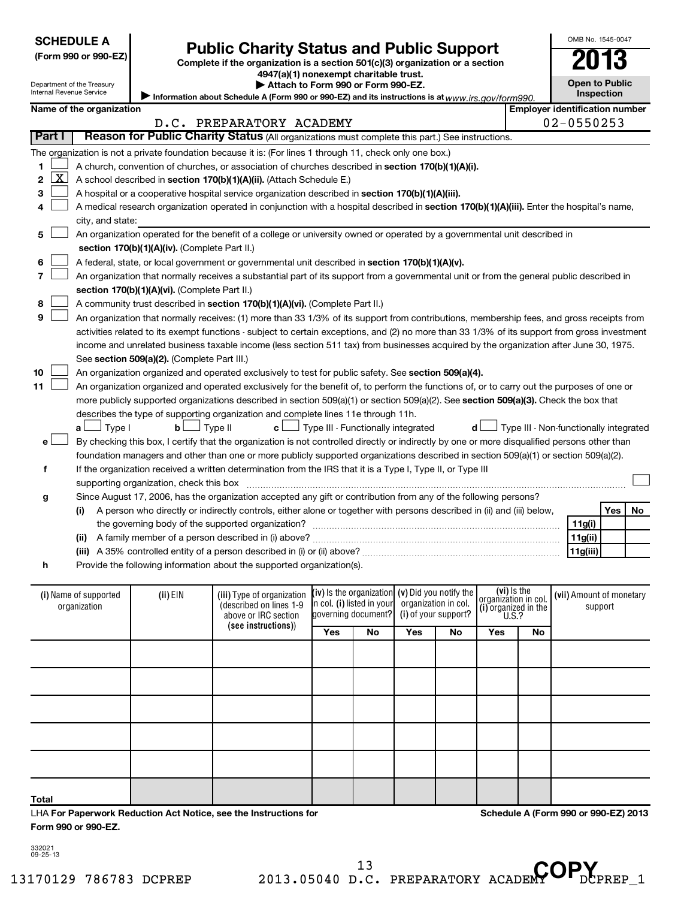**SCHEDULE A**
**(Form 990 or 990-EZ)**

Department of the Treasury
Internal Revenue Service

# Public Charity Status and Public Support

**Complete if the organization is a section 501(c)(3) organization or a section 4947(a)(1) nonexempt charitable trust.**
**▶ Attach to Form 990 or Form 990-EZ.**
▶ Information about Schedule A (Form 990 or 990-EZ) and its instructions is at www.irs.gov/form990.

OMB No. 1545-0047
**2013**
**Open to Public Inspection**

**Name of the organization:** D.C. PREPARATORY ACADEMY
**Employer identification number:** 02-0550253

**Part I** **Reason for Public Charity Status** (All organizations must complete this part.) See instructions.

The organization is not a private foundation because it is: (For lines 1 through 11, check only one box.)

1. [ ] A church, convention of churches, or association of churches described in **section 170(b)(1)(A)(i).**
2. [X] A school described in **section 170(b)(1)(A)(ii).** (Attach Schedule E.)
3. [ ] A hospital or a cooperative hospital service organization described in **section 170(b)(1)(A)(iii).**
4. [ ] A medical research organization operated in conjunction with a hospital described in **section 170(b)(1)(A)(iii).** Enter the hospital's name, city, and state:
5. [ ] An organization operated for the benefit of a college or university owned or operated by a governmental unit described in **section 170(b)(1)(A)(iv).** (Complete Part II.)
6. [ ] A federal, state, or local government or governmental unit described in **section 170(b)(1)(A)(v).**
7. [ ] An organization that normally receives a substantial part of its support from a governmental unit or from the general public described in **section 170(b)(1)(A)(vi).** (Complete Part II.)
8. [ ] A community trust described in **section 170(b)(1)(A)(vi).** (Complete Part II.)
9. [ ] An organization that normally receives: (1) more than 33 1/3% of its support from contributions, membership fees, and gross receipts from activities related to its exempt functions - subject to certain exceptions, and (2) no more than 33 1/3% of its support from gross investment income and unrelated business taxable income (less section 511 tax) from businesses acquired by the organization after June 30, 1975. See **section 509(a)(2).** (Complete Part III.)
10. [ ] An organization organized and operated exclusively to test for public safety. See **section 509(a)(4).**
11. [ ] An organization organized and operated exclusively for the benefit of, to perform the functions of, or to carry out the purposes of one or more publicly supported organizations described in section 509(a)(1) or section 509(a)(2). See **section 509(a)(3).** Check the box that describes the type of supporting organization and complete lines 11e through 11h.
   - **a** [ ] Type I **b** [ ] Type II **c** [ ] Type III - Functionally integrated **d** [ ] Type III - Non-functionally integrated
   - **e** [ ] By checking this box, I certify that the organization is not controlled directly or indirectly by one or more disqualified persons other than foundation managers and other than one or more publicly supported organizations described in section 509(a)(1) or section 509(a)(2).
   - **f** If the organization received a written determination from the IRS that it is a Type I, Type II, or Type III supporting organization, check this box [ ]
   - **g** Since August 17, 2006, has the organization accepted any gift or contribution from any of the following persons?

| | | Yes | No |
|---|---|---|---|
| (i) A person who directly or indirectly controls, either alone or together with persons described in (ii) and (iii) below, the governing body of the supported organization? | 11g(i) | | |
| (ii) A family member of a person described in (i) above? | 11g(ii) | | |
| (iii) A 35% controlled entity of a person described in (i) or (ii) above? | 11g(iii) | | |

   - **h** Provide the following information about the supported organization(s).

| (i) Name of supported organization | (ii) EIN | (iii) Type of organization (described on lines 1-9 above or IRC section (see instructions)) | (iv) Is the organization in col. (i) listed in your governing document? | | (v) Did you notify the organization in col. (i) of your support? | | (vi) Is the organization in col. (i) organized in the U.S.? | | (vii) Amount of monetary support |
|---|---|---|---|---|---|---|---|---|---|
| | | | Yes | No | Yes | No | Yes | No | |
| | | | | | | | | | |
| | | | | | | | | | |
| | | | | | | | | | |
| | | | | | | | | | |
| | | | | | | | | | |
| **Total** | | | | | | | | | |

LHA **For Paperwork Reduction Act Notice, see the Instructions for Form 990 or 990-EZ.**

**Schedule A (Form 990 or 990-EZ) 2013**

332021
09-25-13

13170129 786783 DCPREP 2013.05040 D.C. PREPARATORY ACADEMY DCPREP_1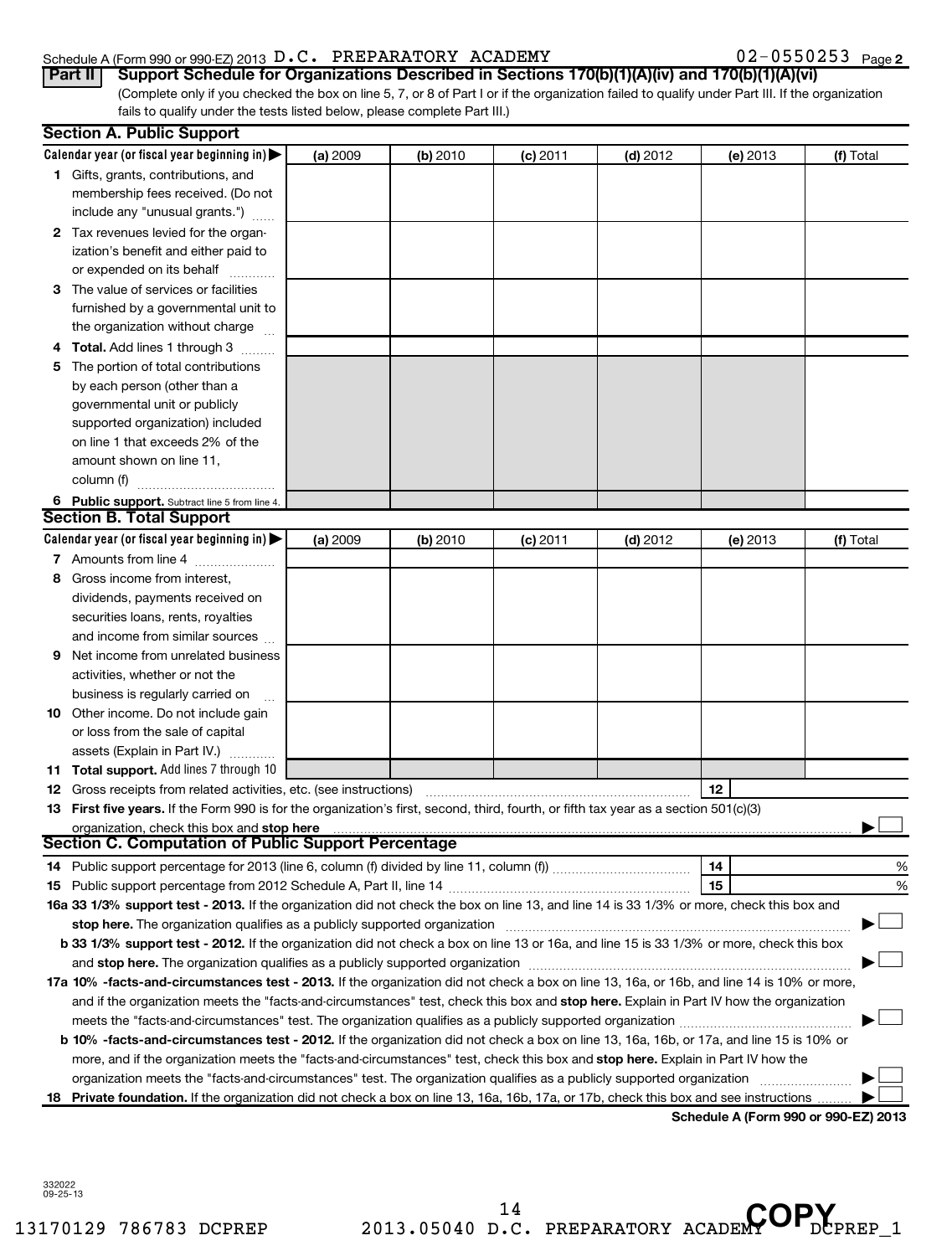Schedule A (Form 990 or 990-EZ) 2013 D.C. PREPARATORY ACADEMY 02-0550253 Page 2

**Part II** **Support Schedule for Organizations Described in Sections 170(b)(1)(A)(iv) and 170(b)(1)(A)(vi)**

(Complete only if you checked the box on line 5, 7, or 8 of Part I or if the organization failed to qualify under Part III. If the organization fails to qualify under the tests listed below, please complete Part III.)

## Section A. Public Support

| Calendar year (or fiscal year beginning in) ▶ | (a) 2009 | (b) 2010 | (c) 2011 | (d) 2012 | (e) 2013 | (f) Total |
|---|---|---|---|---|---|---|
| 1 Gifts, grants, contributions, and membership fees received. (Do not include any "unusual grants.") | | | | | | |
| 2 Tax revenues levied for the organization's benefit and either paid to or expended on its behalf | | | | | | |
| 3 The value of services or facilities furnished by a governmental unit to the organization without charge | | | | | | |
| 4 **Total.** Add lines 1 through 3 | | | | | | |
| 5 The portion of total contributions by each person (other than a governmental unit or publicly supported organization) included on line 1 that exceeds 2% of the amount shown on line 11, column (f) | | | | | | |
| 6 **Public support.** Subtract line 5 from line 4. | | | | | | |

## Section B. Total Support

| Calendar year (or fiscal year beginning in) ▶ | (a) 2009 | (b) 2010 | (c) 2011 | (d) 2012 | (e) 2013 | (f) Total |
|---|---|---|---|---|---|---|
| 7 Amounts from line 4 | | | | | | |
| 8 Gross income from interest, dividends, payments received on securities loans, rents, royalties and income from similar sources | | | | | | |
| 9 Net income from unrelated business activities, whether or not the business is regularly carried on | | | | | | |
| 10 Other income. Do not include gain or loss from the sale of capital assets (Explain in Part IV.) | | | | | | |
| 11 **Total support.** Add lines 7 through 10 | | | | | | |

12 Gross receipts from related activities, etc. (see instructions) 12

13 **First five years.** If the Form 990 is for the organization's first, second, third, fourth, or fifth tax year as a section 501(c)(3) organization, check this box and **stop here** ▶ ☐

## Section C. Computation of Public Support Percentage

14 Public support percentage for 2013 (line 6, column (f) divided by line 11, column (f)) 14 %

15 Public support percentage from 2012 Schedule A, Part II, line 14 15 %

16a **33 1/3% support test - 2013.** If the organization did not check the box on line 13, and line 14 is 33 1/3% or more, check this box and **stop here.** The organization qualifies as a publicly supported organization ▶ ☐

b **33 1/3% support test - 2012.** If the organization did not check a box on line 13 or 16a, and line 15 is 33 1/3% or more, check this box and **stop here.** The organization qualifies as a publicly supported organization ▶ ☐

17a **10% -facts-and-circumstances test - 2013.** If the organization did not check a box on line 13, 16a, or 16b, and line 14 is 10% or more, and if the organization meets the "facts-and-circumstances" test, check this box and **stop here.** Explain in Part IV how the organization meets the "facts-and-circumstances" test. The organization qualifies as a publicly supported organization ▶ ☐

b **10% -facts-and-circumstances test - 2012.** If the organization did not check a box on line 13, 16a, 16b, or 17a, and line 15 is 10% or more, and if the organization meets the "facts-and-circumstances" test, check this box and **stop here.** Explain in Part IV how the organization meets the "facts-and-circumstances" test. The organization qualifies as a publicly supported organization ▶ ☐

18 **Private foundation.** If the organization did not check a box on line 13, 16a, 16b, 17a, or 17b, check this box and see instructions ▶ ☐

**Schedule A (Form 990 or 990-EZ) 2013**

332022 09-25-13

13170129 786783 DCPREP 2013.05040 D.C. PREPARATORY ACADEMY DCPREP_1

COPY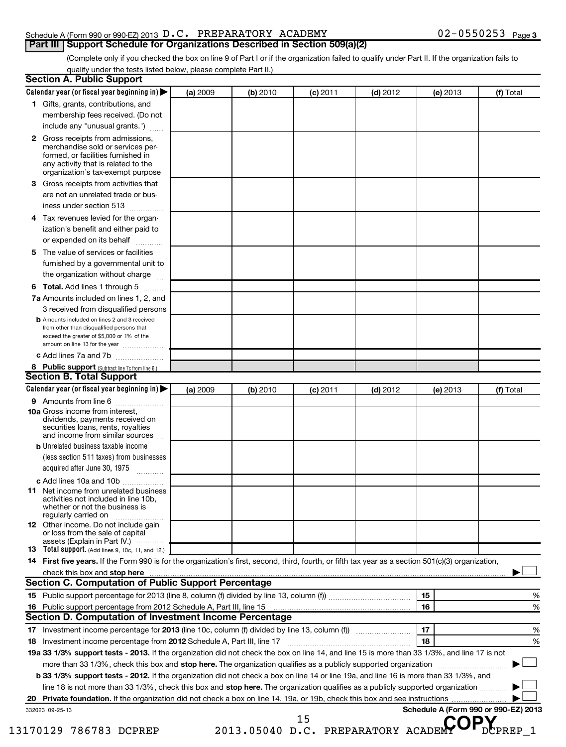Schedule A (Form 990 or 990-EZ) 2013 D.C. PREPARATORY ACADEMY 02-0550253 Page 3

## Part III Support Schedule for Organizations Described in Section 509(a)(2)

(Complete only if you checked the box on line 9 of Part I or if the organization failed to qualify under Part II. If the organization fails to qualify under the tests listed below, please complete Part II.)

### Section A. Public Support

| Calendar year (or fiscal year beginning in) ▶ | (a) 2009 | (b) 2010 | (c) 2011 | (d) 2012 | (e) 2013 | (f) Total |
|---|---|---|---|---|---|---|
| 1 Gifts, grants, contributions, and membership fees received. (Do not include any "unusual grants.") | | | | | | |
| 2 Gross receipts from admissions, merchandise sold or services performed, or facilities furnished in any activity that is related to the organization's tax-exempt purpose | | | | | | |
| 3 Gross receipts from activities that are not an unrelated trade or business under section 513 | | | | | | |
| 4 Tax revenues levied for the organization's benefit and either paid to or expended on its behalf | | | | | | |
| 5 The value of services or facilities furnished by a governmental unit to the organization without charge | | | | | | |
| 6 **Total.** Add lines 1 through 5 | | | | | | |
| 7a Amounts included on lines 1, 2, and 3 received from disqualified persons | | | | | | |
| b Amounts included on lines 2 and 3 received from other than disqualified persons that exceed the greater of $5,000 or 1% of the amount on line 13 for the year | | | | | | |
| c Add lines 7a and 7b | | | | | | |
| 8 **Public support** (Subtract line 7c from line 6.) | | | | | | |

### Section B. Total Support

| Calendar year (or fiscal year beginning in) ▶ | (a) 2009 | (b) 2010 | (c) 2011 | (d) 2012 | (e) 2013 | (f) Total |
|---|---|---|---|---|---|---|
| 9 Amounts from line 6 | | | | | | |
| 10a Gross income from interest, dividends, payments received on securities loans, rents, royalties and income from similar sources | | | | | | |
| b Unrelated business taxable income (less section 511 taxes) from businesses acquired after June 30, 1975 | | | | | | |
| c Add lines 10a and 10b | | | | | | |
| 11 Net income from unrelated business activities not included in line 10b, whether or not the business is regularly carried on | | | | | | |
| 12 Other income. Do not include gain or loss from the sale of capital assets (Explain in Part IV.) | | | | | | |
| 13 **Total support.** (Add lines 9, 10c, 11, and 12.) | | | | | | |

14 **First five years.** If the Form 990 is for the organization's first, second, third, fourth, or fifth tax year as a section 501(c)(3) organization, check this box and **stop here** ▶ ☐

### Section C. Computation of Public Support Percentage

| | | | |
|---|---|---|---|
| 15 | Public support percentage for 2013 (line 8, column (f) divided by line 13, column (f)) | 15 | % |
| 16 | Public support percentage from 2012 Schedule A, Part III, line 15 | 16 | % |

### Section D. Computation of Investment Income Percentage

| | | | |
|---|---|---|---|
| 17 | Investment income percentage for **2013** (line 10c, column (f) divided by line 13, column (f)) | 17 | % |
| 18 | Investment income percentage from **2012** Schedule A, Part III, line 17 | 18 | % |

**19a 33 1/3% support tests - 2013.** If the organization did not check the box on line 14, and line 15 is more than 33 1/3%, and line 17 is not more than 33 1/3%, check this box and **stop here.** The organization qualifies as a publicly supported organization ▶ ☐

**b 33 1/3% support tests - 2012.** If the organization did not check a box on line 14 or line 19a, and line 16 is more than 33 1/3%, and line 18 is not more than 33 1/3%, check this box and **stop here.** The organization qualifies as a publicly supported organization ▶ ☐

**20 Private foundation.** If the organization did not check a box on line 14, 19a, or 19b, check this box and see instructions ▶ ☐

332023 09-25-13 **Schedule A (Form 990 or 990-EZ) 2013**

13170129 786783 DCPREP 2013.05040 D.C. PREPARATORY ACADEMY DCPREP_1

COPY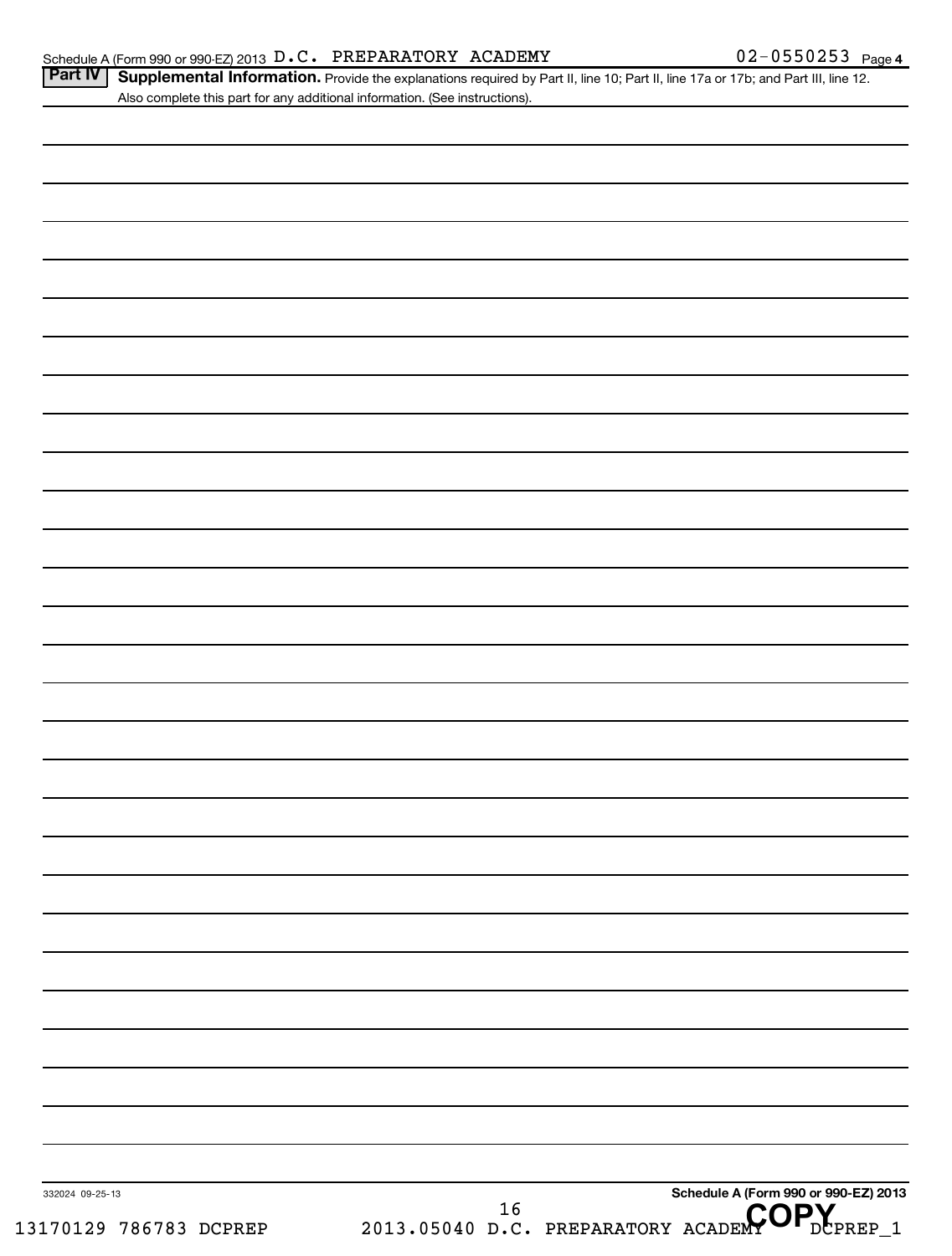Schedule A (Form 990 or 990-EZ) 2013 D.C. PREPARATORY ACADEMY 02-0550253 Page 4

**Part IV** **Supplemental Information.** Provide the explanations required by Part II, line 10; Part II, line 17a or 17b; and Part III, line 12. Also complete this part for any additional information. (See instructions).

332024 09-25-13

**Schedule A (Form 990 or 990-EZ) 2013**

13170129 786783 DCPREP 2013.05040 D.C. PREPARATORY ACADEMY DCPREP_1

COPY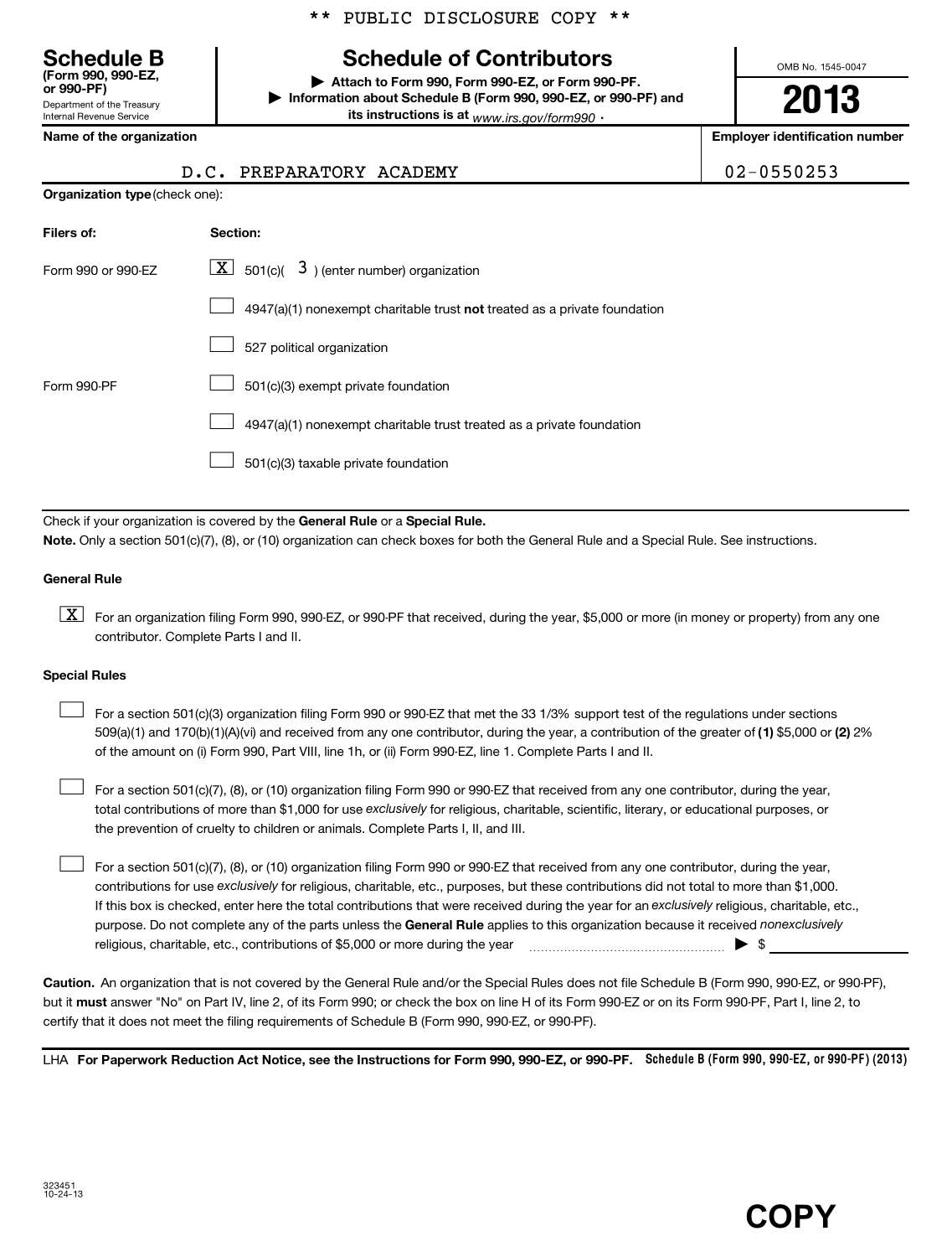\*\* PUBLIC DISCLOSURE COPY \*\*

**Schedule B**
**(Form 990, 990-EZ, or 990-PF)**
Department of the Treasury
Internal Revenue Service

# Schedule of Contributors

▶ **Attach to Form 990, Form 990-EZ, or Form 990-PF.**
▶ **Information about Schedule B (Form 990, 990-EZ, or 990-PF) and its instructions is at** *www.irs.gov/form990* .

OMB No. 1545-0047

**2013**

| **Name of the organization** | **Employer identification number** |
|---|---|
| D.C. PREPARATORY ACADEMY | 02-0550253 |

**Organization type** (check one):

| **Filers of:** | **Section:** |
|---|---|
| Form 990 or 990-EZ | [X] 501(c)( 3 ) (enter number) organization |
| | [ ] 4947(a)(1) nonexempt charitable trust **not** treated as a private foundation |
| | [ ] 527 political organization |
| Form 990-PF | [ ] 501(c)(3) exempt private foundation |
| | [ ] 4947(a)(1) nonexempt charitable trust treated as a private foundation |
| | [ ] 501(c)(3) taxable private foundation |

Check if your organization is covered by the **General Rule** or a **Special Rule.**

**Note.** Only a section 501(c)(7), (8), or (10) organization can check boxes for both the General Rule and a Special Rule. See instructions.

**General Rule**

[X] For an organization filing Form 990, 990-EZ, or 990-PF that received, during the year, $5,000 or more (in money or property) from any one contributor. Complete Parts I and II.

**Special Rules**

[ ] For a section 501(c)(3) organization filing Form 990 or 990-EZ that met the 33 1/3% support test of the regulations under sections 509(a)(1) and 170(b)(1)(A)(vi) and received from any one contributor, during the year, a contribution of the greater of **(1)** $5,000 or **(2)** 2% of the amount on (i) Form 990, Part VIII, line 1h, or (ii) Form 990-EZ, line 1. Complete Parts I and II.

[ ] For a section 501(c)(7), (8), or (10) organization filing Form 990 or 990-EZ that received from any one contributor, during the year, total contributions of more than $1,000 for use *exclusively* for religious, charitable, scientific, literary, or educational purposes, or the prevention of cruelty to children or animals. Complete Parts I, II, and III.

[ ] For a section 501(c)(7), (8), or (10) organization filing Form 990 or 990-EZ that received from any one contributor, during the year, contributions for use *exclusively* for religious, charitable, etc., purposes, but these contributions did not total to more than $1,000. If this box is checked, enter here the total contributions that were received during the year for an *exclusively* religious, charitable, etc., purpose. Do not complete any of the parts unless the **General Rule** applies to this organization because it received *nonexclusively* religious, charitable, etc., contributions of $5,000 or more during the year ........ ▶ $ ________

**Caution.** An organization that is not covered by the General Rule and/or the Special Rules does not file Schedule B (Form 990, 990-EZ, or 990-PF), but it **must** answer "No" on Part IV, line 2, of its Form 990; or check the box on line H of its Form 990-EZ or on its Form 990-PF, Part I, line 2, to certify that it does not meet the filing requirements of Schedule B (Form 990, 990-EZ, or 990-PF).

LHA **For Paperwork Reduction Act Notice, see the Instructions for Form 990, 990-EZ, or 990-PF.** **Schedule B (Form 990, 990-EZ, or 990-PF) (2013)**

323451
10-24-13

**COPY**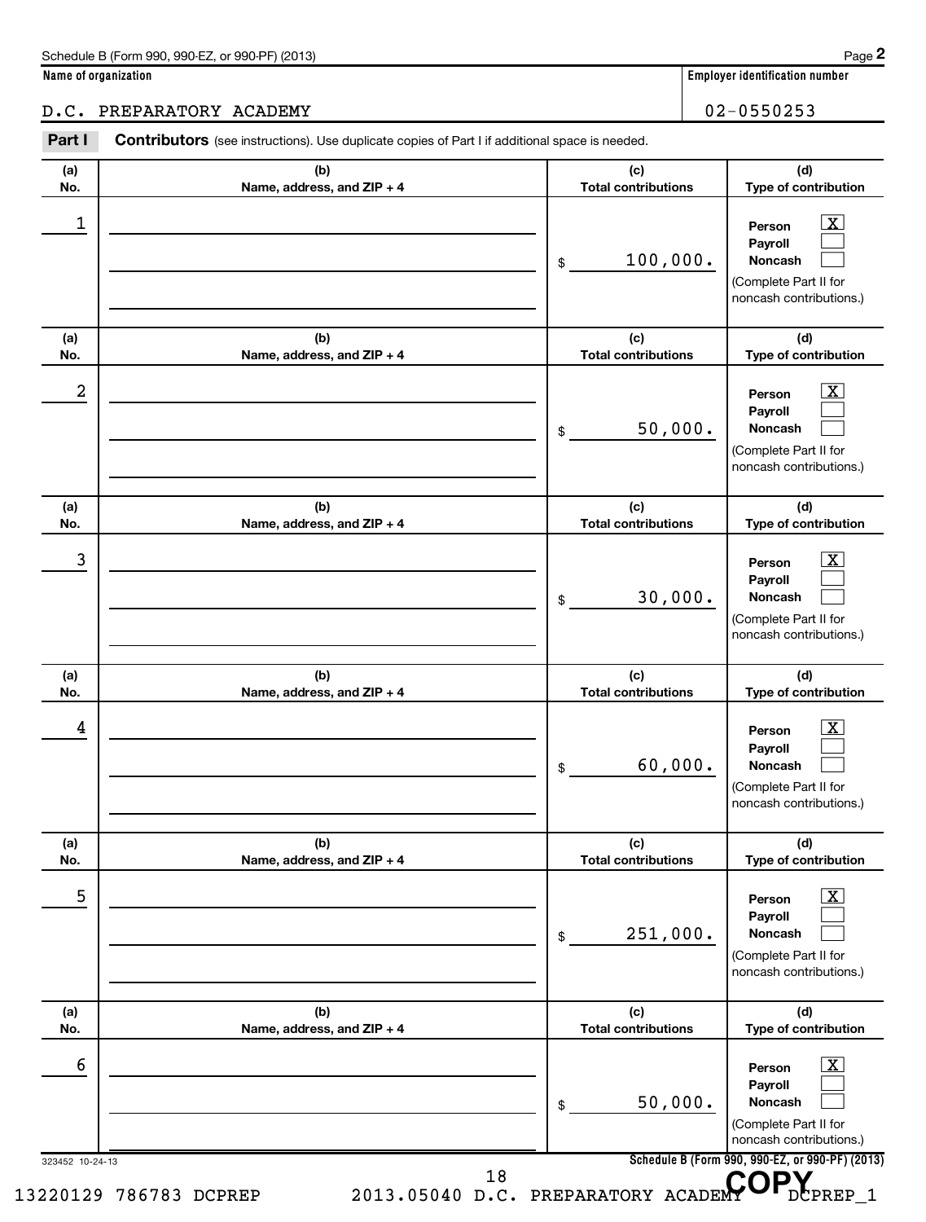Schedule B (Form 990, 990-EZ, or 990-PF) (2013)

**Name of organization**

D.C. PREPARATORY ACADEMY

**Employer identification number**

02-0550253

**Part I** **Contributors** (see instructions). Use duplicate copies of Part I if additional space is needed.

| (a) No. | (b) Name, address, and ZIP + 4 | (c) Total contributions | (d) Type of contribution |
|---|---|---|---|
| 1 | | $ 100,000. | Person [X] Payroll [ ] Noncash [ ] (Complete Part II for noncash contributions.) |
| 2 | | $ 50,000. | Person [X] Payroll [ ] Noncash [ ] (Complete Part II for noncash contributions.) |
| 3 | | $ 30,000. | Person [X] Payroll [ ] Noncash [ ] (Complete Part II for noncash contributions.) |
| 4 | | $ 60,000. | Person [X] Payroll [ ] Noncash [ ] (Complete Part II for noncash contributions.) |
| 5 | | $ 251,000. | Person [X] Payroll [ ] Noncash [ ] (Complete Part II for noncash contributions.) |
| 6 | | $ 50,000. | Person [X] Payroll [ ] Noncash [ ] (Complete Part II for noncash contributions.) |

323452 10-24-13

Schedule B (Form 990, 990-EZ, or 990-PF) (2013)

13220129 786783 DCPREP 2013.05040 D.C. PREPARATORY ACADEMY DCPREP_1

COPY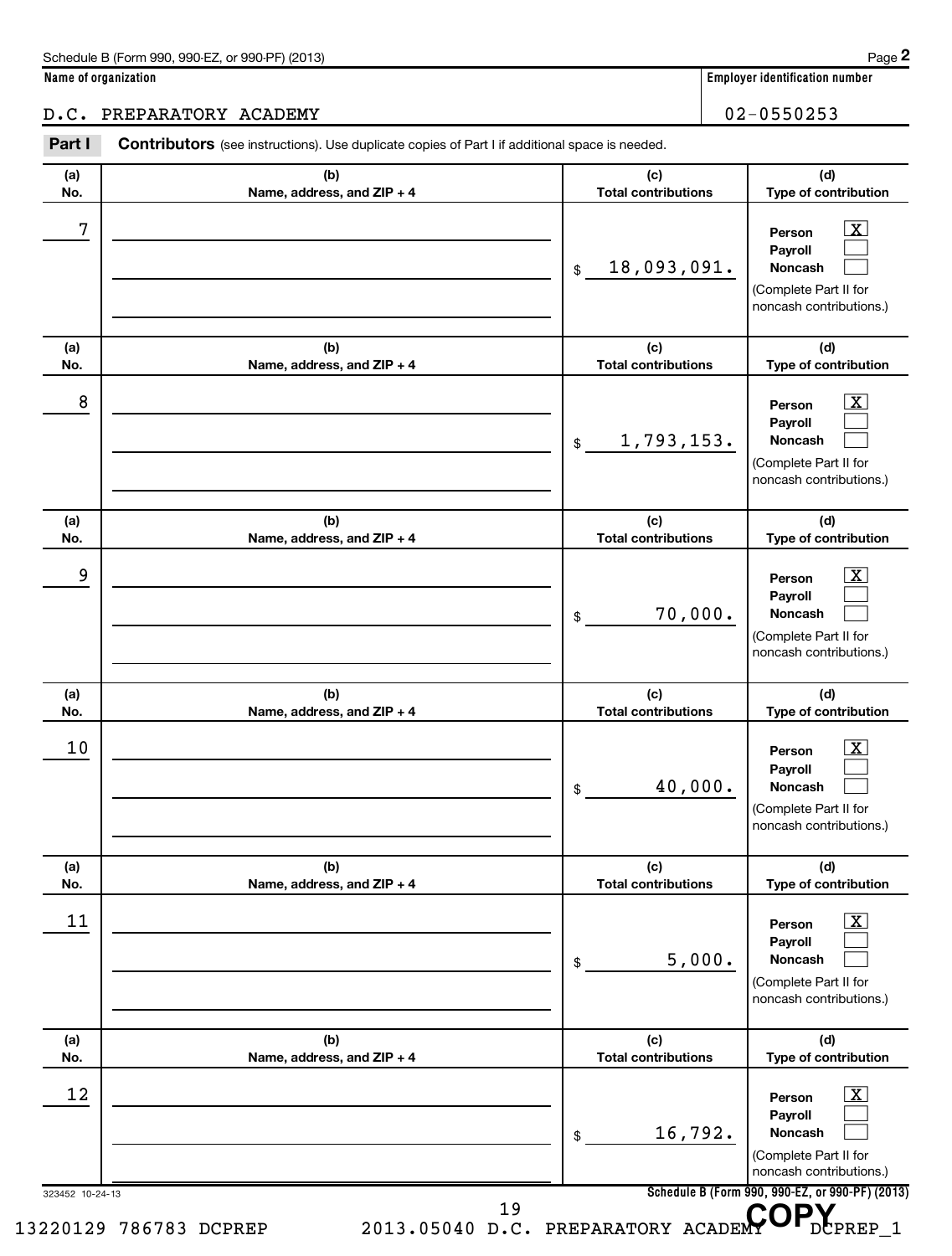Schedule B (Form 990, 990-EZ, or 990-PF) (2013)

| Name of organization | Employer identification number |
|---|---|
| D.C. PREPARATORY ACADEMY | 02-0550253 |

**Part I** **Contributors** (see instructions). Use duplicate copies of Part I if additional space is needed.

| (a) No. | (b) Name, address, and ZIP + 4 | (c) Total contributions | (d) Type of contribution |
|---|---|---|---|
| 7 | | $ 18,093,091. | Person [X] Payroll [ ] Noncash [ ] (Complete Part II for noncash contributions.) |
| 8 | | $ 1,793,153. | Person [X] Payroll [ ] Noncash [ ] (Complete Part II for noncash contributions.) |
| 9 | | $ 70,000. | Person [X] Payroll [ ] Noncash [ ] (Complete Part II for noncash contributions.) |
| 10 | | $ 40,000. | Person [X] Payroll [ ] Noncash [ ] (Complete Part II for noncash contributions.) |
| 11 | | $ 5,000. | Person [X] Payroll [ ] Noncash [ ] (Complete Part II for noncash contributions.) |
| 12 | | $ 16,792. | Person [X] Payroll [ ] Noncash [ ] (Complete Part II for noncash contributions.) |

323452 10-24-13

Schedule B (Form 990, 990-EZ, or 990-PF) (2013)

13220129 786783 DCPREP 2013.05040 D.C. PREPARATORY ACADEMY DCPREP_1

COPY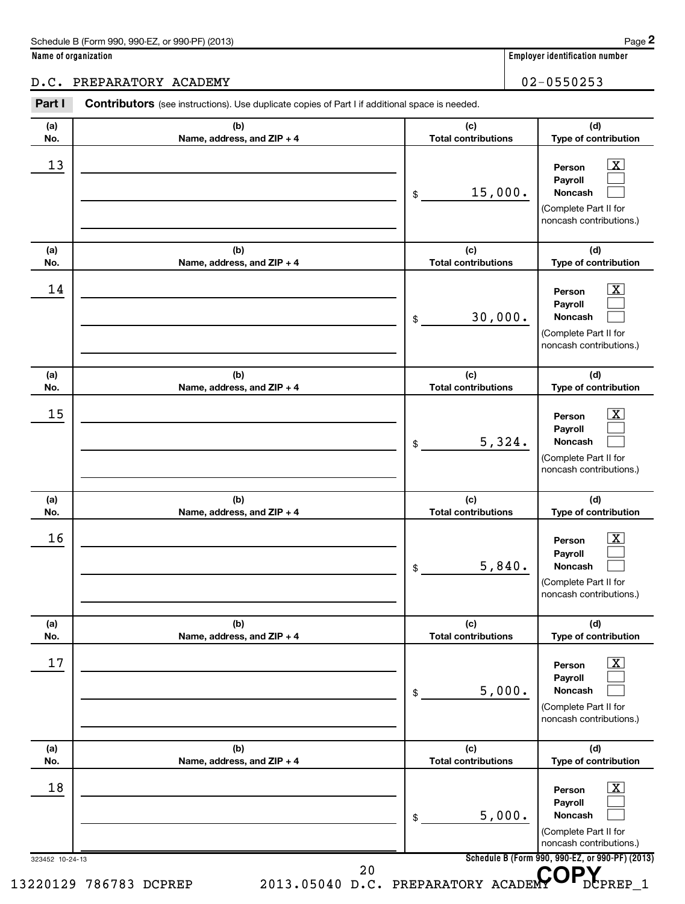Schedule B (Form 990, 990-EZ, or 990-PF) (2013)

**Name of organization**

D.C. PREPARATORY ACADEMY

**Employer identification number**

02-0550253

**Part I** **Contributors** (see instructions). Use duplicate copies of Part I if additional space is needed.

| (a) No. | (b) Name, address, and ZIP + 4 | (c) Total contributions | (d) Type of contribution |
|---|---|---|---|
| 13 | | $ 15,000. | Person [X] Payroll [ ] Noncash [ ] (Complete Part II for noncash contributions.) |
| 14 | | $ 30,000. | Person [X] Payroll [ ] Noncash [ ] (Complete Part II for noncash contributions.) |
| 15 | | $ 5,324. | Person [X] Payroll [ ] Noncash [ ] (Complete Part II for noncash contributions.) |
| 16 | | $ 5,840. | Person [X] Payroll [ ] Noncash [ ] (Complete Part II for noncash contributions.) |
| 17 | | $ 5,000. | Person [X] Payroll [ ] Noncash [ ] (Complete Part II for noncash contributions.) |
| 18 | | $ 5,000. | Person [X] Payroll [ ] Noncash [ ] (Complete Part II for noncash contributions.) |

323452 10-24-13

Schedule B (Form 990, 990-EZ, or 990-PF) (2013)

13220129 786783 DCPREP 2013.05040 D.C. PREPARATORY ACADEMY DCPREP_1

COPY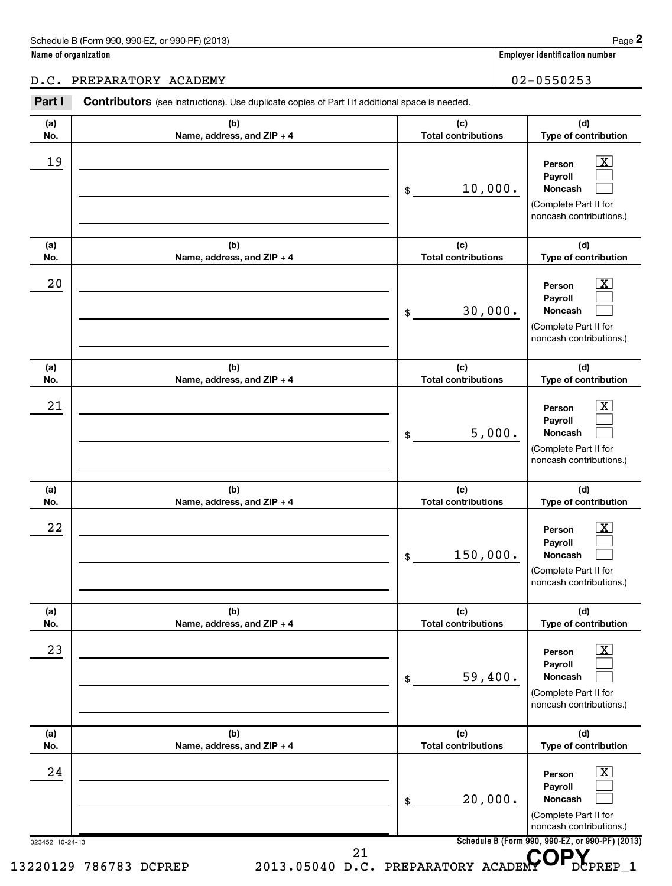Schedule B (Form 990, 990-EZ, or 990-PF) (2013)

**Name of organization**

D.C. PREPARATORY ACADEMY

**Employer identification number**

02-0550253

**Part I** **Contributors** (see instructions). Use duplicate copies of Part I if additional space is needed.

| (a) No. | (b) Name, address, and ZIP + 4 | (c) Total contributions | (d) Type of contribution |
|---|---|---|---|
| 19 | | $ 10,000. | Person [X] Payroll [ ] Noncash [ ] (Complete Part II for noncash contributions.) |
| 20 | | $ 30,000. | Person [X] Payroll [ ] Noncash [ ] (Complete Part II for noncash contributions.) |
| 21 | | $ 5,000. | Person [X] Payroll [ ] Noncash [ ] (Complete Part II for noncash contributions.) |
| 22 | | $ 150,000. | Person [X] Payroll [ ] Noncash [ ] (Complete Part II for noncash contributions.) |
| 23 | | $ 59,400. | Person [X] Payroll [ ] Noncash [ ] (Complete Part II for noncash contributions.) |
| 24 | | $ 20,000. | Person [X] Payroll [ ] Noncash [ ] (Complete Part II for noncash contributions.) |

323452 10-24-13

Schedule B (Form 990, 990-EZ, or 990-PF) (2013)

13220129 786783 DCPREP 2013.05040 D.C. PREPARATORY ACADEMY DCPREP_1

COPY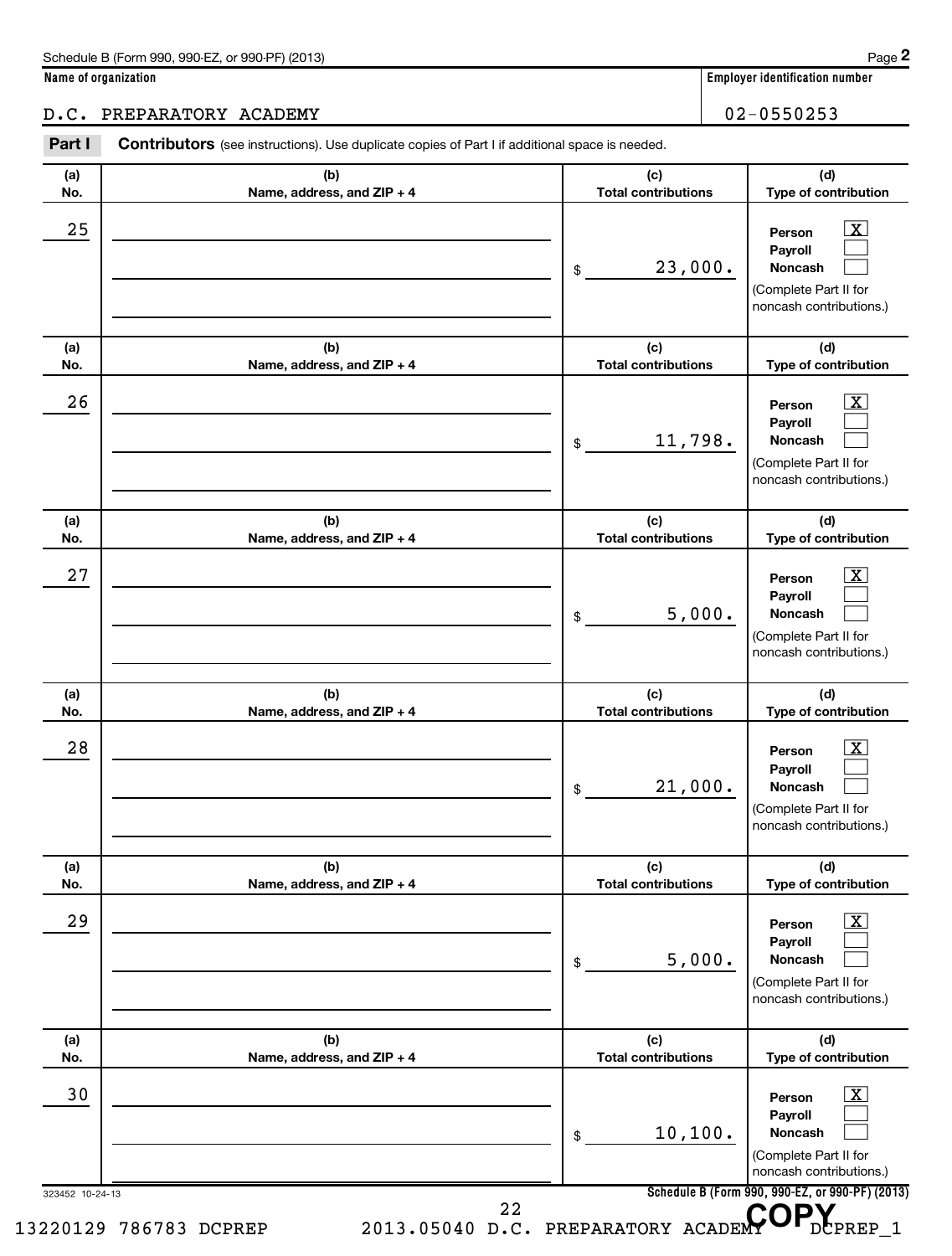Schedule B (Form 990, 990-EZ, or 990-PF) (2013)

**Name of organization**

D.C. PREPARATORY ACADEMY

**Employer identification number**

02-0550253

**Part I** **Contributors** (see instructions). Use duplicate copies of Part I if additional space is needed.

| (a) No. | (b) Name, address, and ZIP + 4 | (c) Total contributions | (d) Type of contribution |
|---|---|---|---|
| 25 | | $ 23,000. | Person [X] Payroll [ ] Noncash [ ] (Complete Part II for noncash contributions.) |
| 26 | | $ 11,798. | Person [X] Payroll [ ] Noncash [ ] (Complete Part II for noncash contributions.) |
| 27 | | $ 5,000. | Person [X] Payroll [ ] Noncash [ ] (Complete Part II for noncash contributions.) |
| 28 | | $ 21,000. | Person [X] Payroll [ ] Noncash [ ] (Complete Part II for noncash contributions.) |
| 29 | | $ 5,000. | Person [X] Payroll [ ] Noncash [ ] (Complete Part II for noncash contributions.) |
| 30 | | $ 10,100. | Person [X] Payroll [ ] Noncash [ ] (Complete Part II for noncash contributions.) |

323452 10-24-13

Schedule B (Form 990, 990-EZ, or 990-PF) (2013)

13220129 786783 DCPREP 2013.05040 D.C. PREPARATORY ACADEMY DCPREP_1

COPY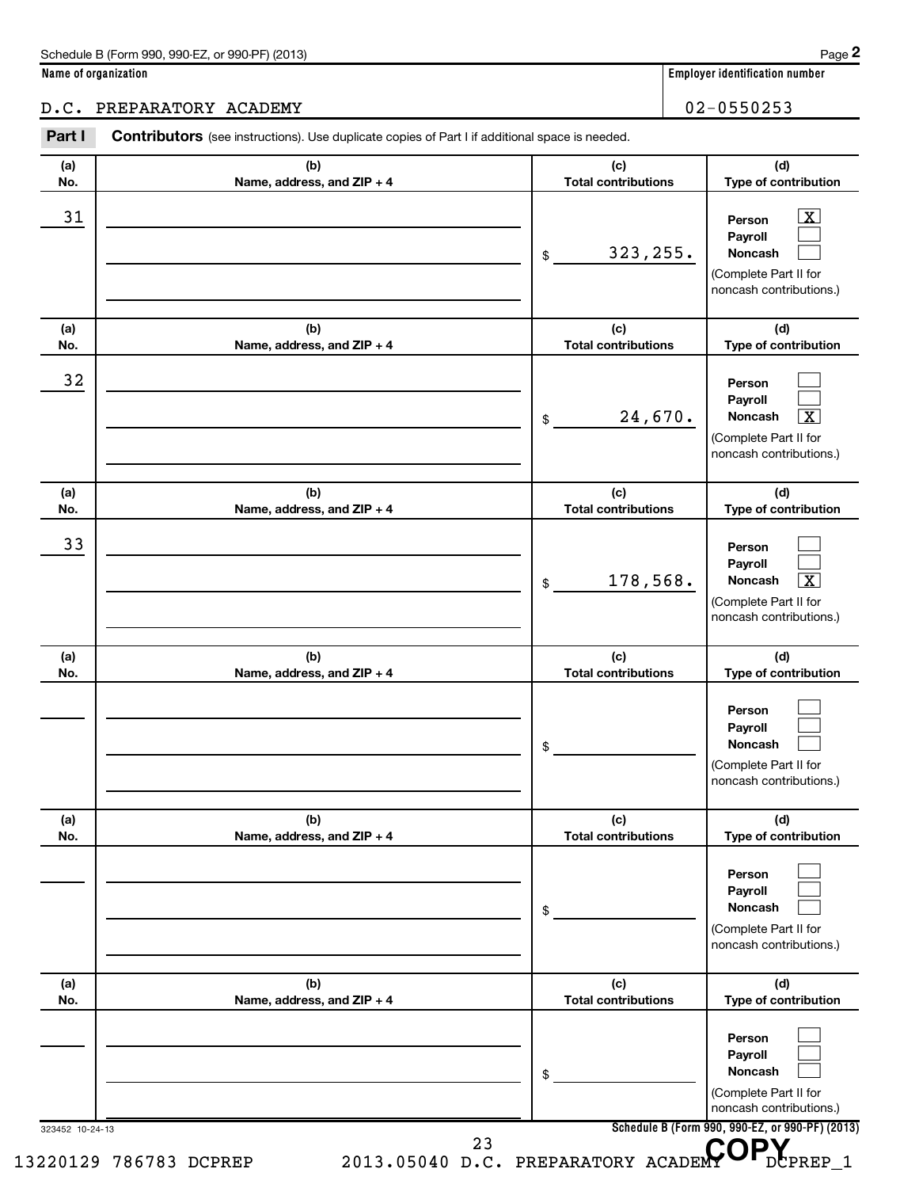Schedule B (Form 990, 990-EZ, or 990-PF) (2013)

**Name of organization**

D.C. PREPARATORY ACADEMY

**Employer identification number**

02-0550253

**Part I** **Contributors** (see instructions). Use duplicate copies of Part I if additional space is needed.

| (a) No. | (b) Name, address, and ZIP + 4 | (c) Total contributions | (d) Type of contribution |
|---|---|---|---|
| 31 | | $ 323,255. | Person [X] Payroll [ ] Noncash [ ] (Complete Part II for noncash contributions.) |
| 32 | | $ 24,670. | Person [ ] Payroll [ ] Noncash [X] (Complete Part II for noncash contributions.) |
| 33 | | $ 178,568. | Person [ ] Payroll [ ] Noncash [X] (Complete Part II for noncash contributions.) |
| | | $ | Person [ ] Payroll [ ] Noncash [ ] (Complete Part II for noncash contributions.) |
| | | $ | Person [ ] Payroll [ ] Noncash [ ] (Complete Part II for noncash contributions.) |
| | | $ | Person [ ] Payroll [ ] Noncash [ ] (Complete Part II for noncash contributions.) |

323452 10-24-13

Schedule B (Form 990, 990-EZ, or 990-PF) (2013)

13220129 786783 DCPREP 2013.05040 D.C. PREPARATORY ACADEMY DCPREP_1

COPY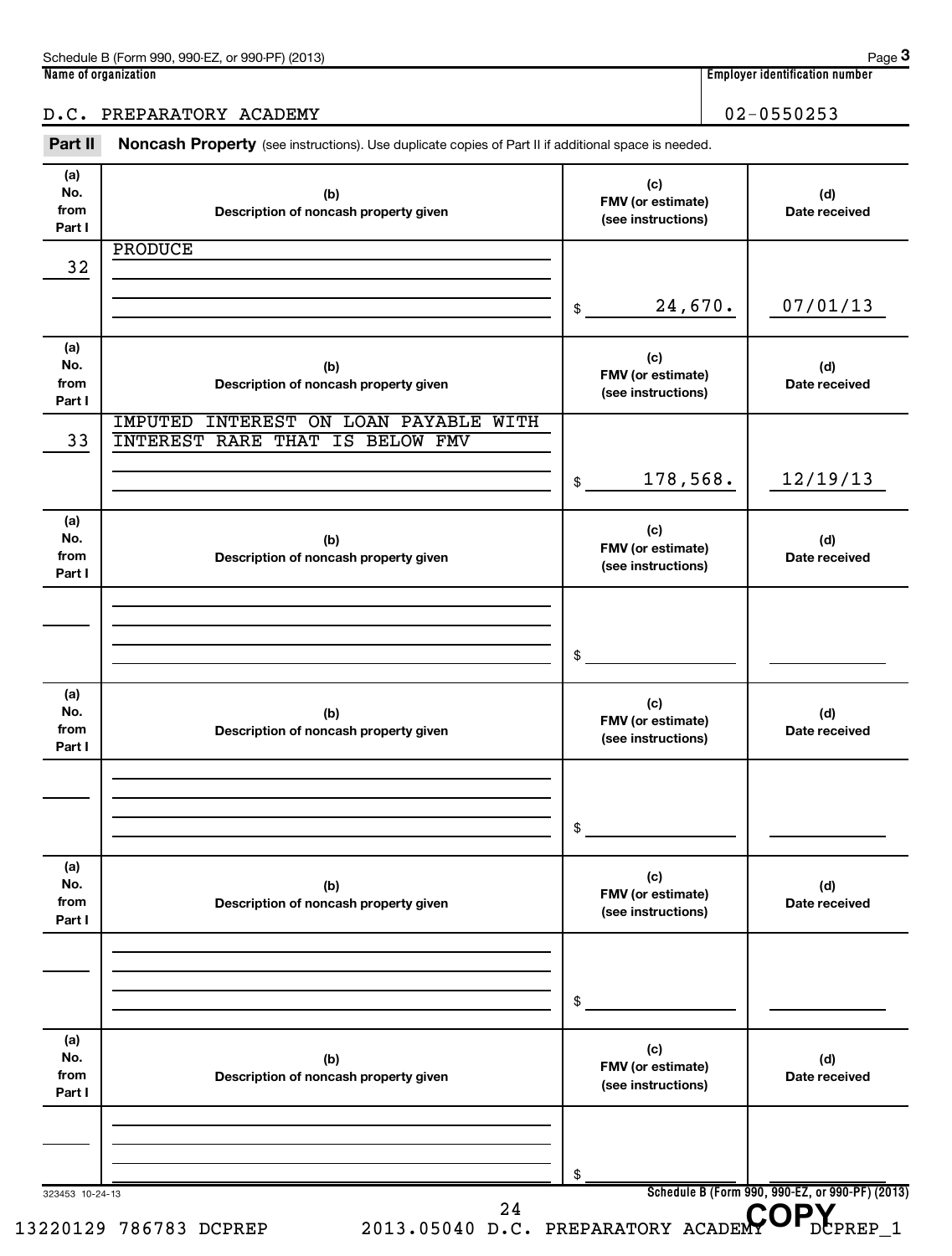Schedule B (Form 990, 990-EZ, or 990-PF) (2013) Page **3**

**Name of organization**

D.C. PREPARATORY ACADEMY

**Employer identification number**

02-0550253

**Part II** **Noncash Property** (see instructions). Use duplicate copies of Part II if additional space is needed.

| (a) No. from Part I | (b) Description of noncash property given | (c) FMV (or estimate) (see instructions) | (d) Date received |
|---|---|---|---|
| 32 | PRODUCE | $ 24,670. | 07/01/13 |
| 33 | IMPUTED INTEREST ON LOAN PAYABLE WITH INTEREST RARE THAT IS BELOW FMV | $ 178,568. | 12/19/13 |
| | | $ | |
| | | $ | |
| | | $ | |
| | | $ | |

323453 10-24-13

**Schedule B (Form 990, 990-EZ, or 990-PF) (2013)**

13220129 786783 DCPREP 2013.05040 D.C. PREPARATORY ACADEMY DCPREP_1

COPY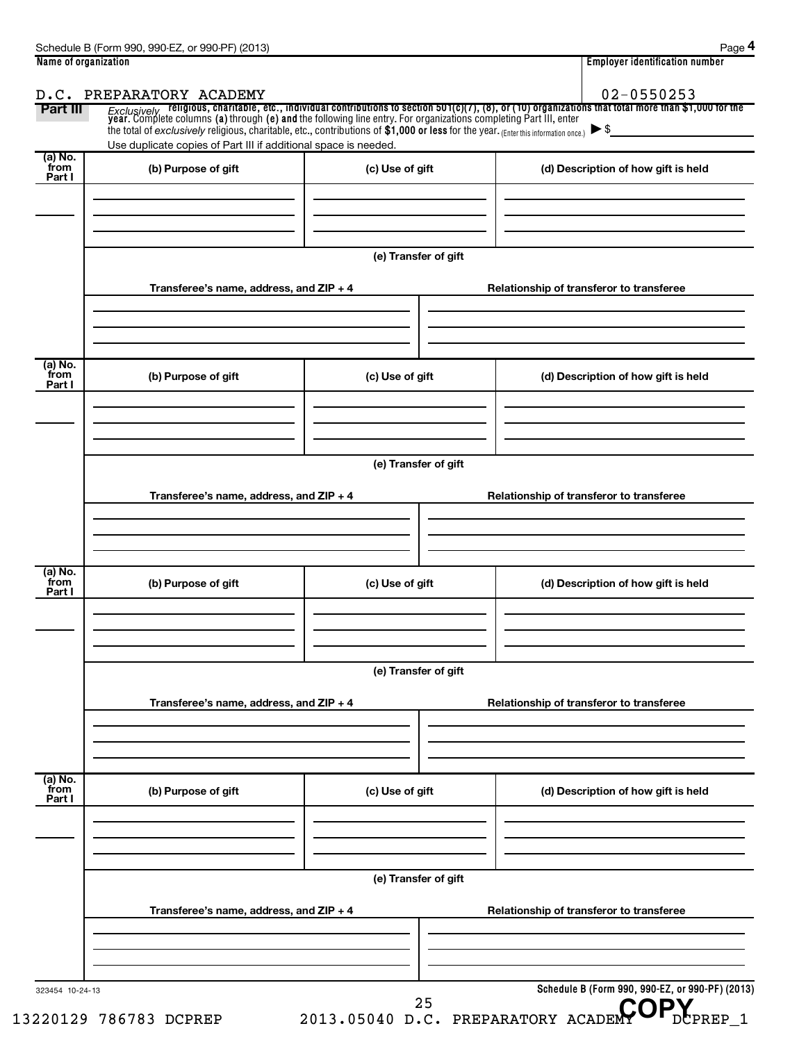Schedule B (Form 990, 990-EZ, or 990-PF) (2013)

| Name of organization | Employer identification number |
|---|---|
| D.C. PREPARATORY ACADEMY | 02-0550253 |

**Part III** *Exclusively* religious, charitable, etc., individual contributions to section 501(c)(7), (8), or (10) organizations that total more than $1,000 for the year. Complete columns (a) through (e) and the following line entry. For organizations completing Part III, enter the total of *exclusively* religious, charitable, etc., contributions of $1,000 or less for the year. (Enter this information once.) ▶ $

Use duplicate copies of Part III if additional space is needed.

| (a) No. from Part I | (b) Purpose of gift | (c) Use of gift | (d) Description of how gift is held |
|---|---|---|---|
| | | | |

(e) Transfer of gift

| Transferee's name, address, and ZIP + 4 | Relationship of transferor to transferee |
|---|---|
| | |

| (a) No. from Part I | (b) Purpose of gift | (c) Use of gift | (d) Description of how gift is held |
|---|---|---|---|
| | | | |

(e) Transfer of gift

| Transferee's name, address, and ZIP + 4 | Relationship of transferor to transferee |
|---|---|
| | |

| (a) No. from Part I | (b) Purpose of gift | (c) Use of gift | (d) Description of how gift is held |
|---|---|---|---|
| | | | |

(e) Transfer of gift

| Transferee's name, address, and ZIP + 4 | Relationship of transferor to transferee |
|---|---|
| | |

| (a) No. from Part I | (b) Purpose of gift | (c) Use of gift | (d) Description of how gift is held |
|---|---|---|---|
| | | | |

(e) Transfer of gift

| Transferee's name, address, and ZIP + 4 | Relationship of transferor to transferee |
|---|---|
| | |

323454 10-24-13

**Schedule B (Form 990, 990-EZ, or 990-PF) (2013)**

13220129 786783 DCPREP 2013.05040 D.C. PREPARATORY ACADEMY DCPREP_1

COPY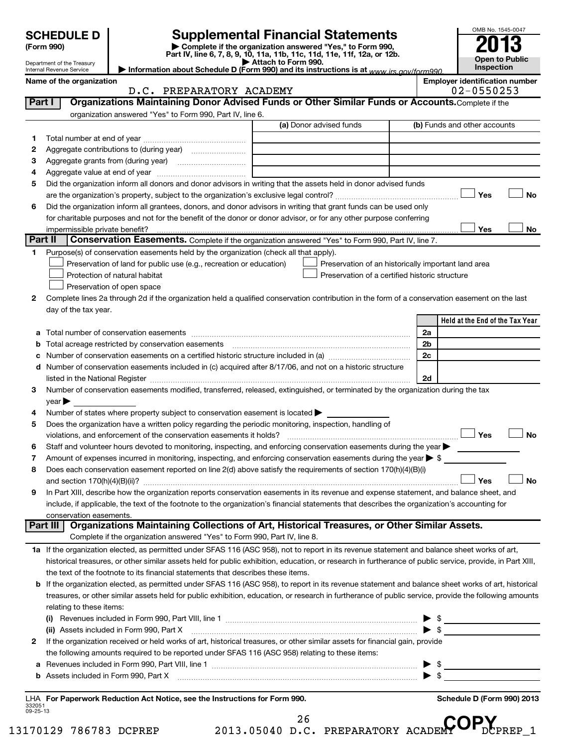**SCHEDULE D (Form 990)**

Department of the Treasury
Internal Revenue Service

# Supplemental Financial Statements

▶ Complete if the organization answered "Yes," to Form 990, Part IV, line 6, 7, 8, 9, 10, 11a, 11b, 11c, 11d, 11e, 11f, 12a, or 12b.
▶ Attach to Form 990.
▶ Information about Schedule D (Form 990) and its instructions is at www.irs.gov/form990.

OMB No. 1545-0047
**2013**
**Open to Public Inspection**

**Name of the organization:** D.C. PREPARATORY ACADEMY
**Employer identification number:** 02-0550253

## Part I — Organizations Maintaining Donor Advised Funds or Other Similar Funds or Accounts.
Complete if the organization answered "Yes" to Form 990, Part IV, line 6.

| | | (a) Donor advised funds | (b) Funds and other accounts |
|---|---|---|---|
| 1 | Total number at end of year | | |
| 2 | Aggregate contributions to (during year) | | |
| 3 | Aggregate grants from (during year) | | |
| 4 | Aggregate value at end of year | | |

5 Did the organization inform all donors and donor advisors in writing that the assets held in donor advised funds are the organization's property, subject to the organization's exclusive legal control? ☐ Yes ☐ No

6 Did the organization inform all grantees, donors, and donor advisors in writing that grant funds can be used only for charitable purposes and not for the benefit of the donor or donor advisor, or for any other purpose conferring impermissible private benefit? ☐ Yes ☐ No

## Part II — Conservation Easements.
Complete if the organization answered "Yes" to Form 990, Part IV, line 7.

1 Purpose(s) of conservation easements held by the organization (check all that apply).
- ☐ Preservation of land for public use (e.g., recreation or education)
- ☐ Preservation of an historically important land area
- ☐ Protection of natural habitat
- ☐ Preservation of a certified historic structure
- ☐ Preservation of open space

2 Complete lines 2a through 2d if the organization held a qualified conservation contribution in the form of a conservation easement on the last day of the tax year.

| | | | Held at the End of the Tax Year |
|---|---|---|---|
| a | Total number of conservation easements | 2a | |
| b | Total acreage restricted by conservation easements | 2b | |
| c | Number of conservation easements on a certified historic structure included in (a) | 2c | |
| d | Number of conservation easements included in (c) acquired after 8/17/06, and not on a historic structure listed in the National Register | 2d | |

3 Number of conservation easements modified, transferred, released, extinguished, or terminated by the organization during the tax year ▶

4 Number of states where property subject to conservation easement is located ▶

5 Does the organization have a written policy regarding the periodic monitoring, inspection, handling of violations, and enforcement of the conservation easements it holds? ☐ Yes ☐ No

6 Staff and volunteer hours devoted to monitoring, inspecting, and enforcing conservation easements during the year ▶

7 Amount of expenses incurred in monitoring, inspecting, and enforcing conservation easements during the year ▶ $

8 Does each conservation easement reported on line 2(d) above satisfy the requirements of section 170(h)(4)(B)(i) and section 170(h)(4)(B)(ii)? ☐ Yes ☐ No

9 In Part XIII, describe how the organization reports conservation easements in its revenue and expense statement, and balance sheet, and include, if applicable, the text of the footnote to the organization's financial statements that describes the organization's accounting for conservation easements.

## Part III — Organizations Maintaining Collections of Art, Historical Treasures, or Other Similar Assets.
Complete if the organization answered "Yes" to Form 990, Part IV, line 8.

1a If the organization elected, as permitted under SFAS 116 (ASC 958), not to report in its revenue statement and balance sheet works of art, historical treasures, or other similar assets held for public exhibition, education, or research in furtherance of public service, provide, in Part XIII, the text of the footnote to its financial statements that describes these items.

b If the organization elected, as permitted under SFAS 116 (ASC 958), to report in its revenue statement and balance sheet works of art, historical treasures, or other similar assets held for public exhibition, education, or research in furtherance of public service, provide the following amounts relating to these items:

(i) Revenues included in Form 990, Part VIII, line 1 ▶ $

(ii) Assets included in Form 990, Part X ▶ $

2 If the organization received or held works of art, historical treasures, or other similar assets for financial gain, provide the following amounts required to be reported under SFAS 116 (ASC 958) relating to these items:

a Revenues included in Form 990, Part VIII, line 1 ▶ $

b Assets included in Form 990, Part X ▶ $

LHA **For Paperwork Reduction Act Notice, see the Instructions for Form 990.**
332051 09-25-13
**Schedule D (Form 990) 2013**

13170129 786783 DCPREP 2013.05040 D.C. PREPARATORY ACADEMY DCPREP_1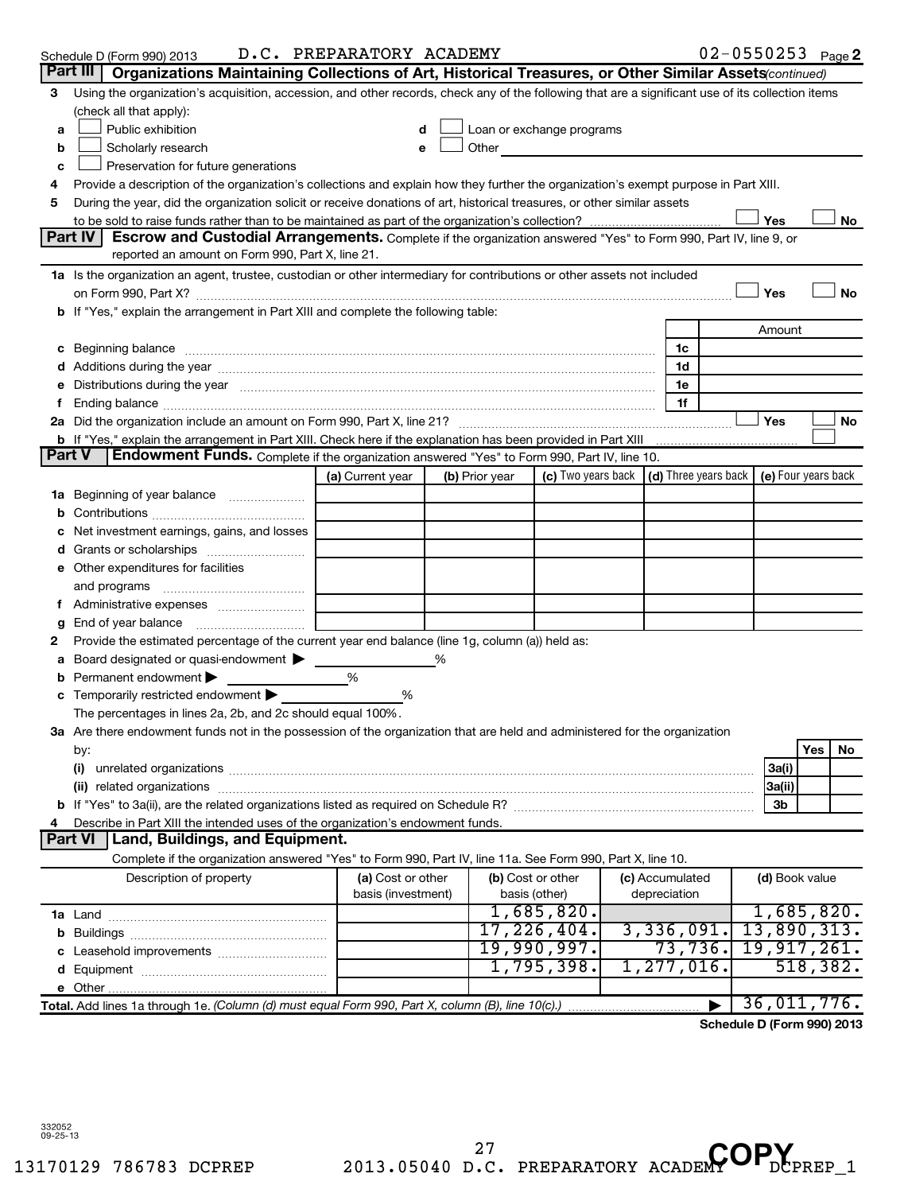Schedule D (Form 990) 2013 D.C. PREPARATORY ACADEMY 02-0550253 Page 2

## Part III Organizations Maintaining Collections of Art, Historical Treasures, or Other Similar Assets *(continued)*

**3** Using the organization's acquisition, accession, and other records, check any of the following that are a significant use of its collection items (check all that apply):

- **a** ☐ Public exhibition
- **b** ☐ Scholarly research
- **c** ☐ Preservation for future generations
- **d** ☐ Loan or exchange programs
- **e** ☐ Other

**4** Provide a description of the organization's collections and explain how they further the organization's exempt purpose in Part XIII.

**5** During the year, did the organization solicit or receive donations of art, historical treasures, or other similar assets to be sold to raise funds rather than to be maintained as part of the organization's collection? ☐ Yes ☐ No

## Part IV Escrow and Custodial Arrangements.

Complete if the organization answered "Yes" to Form 990, Part IV, line 9, or reported an amount on Form 990, Part X, line 21.

**1a** Is the organization an agent, trustee, custodian or other intermediary for contributions or other assets not included on Form 990, Part X? ☐ Yes ☐ No

**b** If "Yes," explain the arrangement in Part XIII and complete the following table:

| | | Amount |
|---|---|---|
| **c** Beginning balance | 1c | |
| **d** Additions during the year | 1d | |
| **e** Distributions during the year | 1e | |
| **f** Ending balance | 1f | |

**2a** Did the organization include an amount on Form 990, Part X, line 21? ☐ Yes ☐ No

**b** If "Yes," explain the arrangement in Part XIII. Check here if the explanation has been provided in Part XIII ☐

## Part V Endowment Funds.

Complete if the organization answered "Yes" to Form 990, Part IV, line 10.

| | (a) Current year | (b) Prior year | (c) Two years back | (d) Three years back | (e) Four years back |
|---|---|---|---|---|---|
| **1a** Beginning of year balance | | | | | |
| **b** Contributions | | | | | |
| **c** Net investment earnings, gains, and losses | | | | | |
| **d** Grants or scholarships | | | | | |
| **e** Other expenditures for facilities and programs | | | | | |
| **f** Administrative expenses | | | | | |
| **g** End of year balance | | | | | |

**2** Provide the estimated percentage of the current year end balance (line 1g, column (a)) held as:

- **a** Board designated or quasi-endowment ▶ ______ %
- **b** Permanent endowment ▶ ______ %
- **c** Temporarily restricted endowment ▶ ______ %

The percentages in lines 2a, 2b, and 2c should equal 100%.

**3a** Are there endowment funds not in the possession of the organization that are held and administered for the organization by:

| | | Yes | No |
|---|---|---|---|
| **(i)** unrelated organizations | 3a(i) | | |
| **(ii)** related organizations | 3a(ii) | | |
| **b** If "Yes" to 3a(ii), are the related organizations listed as required on Schedule R? | 3b | | |

**4** Describe in Part XIII the intended uses of the organization's endowment funds.

## Part VI Land, Buildings, and Equipment.

Complete if the organization answered "Yes" to Form 990, Part IV, line 11a. See Form 990, Part X, line 10.

| Description of property | (a) Cost or other basis (investment) | (b) Cost or other basis (other) | (c) Accumulated depreciation | (d) Book value |
|---|---|---|---|---|
| **1a** Land | | 1,685,820. | | 1,685,820. |
| **b** Buildings | | 17,226,404. | 3,336,091. | 13,890,313. |
| **c** Leasehold improvements | | 19,990,997. | 73,736. | 19,917,261. |
| **d** Equipment | | 1,795,398. | 1,277,016. | 518,382. |
| **e** Other | | | | |
| **Total.** Add lines 1a through 1e. *(Column (d) must equal Form 990, Part X, column (B), line 10(c).)* ▶ | | | | 36,011,776. |

**Schedule D (Form 990) 2013**

332052 09-25-13

13170129 786783 DCPREP 2013.05040 D.C. PREPARATORY ACADEMY DCPREP_1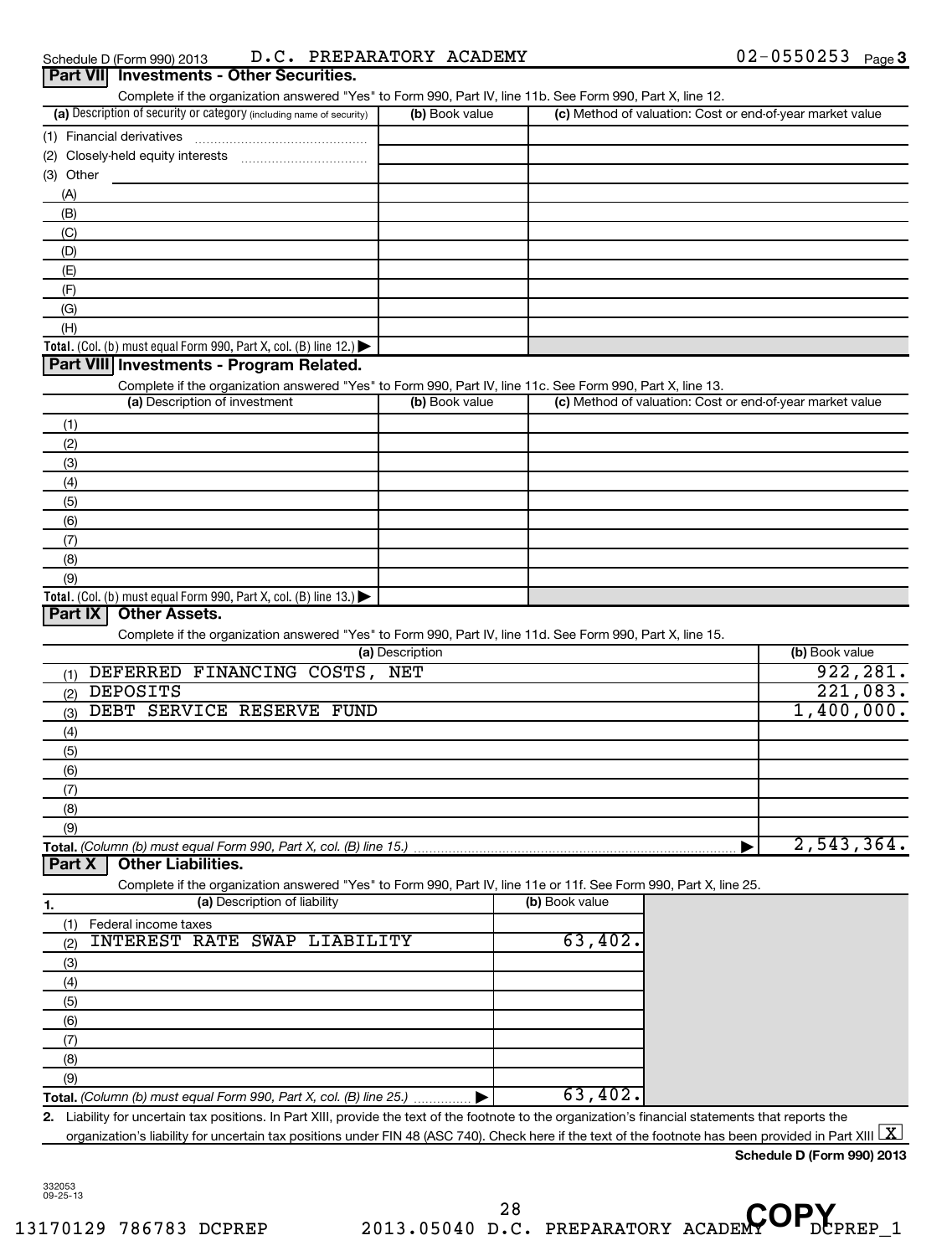Schedule D (Form 990) 2013 D.C. PREPARATORY ACADEMY 02-0550253 Page 3

## Part VII Investments - Other Securities.

Complete if the organization answered "Yes" to Form 990, Part IV, line 11b. See Form 990, Part X, line 12.

| (a) Description of security or category (including name of security) | (b) Book value | (c) Method of valuation: Cost or end-of-year market value |
|---|---|---|
| (1) Financial derivatives | | |
| (2) Closely-held equity interests | | |
| (3) Other | | |
| (A) | | |
| (B) | | |
| (C) | | |
| (D) | | |
| (E) | | |
| (F) | | |
| (G) | | |
| (H) | | |
| **Total.** (Col. (b) must equal Form 990, Part X, col. (B) line 12.) ▶ | | |

## Part VIII Investments - Program Related.

Complete if the organization answered "Yes" to Form 990, Part IV, line 11c. See Form 990, Part X, line 13.

| (a) Description of investment | (b) Book value | (c) Method of valuation: Cost or end-of-year market value |
|---|---|---|
| (1) | | |
| (2) | | |
| (3) | | |
| (4) | | |
| (5) | | |
| (6) | | |
| (7) | | |
| (8) | | |
| (9) | | |
| **Total.** (Col. (b) must equal Form 990, Part X, col. (B) line 13.) ▶ | | |

## Part IX Other Assets.

Complete if the organization answered "Yes" to Form 990, Part IV, line 11d. See Form 990, Part X, line 15.

| (a) Description | (b) Book value |
|---|---|
| (1) DEFERRED FINANCING COSTS, NET | 922,281. |
| (2) DEPOSITS | 221,083. |
| (3) DEBT SERVICE RESERVE FUND | 1,400,000. |
| (4) | |
| (5) | |
| (6) | |
| (7) | |
| (8) | |
| (9) | |
| **Total.** *(Column (b) must equal Form 990, Part X, col. (B) line 15.)* ▶ | 2,543,364. |

## Part X Other Liabilities.

Complete if the organization answered "Yes" to Form 990, Part IV, line 11e or 11f. See Form 990, Part X, line 25.

| 1. (a) Description of liability | (b) Book value |
|---|---|
| (1) Federal income taxes | |
| (2) INTEREST RATE SWAP LIABILITY | 63,402. |
| (3) | |
| (4) | |
| (5) | |
| (6) | |
| (7) | |
| (8) | |
| (9) | |
| **Total.** *(Column (b) must equal Form 990, Part X, col. (B) line 25.)* ▶ | 63,402. |

2. Liability for uncertain tax positions. In Part XIII, provide the text of the footnote to the organization's financial statements that reports the organization's liability for uncertain tax positions under FIN 48 (ASC 740). Check here if the text of the footnote has been provided in Part XIII [X]

**Schedule D (Form 990) 2013**

332053 09-25-13

13170129 786783 DCPREP 2013.05040 D.C. PREPARATORY ACADEMY DCPREP_1

COPY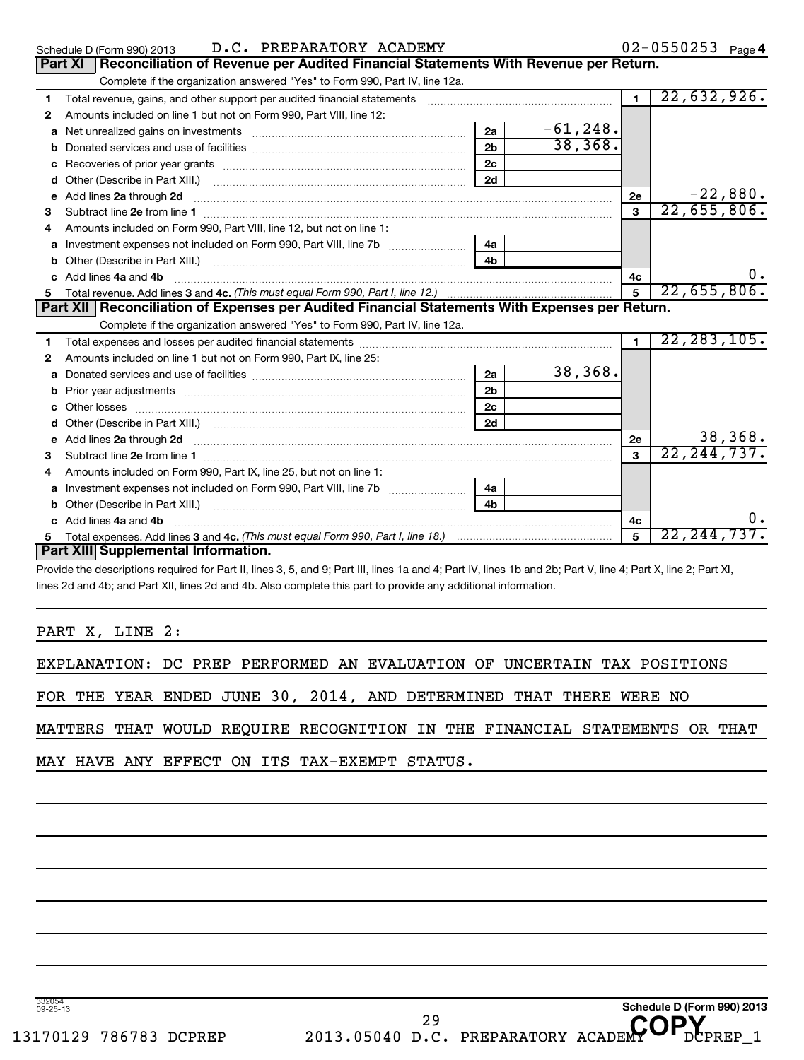Schedule D (Form 990) 2013 D.C. PREPARATORY ACADEMY 02-0550253 Page 4

**Part XI Reconciliation of Revenue per Audited Financial Statements With Revenue per Return.**

Complete if the organization answered "Yes" to Form 990, Part IV, line 12a.

| | | | | | |
|---|---|---|---|---|---|
| 1 | Total revenue, gains, and other support per audited financial statements | | | 1 | 22,632,926. |
| 2 | Amounts included on line 1 but not on Form 990, Part VIII, line 12: | | | | |
| a | Net unrealized gains on investments | 2a | -61,248. | | |
| b | Donated services and use of facilities | 2b | 38,368. | | |
| c | Recoveries of prior year grants | 2c | | | |
| d | Other (Describe in Part XIII.) | 2d | | | |
| e | Add lines 2a through 2d | | | 2e | -22,880. |
| 3 | Subtract line 2e from line 1 | | | 3 | 22,655,806. |
| 4 | Amounts included on Form 990, Part VIII, line 12, but not on line 1: | | | | |
| a | Investment expenses not included on Form 990, Part VIII, line 7b | 4a | | | |
| b | Other (Describe in Part XIII.) | 4b | | | |
| c | Add lines 4a and 4b | | | 4c | 0. |
| 5 | Total revenue. Add lines 3 and 4c. *(This must equal Form 990, Part I, line 12.)* | | | 5 | 22,655,806. |

**Part XII Reconciliation of Expenses per Audited Financial Statements With Expenses per Return.**

Complete if the organization answered "Yes" to Form 990, Part IV, line 12a.

| | | | | | |
|---|---|---|---|---|---|
| 1 | Total expenses and losses per audited financial statements | | | 1 | 22,283,105. |
| 2 | Amounts included on line 1 but not on Form 990, Part IX, line 25: | | | | |
| a | Donated services and use of facilities | 2a | 38,368. | | |
| b | Prior year adjustments | 2b | | | |
| c | Other losses | 2c | | | |
| d | Other (Describe in Part XIII.) | 2d | | | |
| e | Add lines 2a through 2d | | | 2e | 38,368. |
| 3 | Subtract line 2e from line 1 | | | 3 | 22,244,737. |
| 4 | Amounts included on Form 990, Part IX, line 25, but not on line 1: | | | | |
| a | Investment expenses not included on Form 990, Part VIII, line 7b | 4a | | | |
| b | Other (Describe in Part XIII.) | 4b | | | |
| c | Add lines 4a and 4b | | | 4c | 0. |
| 5 | Total expenses. Add lines 3 and 4c. *(This must equal Form 990, Part I, line 18.)* | | | 5 | 22,244,737. |

**Part XIII Supplemental Information.**

Provide the descriptions required for Part II, lines 3, 5, and 9; Part III, lines 1a and 4; Part IV, lines 1b and 2b; Part V, line 4; Part X, line 2; Part XI, lines 2d and 4b; and Part XII, lines 2d and 4b. Also complete this part to provide any additional information.

PART X, LINE 2:

EXPLANATION: DC PREP PERFORMED AN EVALUATION OF UNCERTAIN TAX POSITIONS FOR THE YEAR ENDED JUNE 30, 2014, AND DETERMINED THAT THERE WERE NO MATTERS THAT WOULD REQUIRE RECOGNITION IN THE FINANCIAL STATEMENTS OR THAT MAY HAVE ANY EFFECT ON ITS TAX-EXEMPT STATUS.

332054 09-25-13 Schedule D (Form 990) 2013

13170129 786783 DCPREP 2013.05040 D.C. PREPARATORY ACADEMY DCPREP_1

COPY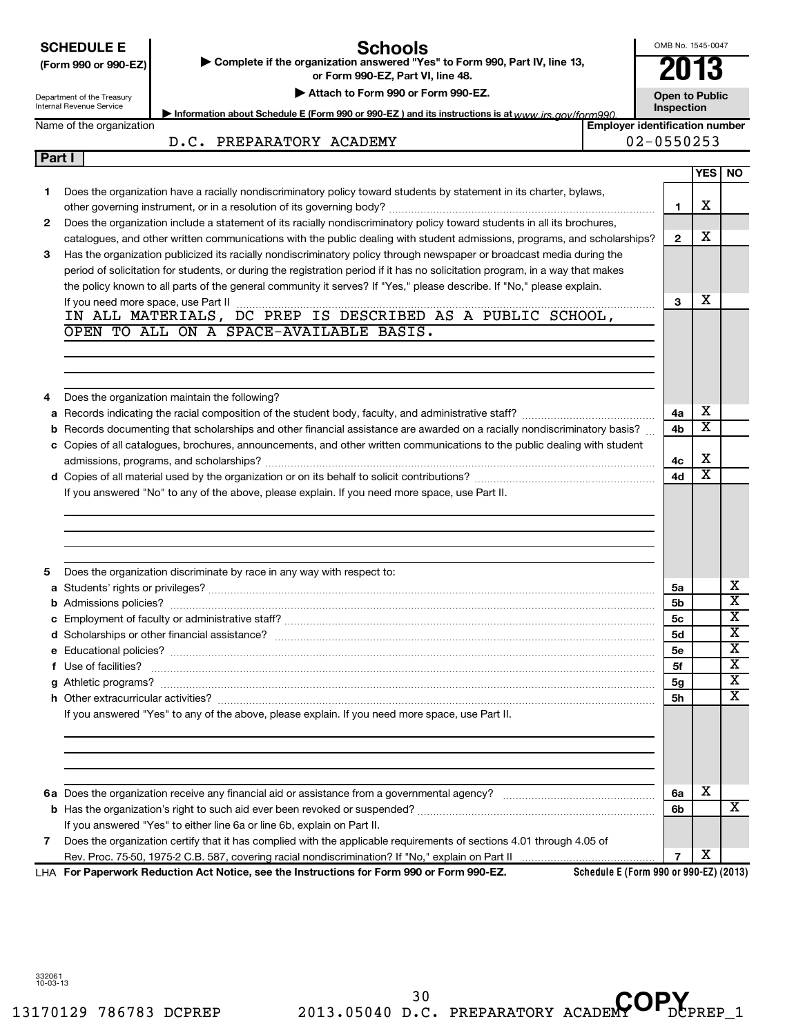**SCHEDULE E (Form 990 or 990-EZ)**

Department of the Treasury
Internal Revenue Service

# Schools

▶ Complete if the organization answered "Yes" to Form 990, Part IV, line 13, or Form 990-EZ, Part VI, line 48.

▶ Attach to Form 990 or Form 990-EZ.

▶ Information about Schedule E (Form 990 or 990-EZ) and its instructions is at www.irs.gov/form990.

OMB No. 1545-0047

**2013**

**Open to Public Inspection**

| Name of the organization | Employer identification number |
|---|---|
| D.C. PREPARATORY ACADEMY | 02-0550253 |

**Part I**

| | | | YES | NO |
|---|---|---|---|---|
| 1 | Does the organization have a racially nondiscriminatory policy toward students by statement in its charter, bylaws, other governing instrument, or in a resolution of its governing body? | 1 | X | |
| 2 | Does the organization include a statement of its racially nondiscriminatory policy toward students in all its brochures, catalogues, and other written communications with the public dealing with student admissions, programs, and scholarships? | 2 | X | |
| 3 | Has the organization publicized its racially nondiscriminatory policy through newspaper or broadcast media during the period of solicitation for students, or during the registration period if it has no solicitation program, in a way that makes the policy known to all parts of the general community it serves? If "Yes," please describe. If "No," please explain. If you need more space, use Part II | 3 | X | |
| | IN ALL MATERIALS, DC PREP IS DESCRIBED AS A PUBLIC SCHOOL, OPEN TO ALL ON A SPACE-AVAILABLE BASIS. | | | |
| 4 | Does the organization maintain the following? | | | |
| a | Records indicating the racial composition of the student body, faculty, and administrative staff? | 4a | X | |
| b | Records documenting that scholarships and other financial assistance are awarded on a racially nondiscriminatory basis? | 4b | X | |
| c | Copies of all catalogues, brochures, announcements, and other written communications to the public dealing with student admissions, programs, and scholarships? | 4c | X | |
| d | Copies of all material used by the organization or on its behalf to solicit contributions? | 4d | X | |
| | If you answered "No" to any of the above, please explain. If you need more space, use Part II. | | | |
| 5 | Does the organization discriminate by race in any way with respect to: | | | |
| a | Students' rights or privileges? | 5a | | X |
| b | Admissions policies? | 5b | | X |
| c | Employment of faculty or administrative staff? | 5c | | X |
| d | Scholarships or other financial assistance? | 5d | | X |
| e | Educational policies? | 5e | | X |
| f | Use of facilities? | 5f | | X |
| g | Athletic programs? | 5g | | X |
| h | Other extracurricular activities? | 5h | | X |
| | If you answered "Yes" to any of the above, please explain. If you need more space, use Part II. | | | |
| 6a | Does the organization receive any financial aid or assistance from a governmental agency? | 6a | X | |
| b | Has the organization's right to such aid ever been revoked or suspended? | 6b | | X |
| | If you answered "Yes" to either line 6a or line 6b, explain on Part II. | | | |
| 7 | Does the organization certify that it has complied with the applicable requirements of sections 4.01 through 4.05 of Rev. Proc. 75-50, 1975-2 C.B. 587, covering racial nondiscrimination? If "No," explain on Part II | 7 | X | |

LHA **For Paperwork Reduction Act Notice, see the Instructions for Form 990 or Form 990-EZ.** **Schedule E (Form 990 or 990-EZ) (2013)**

332061
10-03-13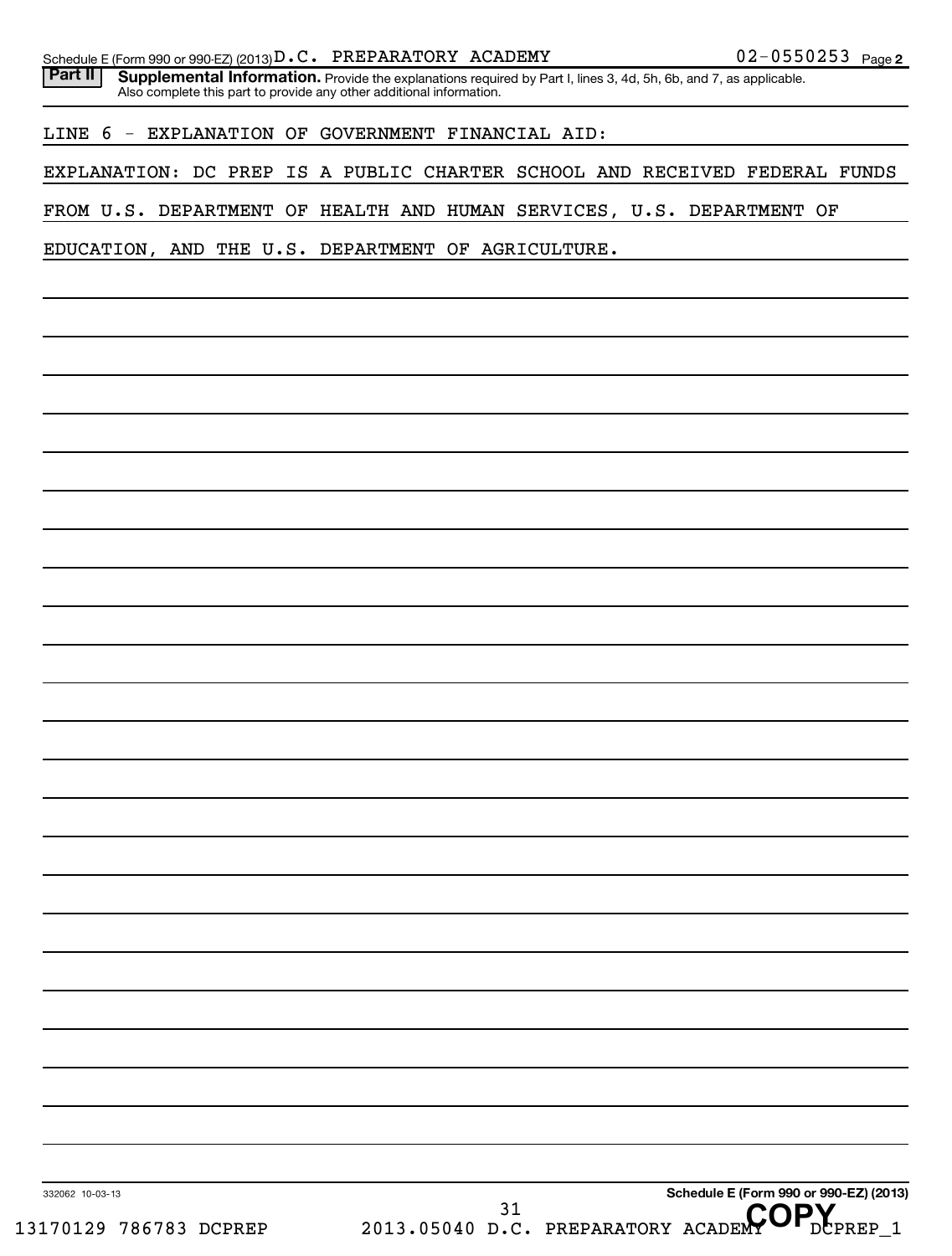Schedule E (Form 990 or 990-EZ) (2013) D.C. PREPARATORY ACADEMY 02-0550253 Page 2

**Part II** **Supplemental Information.** Provide the explanations required by Part I, lines 3, 4d, 5h, 6b, and 7, as applicable. Also complete this part to provide any other additional information.

LINE 6 - EXPLANATION OF GOVERNMENT FINANCIAL AID:

EXPLANATION: DC PREP IS A PUBLIC CHARTER SCHOOL AND RECEIVED FEDERAL FUNDS FROM U.S. DEPARTMENT OF HEALTH AND HUMAN SERVICES, U.S. DEPARTMENT OF EDUCATION, AND THE U.S. DEPARTMENT OF AGRICULTURE.

332062 10-03-13

**Schedule E (Form 990 or 990-EZ) (2013)**

13170129 786783 DCPREP 2013.05040 D.C. PREPARATORY ACADEMY DCPREP_1

COPY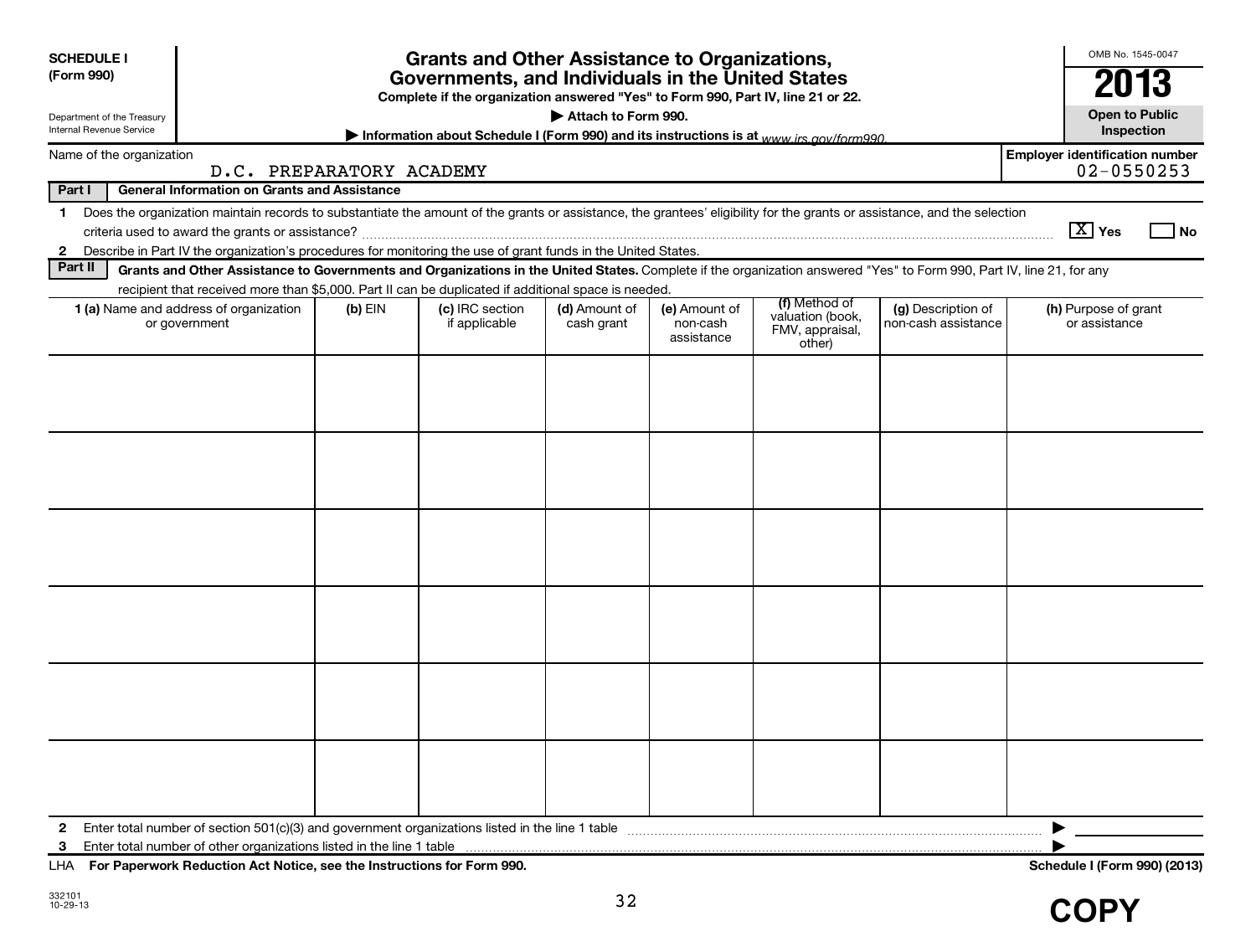**SCHEDULE I**
**(Form 990)**

Department of the Treasury
Internal Revenue Service

# Grants and Other Assistance to Organizations, Governments, and Individuals in the United States

**Complete if the organization answered "Yes" to Form 990, Part IV, line 21 or 22.**

**▶ Attach to Form 990.**

**▶ Information about Schedule I (Form 990) and its instructions is at** *www.irs.gov/form990.*

OMB No. 1545-0047

**2013**

**Open to Public Inspection**

Name of the organization: D.C. PREPARATORY ACADEMY

Employer identification number: 02-0550253

**Part I — General Information on Grants and Assistance**

1 Does the organization maintain records to substantiate the amount of the grants or assistance, the grantees' eligibility for the grants or assistance, and the selection criteria used to award the grants or assistance? [X] Yes [ ] No

2 Describe in Part IV the organization's procedures for monitoring the use of grant funds in the United States.

**Part II — Grants and Other Assistance to Governments and Organizations in the United States.** Complete if the organization answered "Yes" to Form 990, Part IV, line 21, for any recipient that received more than $5,000. Part II can be duplicated if additional space is needed.

| 1 (a) Name and address of organization or government | (b) EIN | (c) IRC section if applicable | (d) Amount of cash grant | (e) Amount of non-cash assistance | (f) Method of valuation (book, FMV, appraisal, other) | (g) Description of non-cash assistance | (h) Purpose of grant or assistance |
|---|---|---|---|---|---|---|---|
| | | | | | | | |
| | | | | | | | |
| | | | | | | | |
| | | | | | | | |
| | | | | | | | |
| | | | | | | | |

2 Enter total number of section 501(c)(3) and government organizations listed in the line 1 table ▶

3 Enter total number of other organizations listed in the line 1 table ▶

LHA **For Paperwork Reduction Act Notice, see the Instructions for Form 990.** **Schedule I (Form 990) (2013)**

332101
10-29-13

**COPY**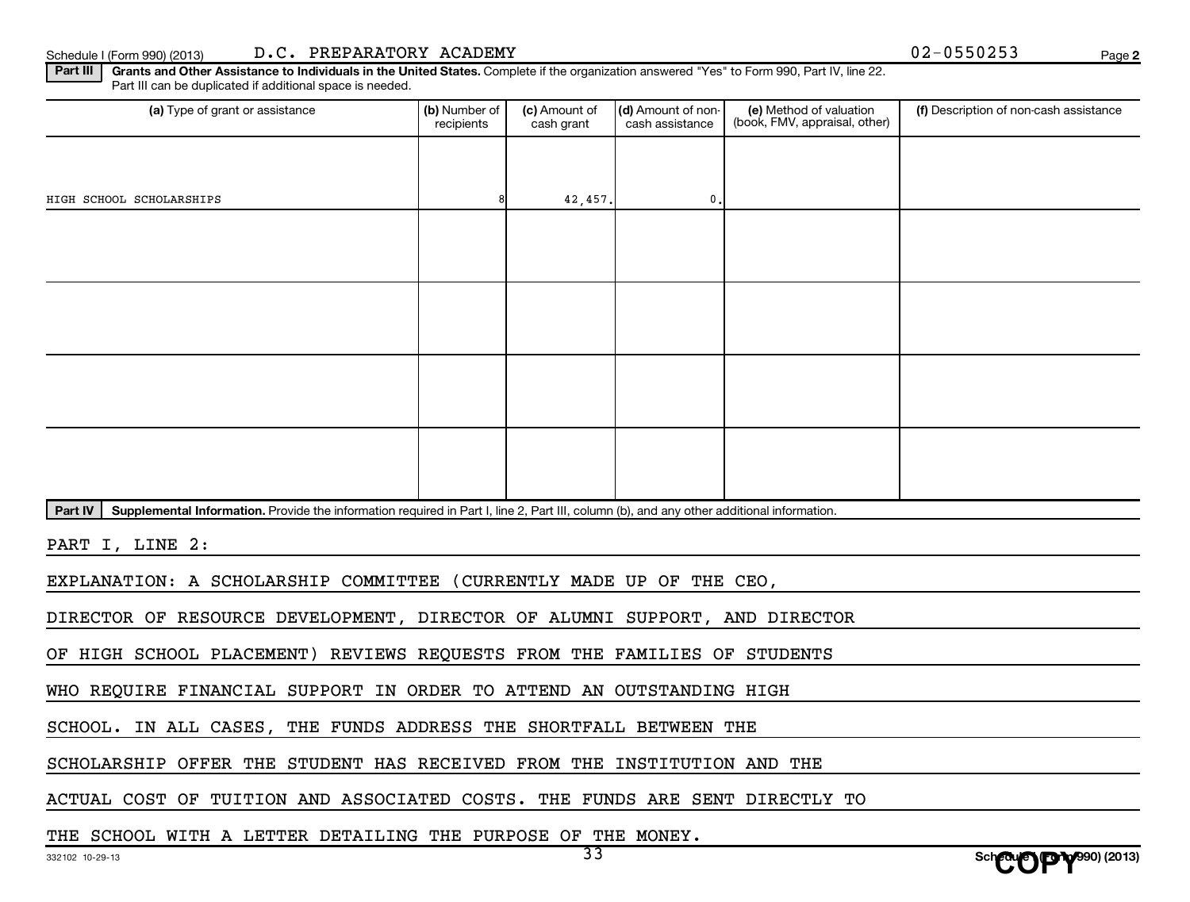Schedule I (Form 990) (2013) D.C. PREPARATORY ACADEMY 02-0550253 Page 2

**Part III** **Grants and Other Assistance to Individuals in the United States.** Complete if the organization answered "Yes" to Form 990, Part IV, line 22. Part III can be duplicated if additional space is needed.

| (a) Type of grant or assistance | (b) Number of recipients | (c) Amount of cash grant | (d) Amount of non-cash assistance | (e) Method of valuation (book, FMV, appraisal, other) | (f) Description of non-cash assistance |
|---|---|---|---|---|---|
| HIGH SCHOOL SCHOLARSHIPS | 8 | 42,457. | 0. | | |
| | | | | | |
| | | | | | |
| | | | | | |
| | | | | | |

**Part IV** **Supplemental Information.** Provide the information required in Part I, line 2, Part III, column (b), and any other additional information.

PART I, LINE 2:

EXPLANATION: A SCHOLARSHIP COMMITTEE (CURRENTLY MADE UP OF THE CEO, DIRECTOR OF RESOURCE DEVELOPMENT, DIRECTOR OF ALUMNI SUPPORT, AND DIRECTOR OF HIGH SCHOOL PLACEMENT) REVIEWS REQUESTS FROM THE FAMILIES OF STUDENTS WHO REQUIRE FINANCIAL SUPPORT IN ORDER TO ATTEND AN OUTSTANDING HIGH SCHOOL. IN ALL CASES, THE FUNDS ADDRESS THE SHORTFALL BETWEEN THE SCHOLARSHIP OFFER THE STUDENT HAS RECEIVED FROM THE INSTITUTION AND THE ACTUAL COST OF TUITION AND ASSOCIATED COSTS. THE FUNDS ARE SENT DIRECTLY TO THE SCHOOL WITH A LETTER DETAILING THE PURPOSE OF THE MONEY.

332102 10-29-13 Schedule I (Form 990) (2013)

COPY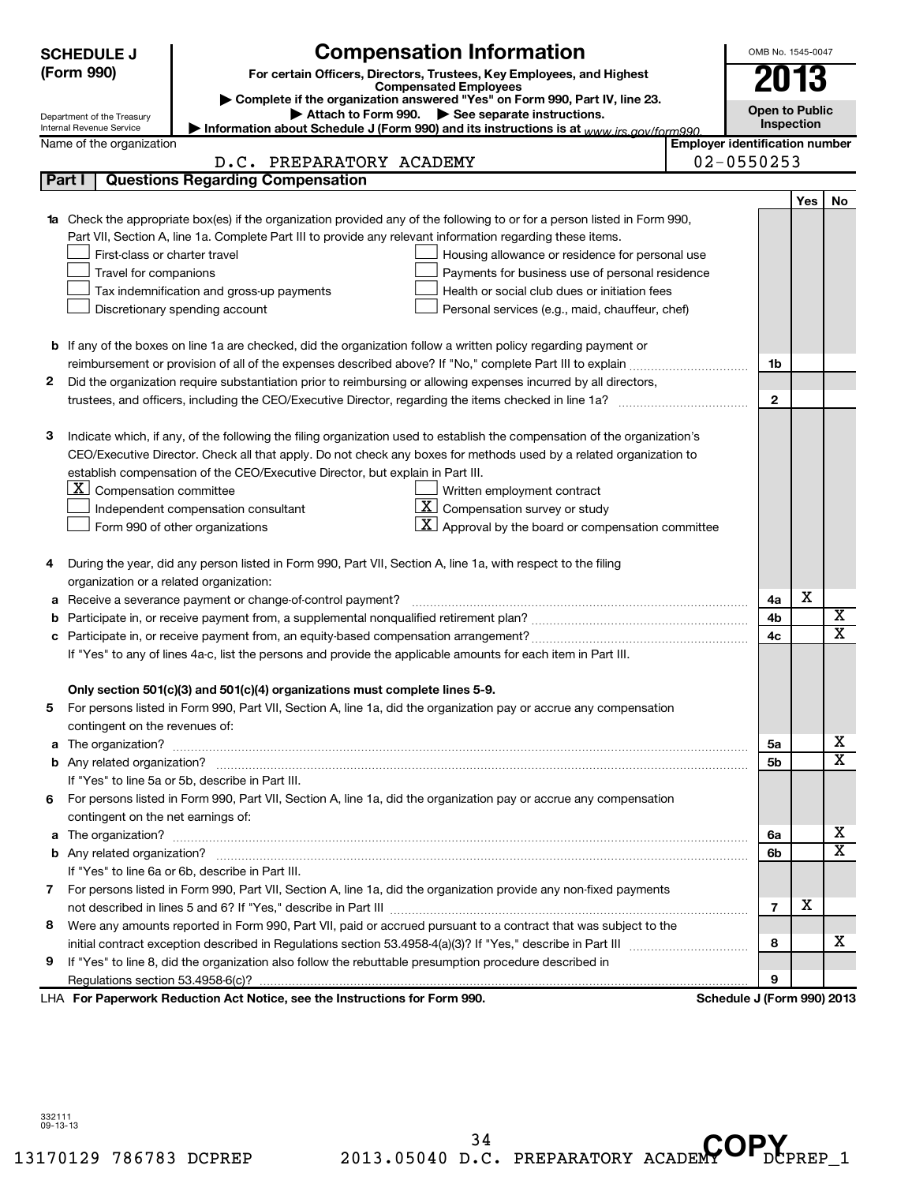**SCHEDULE J (Form 990)**

# Compensation Information

**For certain Officers, Directors, Trustees, Key Employees, and Highest Compensated Employees**

▶ Complete if the organization answered "Yes" on Form 990, Part IV, line 23.

▶ Attach to Form 990. ▶ See separate instructions.

▶ Information about Schedule J (Form 990) and its instructions is at www.irs.gov/form990.

Department of the Treasury
Internal Revenue Service

OMB No. 1545-0047

**2013**

**Open to Public Inspection**

Name of the organization: D.C. PREPARATORY ACADEMY

Employer identification number: 02-0550253

## Part I Questions Regarding Compensation

| | | | Yes | No |
|---|---|---|---|---|
| **1a** | Check the appropriate box(es) if the organization provided any of the following to or for a person listed in Form 990, Part VII, Section A, line 1a. Complete Part III to provide any relevant information regarding these items.<br>☐ First-class or charter travel ☐ Housing allowance or residence for personal use<br>☐ Travel for companions ☐ Payments for business use of personal residence<br>☐ Tax indemnification and gross-up payments ☐ Health or social club dues or initiation fees<br>☐ Discretionary spending account ☐ Personal services (e.g., maid, chauffeur, chef) | | | |
| **b** | If any of the boxes on line 1a are checked, did the organization follow a written policy regarding payment or reimbursement or provision of all of the expenses described above? If "No," complete Part III to explain | 1b | | |
| **2** | Did the organization require substantiation prior to reimbursing or allowing expenses incurred by all directors, trustees, and officers, including the CEO/Executive Director, regarding the items checked in line 1a? | 2 | | |
| **3** | Indicate which, if any, of the following the filing organization used to establish the compensation of the organization's CEO/Executive Director. Check all that apply. Do not check any boxes for methods used by a related organization to establish compensation of the CEO/Executive Director, but explain in Part III.<br>☒ Compensation committee ☐ Written employment contract<br>☐ Independent compensation consultant ☒ Compensation survey or study<br>☐ Form 990 of other organizations ☒ Approval by the board or compensation committee | | | |
| **4** | During the year, did any person listed in Form 990, Part VII, Section A, line 1a, with respect to the filing organization or a related organization: | | | |
| **a** | Receive a severance payment or change-of-control payment? | 4a | X | |
| **b** | Participate in, or receive payment from, a supplemental nonqualified retirement plan? | 4b | | X |
| **c** | Participate in, or receive payment from, an equity-based compensation arrangement? | 4c | | X |
| | If "Yes" to any of lines 4a-c, list the persons and provide the applicable amounts for each item in Part III. | | | |
| | **Only section 501(c)(3) and 501(c)(4) organizations must complete lines 5-9.** | | | |
| **5** | For persons listed in Form 990, Part VII, Section A, line 1a, did the organization pay or accrue any compensation contingent on the revenues of: | | | |
| **a** | The organization? | 5a | | X |
| **b** | Any related organization? | 5b | | X |
| | If "Yes" to line 5a or 5b, describe in Part III. | | | |
| **6** | For persons listed in Form 990, Part VII, Section A, line 1a, did the organization pay or accrue any compensation contingent on the net earnings of: | | | |
| **a** | The organization? | 6a | | X |
| **b** | Any related organization? | 6b | | X |
| | If "Yes" to line 6a or 6b, describe in Part III. | | | |
| **7** | For persons listed in Form 990, Part VII, Section A, line 1a, did the organization provide any non-fixed payments not described in lines 5 and 6? If "Yes," describe in Part III | 7 | X | |
| **8** | Were any amounts reported in Form 990, Part VII, paid or accrued pursuant to a contract that was subject to the initial contract exception described in Regulations section 53.4958-4(a)(3)? If "Yes," describe in Part III | 8 | | X |
| **9** | If "Yes" to line 8, did the organization also follow the rebuttable presumption procedure described in Regulations section 53.4958-6(c)? | 9 | | |

LHA **For Paperwork Reduction Act Notice, see the Instructions for Form 990.** **Schedule J (Form 990) 2013**

332111
09-13-13

13170129 786783 DCPREP 2013.05040 D.C. PREPARATORY ACADEMY DCPREP_1

COPY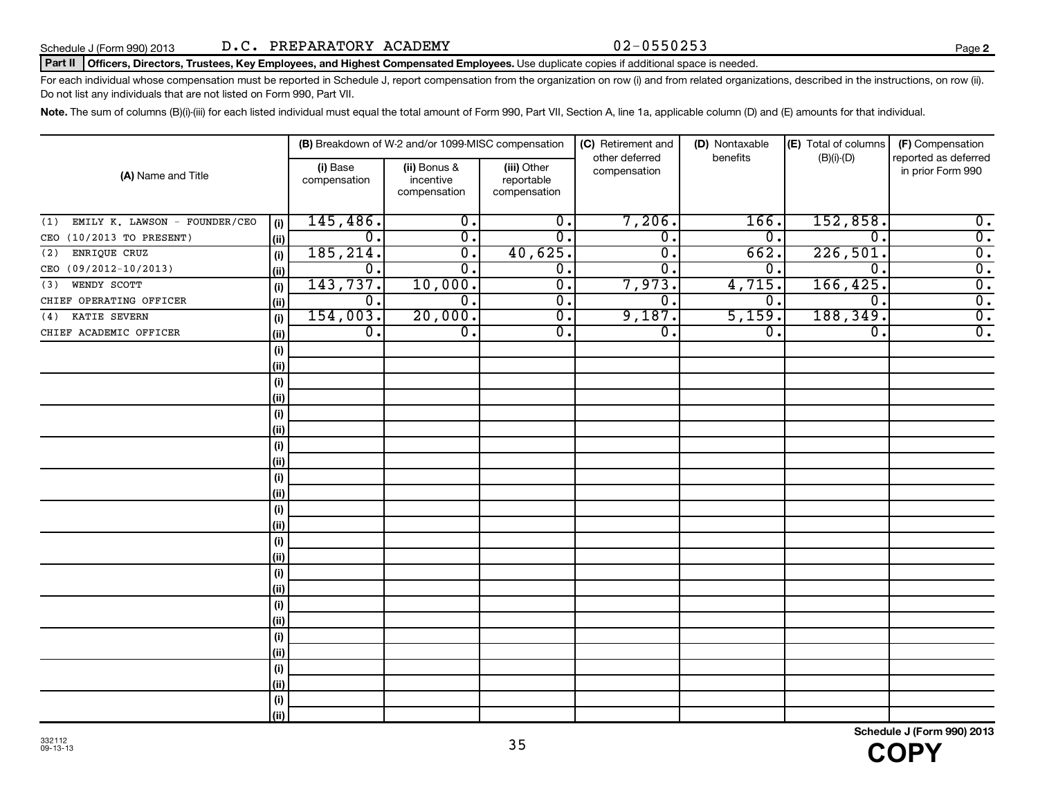Schedule J (Form 990) 2013 D.C. PREPARATORY ACADEMY 02-0550253 Page 2

**Part II Officers, Directors, Trustees, Key Employees, and Highest Compensated Employees.** Use duplicate copies if additional space is needed.

For each individual whose compensation must be reported in Schedule J, report compensation from the organization on row (i) and from related organizations, described in the instructions, on row (ii). Do not list any individuals that are not listed on Form 990, Part VII.

**Note.** The sum of columns (B)(i)-(iii) for each listed individual must equal the total amount of Form 990, Part VII, Section A, line 1a, applicable column (D) and (E) amounts for that individual.

| (A) Name and Title | | (B) Breakdown of W-2 and/or 1099-MISC compensation | | | (C) Retirement and other deferred compensation | (D) Nontaxable benefits | (E) Total of columns (B)(i)-(D) | (F) Compensation reported as deferred in prior Form 990 |
|---|---|---|---|---|---|---|---|---|
| | | (i) Base compensation | (ii) Bonus & incentive compensation | (iii) Other reportable compensation | | | | |
| (1) EMILY K. LAWSON - FOUNDER/CEO | (i) | 145,486. | 0. | 0. | 7,206. | 166. | 152,858. | 0. |
| CEO (10/2013 TO PRESENT) | (ii) | 0. | 0. | 0. | 0. | 0. | 0. | 0. |
| (2) ENRIQUE CRUZ | (i) | 185,214. | 0. | 40,625. | 0. | 662. | 226,501. | 0. |
| CEO (09/2012-10/2013) | (ii) | 0. | 0. | 0. | 0. | 0. | 0. | 0. |
| (3) WENDY SCOTT | (i) | 143,737. | 10,000. | 0. | 7,973. | 4,715. | 166,425. | 0. |
| CHIEF OPERATING OFFICER | (ii) | 0. | 0. | 0. | 0. | 0. | 0. | 0. |
| (4) KATIE SEVERN | (i) | 154,003. | 20,000. | 0. | 9,187. | 5,159. | 188,349. | 0. |
| CHIEF ACADEMIC OFFICER | (ii) | 0. | 0. | 0. | 0. | 0. | 0. | 0. |

Schedule J (Form 990) 2013

332112
09-13-13

COPY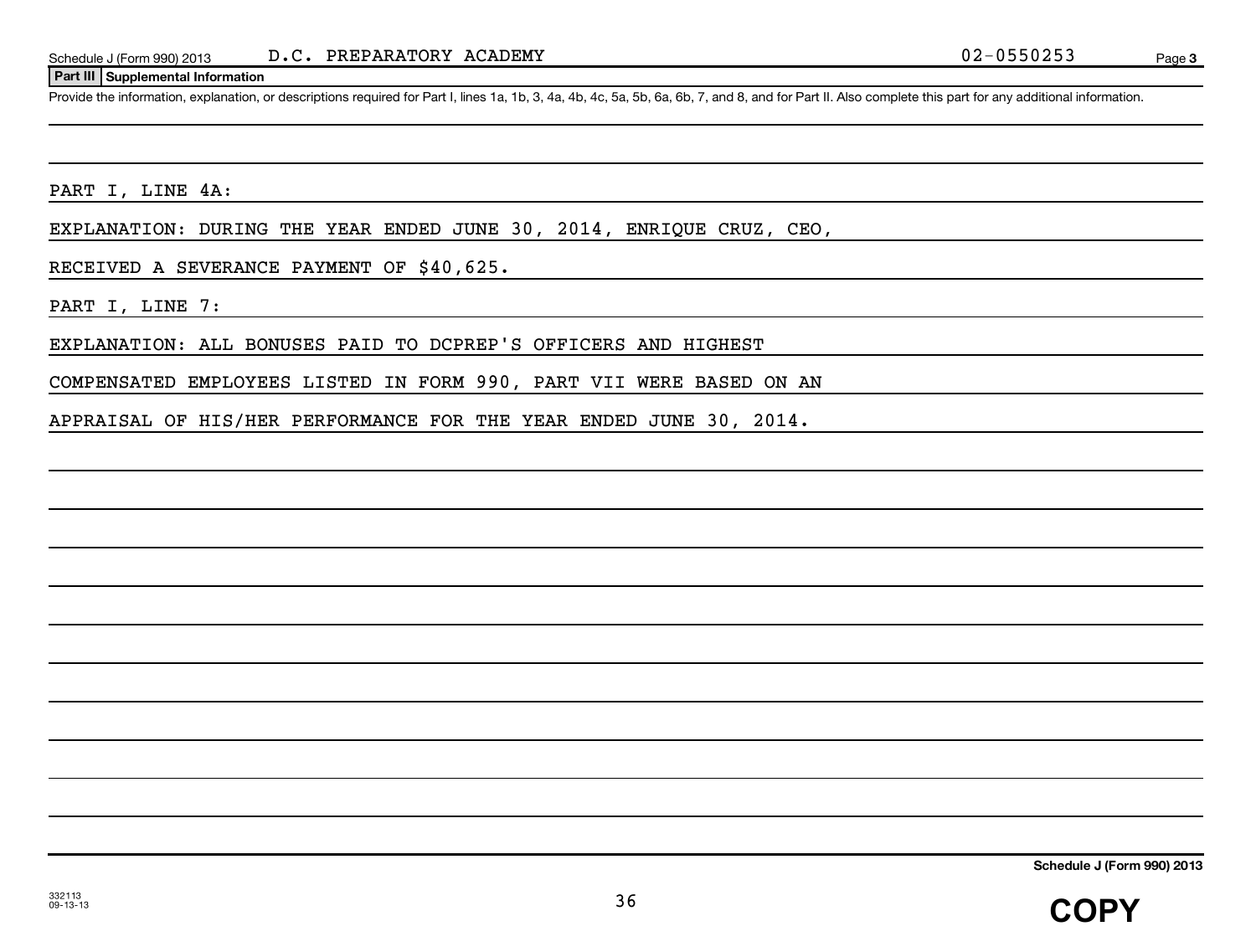Schedule J (Form 990) 2013 D.C. PREPARATORY ACADEMY 02-0550253 Page 3

**Part III Supplemental Information**

Provide the information, explanation, or descriptions required for Part I, lines 1a, 1b, 3, 4a, 4b, 4c, 5a, 5b, 6a, 6b, 7, and 8, and for Part II. Also complete this part for any additional information.

PART I, LINE 4A:

EXPLANATION: DURING THE YEAR ENDED JUNE 30, 2014, ENRIQUE CRUZ, CEO, RECEIVED A SEVERANCE PAYMENT OF $40,625.

PART I, LINE 7:

EXPLANATION: ALL BONUSES PAID TO DCPREP'S OFFICERS AND HIGHEST COMPENSATED EMPLOYEES LISTED IN FORM 990, PART VII WERE BASED ON AN APPRAISAL OF HIS/HER PERFORMANCE FOR THE YEAR ENDED JUNE 30, 2014.

Schedule J (Form 990) 2013

332113
09-13-13

COPY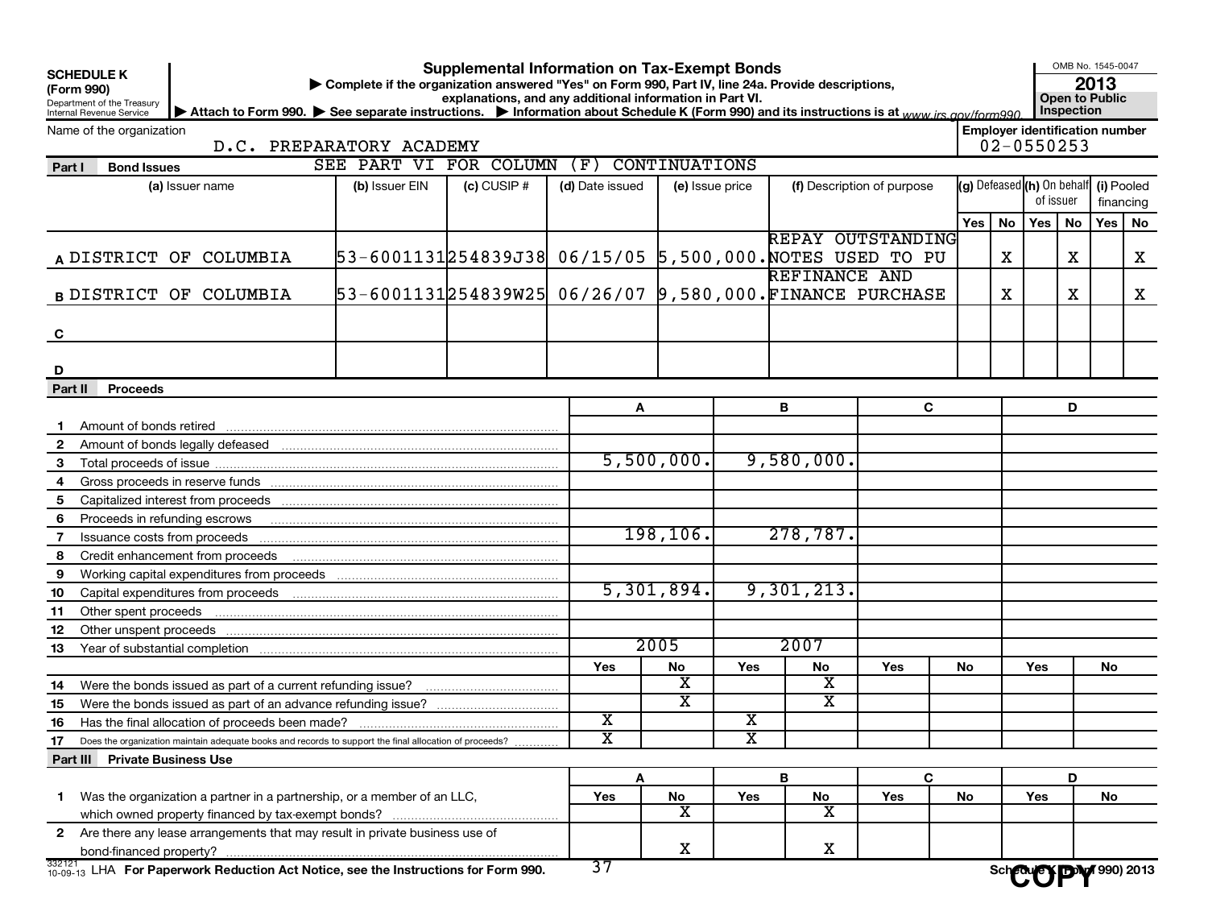**SCHEDULE K (Form 990)**
Department of the Treasury
Internal Revenue Service

# Supplemental Information on Tax-Exempt Bonds

▶ Complete if the organization answered "Yes" on Form 990, Part IV, line 24a. Provide descriptions, explanations, and any additional information in Part VI.
▶ Attach to Form 990. ▶ See separate instructions. ▶ Information about Schedule K (Form 990) and its instructions is at www.irs.gov/form990.

OMB No. 1545-0047
**2013**
**Open to Public Inspection**

Name of the organization: D.C. PREPARATORY ACADEMY

Employer identification number: 02-0550253

## Part I Bond Issues

SEE PART VI FOR COLUMN (F) CONTINUATIONS

| | (a) Issuer name | (b) Issuer EIN | (c) CUSIP # | (d) Date issued | (e) Issue price | (f) Description of purpose | (g) Defeased Yes | (g) Defeased No | (h) On behalf of issuer Yes | (h) On behalf of issuer No | (i) Pooled financing Yes | (i) Pooled financing No |
|---|---|---|---|---|---|---|---|---|---|---|---|---|
| A | DISTRICT OF COLUMBIA | 53-6001131 | 254839J38 | 06/15/05 | 5,500,000. | REPAY OUTSTANDING NOTES USED TO PU | | X | | X | | X |
| B | DISTRICT OF COLUMBIA | 53-6001131 | 254839W25 | 06/26/07 | 9,580,000. | REFINANCE AND FINANCE PURCHASE | | X | | X | | X |
| C | | | | | | | | | | | | |
| D | | | | | | | | | | | | |

## Part II Proceeds

| | | A | B | C | D |
|---|---|---|---|---|---|
| 1 | Amount of bonds retired | | | | |
| 2 | Amount of bonds legally defeased | | | | |
| 3 | Total proceeds of issue | 5,500,000. | 9,580,000. | | |
| 4 | Gross proceeds in reserve funds | | | | |
| 5 | Capitalized interest from proceeds | | | | |
| 6 | Proceeds in refunding escrows | | | | |
| 7 | Issuance costs from proceeds | 198,106. | 278,787. | | |
| 8 | Credit enhancement from proceeds | | | | |
| 9 | Working capital expenditures from proceeds | | | | |
| 10 | Capital expenditures from proceeds | 5,301,894. | 9,301,213. | | |
| 11 | Other spent proceeds | | | | |
| 12 | Other unspent proceeds | | | | |
| 13 | Year of substantial completion | 2005 | 2007 | | |

| | | A Yes | A No | B Yes | B No | C Yes | C No | D Yes | D No |
|---|---|---|---|---|---|---|---|---|---|
| 14 | Were the bonds issued as part of a current refunding issue? | | X | | X | | | | |
| 15 | Were the bonds issued as part of an advance refunding issue? | | X | | X | | | | |
| 16 | Has the final allocation of proceeds been made? | X | | X | | | | | |
| 17 | Does the organization maintain adequate books and records to support the final allocation of proceeds? | X | | X | | | | | |

## Part III Private Business Use

| | | A Yes | A No | B Yes | B No | C Yes | C No | D Yes | D No |
|---|---|---|---|---|---|---|---|---|---|
| 1 | Was the organization a partner in a partnership, or a member of an LLC, which owned property financed by tax-exempt bonds? | | X | | X | | | | |
| 2 | Are there any lease arrangements that may result in private business use of bond-financed property? | | X | | X | | | | |

332121 10-09-13 LHA For Paperwork Reduction Act Notice, see the Instructions for Form 990. Schedule K (Form 990) 2013

COPY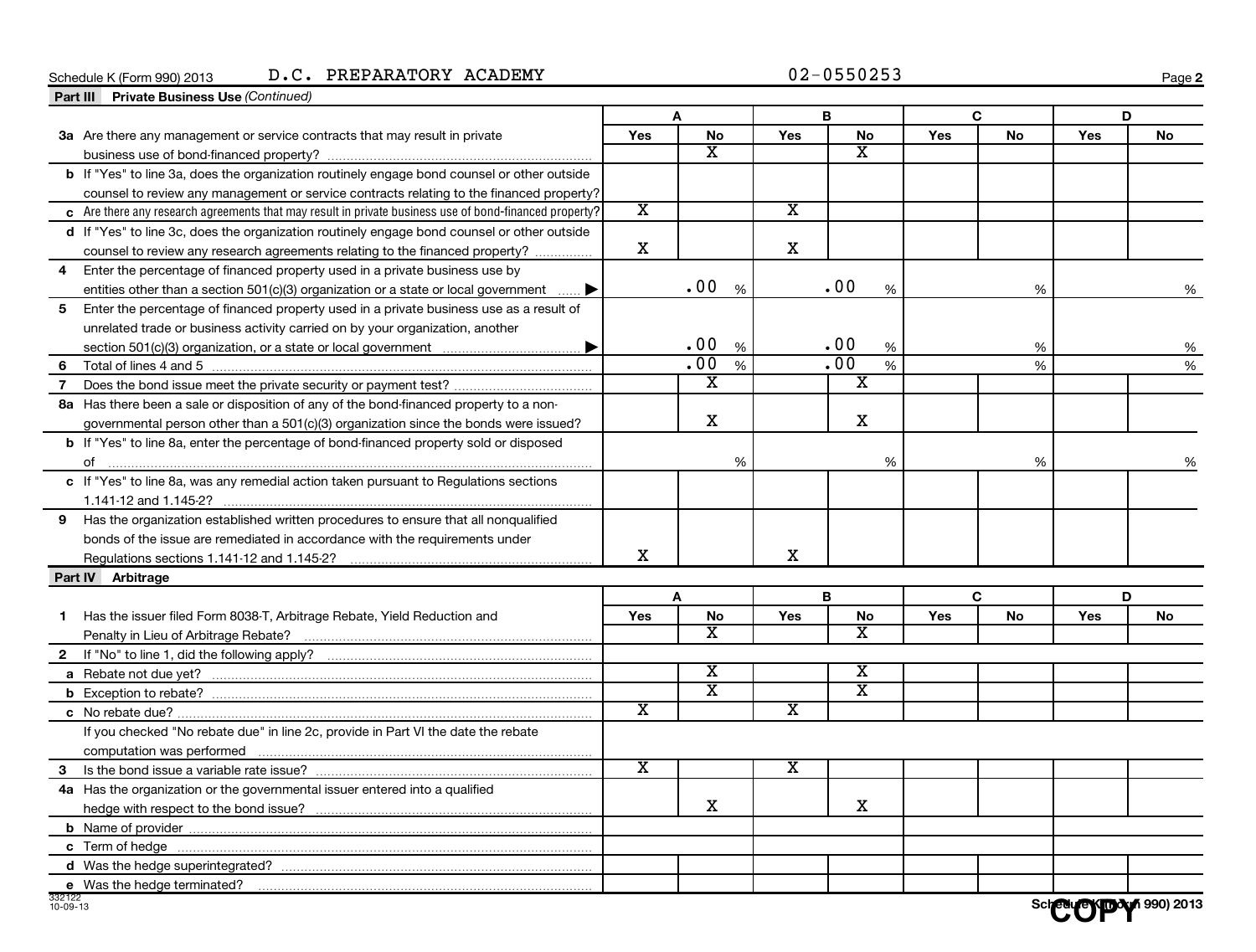Schedule K (Form 990) 2013 D.C. PREPARATORY ACADEMY 02-0550253

## Part III Private Business Use *(Continued)*

| | A | | B | | C | | D | |
|---|---|---|---|---|---|---|---|---|
| | Yes | No | Yes | No | Yes | No | Yes | No |
| **3a** Are there any management or service contracts that may result in private business use of bond-financed property? | | X | | X | | | | |
| **b** If "Yes" to line 3a, does the organization routinely engage bond counsel or other outside counsel to review any management or service contracts relating to the financed property? | | | | | | | | |
| **c** Are there any research agreements that may result in private business use of bond-financed property? | X | | X | | | | | |
| **d** If "Yes" to line 3c, does the organization routinely engage bond counsel or other outside counsel to review any research agreements relating to the financed property? | X | | X | | | | | |
| **4** Enter the percentage of financed property used in a private business use by entities other than a section 501(c)(3) organization or a state or local government ▶ | | .00 % | | .00 % | | % | | % |
| **5** Enter the percentage of financed property used in a private business use as a result of unrelated trade or business activity carried on by your organization, another section 501(c)(3) organization, or a state or local government ▶ | | .00 % | | .00 % | | % | | % |
| **6** Total of lines 4 and 5 | | .00 % | | .00 % | | % | | % |
| **7** Does the bond issue meet the private security or payment test? | | X | | X | | | | |
| **8a** Has there been a sale or disposition of any of the bond-financed property to a non-governmental person other than a 501(c)(3) organization since the bonds were issued? | | X | | X | | | | |
| **b** If "Yes" to line 8a, enter the percentage of bond-financed property sold or disposed of | | % | | % | | % | | % |
| **c** If "Yes" to line 8a, was any remedial action taken pursuant to Regulations sections 1.141-12 and 1.145-2? | | | | | | | | |
| **9** Has the organization established written procedures to ensure that all nonqualified bonds of the issue are remediated in accordance with the requirements under Regulations sections 1.141-12 and 1.145-2? | X | | X | | | | | |

## Part IV Arbitrage

| | A | | B | | C | | D | |
|---|---|---|---|---|---|---|---|---|
| | Yes | No | Yes | No | Yes | No | Yes | No |
| **1** Has the issuer filed Form 8038-T, Arbitrage Rebate, Yield Reduction and Penalty in Lieu of Arbitrage Rebate? | | X | | X | | | | |
| **2** If "No" to line 1, did the following apply? | | | | | | | | |
| **a** Rebate not due yet? | | X | | X | | | | |
| **b** Exception to rebate? | | X | | X | | | | |
| **c** No rebate due? | X | | X | | | | | |
| If you checked "No rebate due" in line 2c, provide in Part VI the date the rebate computation was performed | | | | | | | | |
| **3** Is the bond issue a variable rate issue? | X | | X | | | | | |
| **4a** Has the organization or the governmental issuer entered into a qualified hedge with respect to the bond issue? | | X | | X | | | | |
| **b** Name of provider | | | | | | | | |
| **c** Term of hedge | | | | | | | | |
| **d** Was the hedge superintegrated? | | | | | | | | |
| **e** Was the hedge terminated? | | | | | | | | |

332122 10-09-13

Schedule K (Form 990) 2013

COPY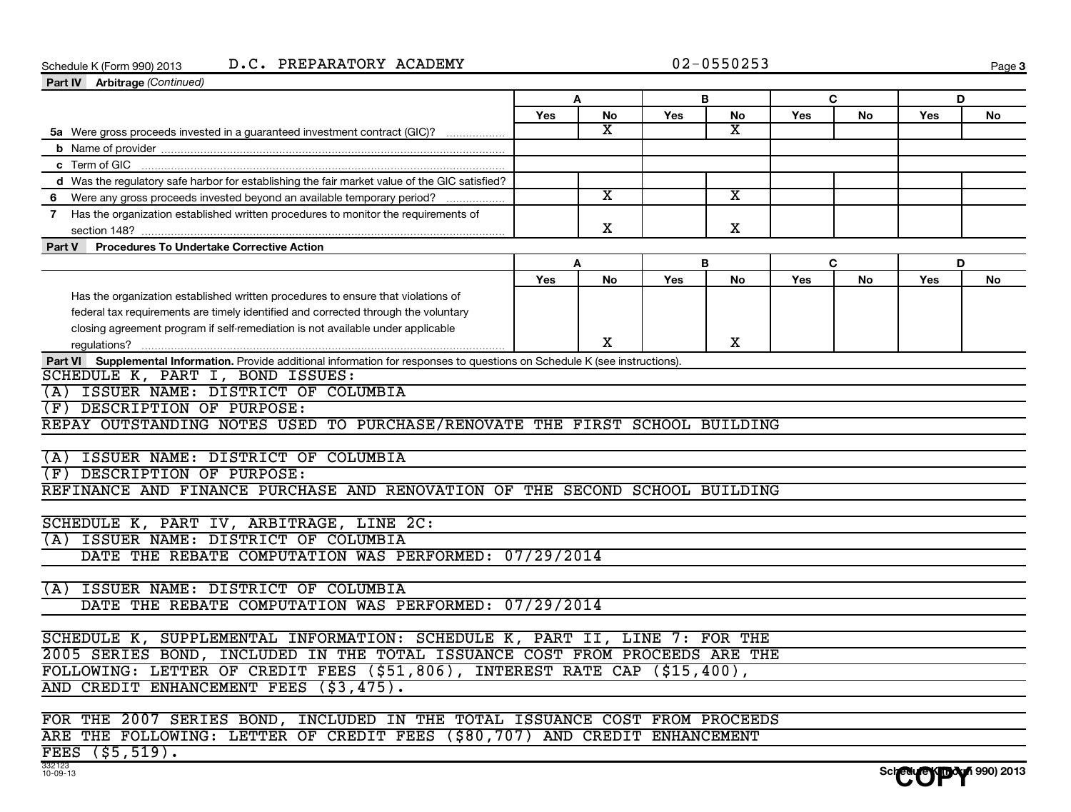Schedule K (Form 990) 2013 D.C. PREPARATORY ACADEMY 02-0550253

**Part IV Arbitrage** *(Continued)*

| | A | | B | | C | | D | |
|---|---|---|---|---|---|---|---|---|
| | Yes | No | Yes | No | Yes | No | Yes | No |
| **5a** Were gross proceeds invested in a guaranteed investment contract (GIC)? | | X | | X | | | | |
| **b** Name of provider | | | | | | | | |
| **c** Term of GIC | | | | | | | | |
| **d** Was the regulatory safe harbor for establishing the fair market value of the GIC satisfied? | | | | | | | | |
| **6** Were any gross proceeds invested beyond an available temporary period? | | X | | X | | | | |
| **7** Has the organization established written procedures to monitor the requirements of section 148? | | X | | X | | | | |

**Part V Procedures To Undertake Corrective Action**

| | A | | B | | C | | D | |
|---|---|---|---|---|---|---|---|---|
| | Yes | No | Yes | No | Yes | No | Yes | No |
| Has the organization established written procedures to ensure that violations of federal tax requirements are timely identified and corrected through the voluntary closing agreement program if self-remediation is not available under applicable regulations? | | X | | X | | | | |

**Part VI Supplemental Information.** Provide additional information for responses to questions on Schedule K (see instructions).

SCHEDULE K, PART I, BOND ISSUES:
(A) ISSUER NAME: DISTRICT OF COLUMBIA
(F) DESCRIPTION OF PURPOSE:
REPAY OUTSTANDING NOTES USED TO PURCHASE/RENOVATE THE FIRST SCHOOL BUILDING

(A) ISSUER NAME: DISTRICT OF COLUMBIA
(F) DESCRIPTION OF PURPOSE:
REFINANCE AND FINANCE PURCHASE AND RENOVATION OF THE SECOND SCHOOL BUILDING

SCHEDULE K, PART IV, ARBITRAGE, LINE 2C:
(A) ISSUER NAME: DISTRICT OF COLUMBIA
DATE THE REBATE COMPUTATION WAS PERFORMED: 07/29/2014

(A) ISSUER NAME: DISTRICT OF COLUMBIA
DATE THE REBATE COMPUTATION WAS PERFORMED: 07/29/2014

SCHEDULE K, SUPPLEMENTAL INFORMATION: SCHEDULE K, PART II, LINE 7: FOR THE 2005 SERIES BOND, INCLUDED IN THE TOTAL ISSUANCE COST FROM PROCEEDS ARE THE FOLLOWING: LETTER OF CREDIT FEES ($51,806), INTEREST RATE CAP ($15,400), AND CREDIT ENHANCEMENT FEES ($3,475).

FOR THE 2007 SERIES BOND, INCLUDED IN THE TOTAL ISSUANCE COST FROM PROCEEDS ARE THE FOLLOWING: LETTER OF CREDIT FEES ($80,707) AND CREDIT ENHANCEMENT FEES ($5,519).

332123 10-09-13 Schedule K (Form 990) 2013

COPY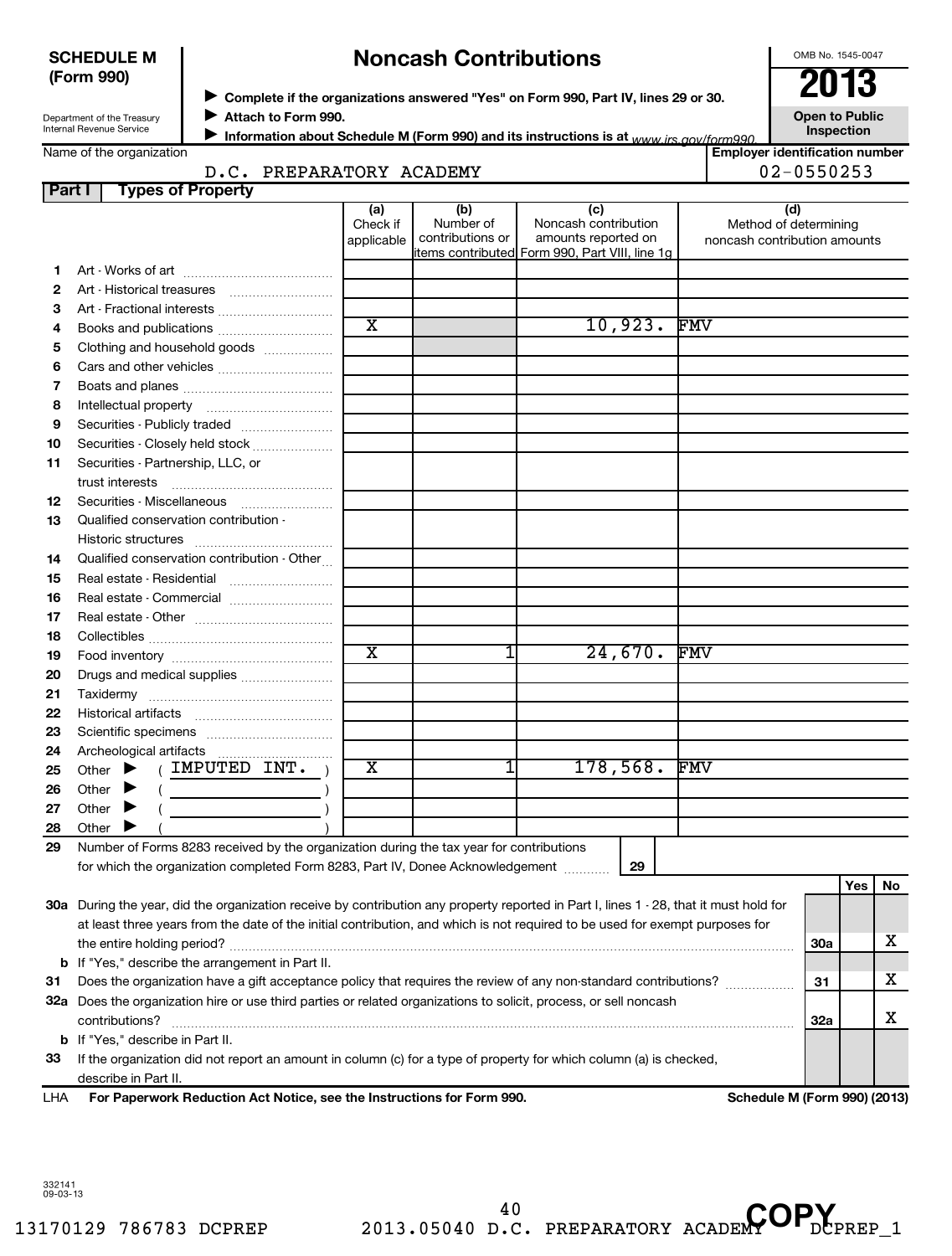**SCHEDULE M (Form 990)**

Department of the Treasury
Internal Revenue Service

# Noncash Contributions

▶ Complete if the organizations answered "Yes" on Form 990, Part IV, lines 29 or 30.
▶ Attach to Form 990.
▶ Information about Schedule M (Form 990) and its instructions is at www.irs.gov/form990.

OMB No. 1545-0047

**2013**

**Open to Public Inspection**

Name of the organization: D.C. PREPARATORY ACADEMY

Employer identification number: 02-0550253

**Part I — Types of Property**

| | | (a) Check if applicable | (b) Number of contributions or items contributed | (c) Noncash contribution amounts reported on Form 990, Part VIII, line 1g | (d) Method of determining noncash contribution amounts |
|---|---|---|---|---|---|
| 1 | Art - Works of art | | | | |
| 2 | Art - Historical treasures | | | | |
| 3 | Art - Fractional interests | | | | |
| 4 | Books and publications | X | | 10,923. | FMV |
| 5 | Clothing and household goods | | | | |
| 6 | Cars and other vehicles | | | | |
| 7 | Boats and planes | | | | |
| 8 | Intellectual property | | | | |
| 9 | Securities - Publicly traded | | | | |
| 10 | Securities - Closely held stock | | | | |
| 11 | Securities - Partnership, LLC, or trust interests | | | | |
| 12 | Securities - Miscellaneous | | | | |
| 13 | Qualified conservation contribution - Historic structures | | | | |
| 14 | Qualified conservation contribution - Other | | | | |
| 15 | Real estate - Residential | | | | |
| 16 | Real estate - Commercial | | | | |
| 17 | Real estate - Other | | | | |
| 18 | Collectibles | | | | |
| 19 | Food inventory | X | 1 | 24,670. | FMV |
| 20 | Drugs and medical supplies | | | | |
| 21 | Taxidermy | | | | |
| 22 | Historical artifacts | | | | |
| 23 | Scientific specimens | | | | |
| 24 | Archeological artifacts | | | | |
| 25 | Other ▶ ( IMPUTED INT. ) | X | 1 | 178,568. | FMV |
| 26 | Other ▶ ( ) | | | | |
| 27 | Other ▶ ( ) | | | | |
| 28 | Other ▶ ( ) | | | | |

**29** Number of Forms 8283 received by the organization during the tax year for contributions for which the organization completed Form 8283, Part IV, Donee Acknowledgement ....... **29**

| | | | Yes | No |
|---|---|---|---|---|
| **30a** | During the year, did the organization receive by contribution any property reported in Part I, lines 1 - 28, that it must hold for at least three years from the date of the initial contribution, and which is not required to be used for exempt purposes for the entire holding period? | 30a | | X |
| **b** | If "Yes," describe the arrangement in Part II. | | | |
| **31** | Does the organization have a gift acceptance policy that requires the review of any non-standard contributions? | 31 | | X |
| **32a** | Does the organization hire or use third parties or related organizations to solicit, process, or sell noncash contributions? | 32a | | X |
| **b** | If "Yes," describe in Part II. | | | |
| **33** | If the organization did not report an amount in column (c) for a type of property for which column (a) is checked, describe in Part II. | | | |

LHA **For Paperwork Reduction Act Notice, see the Instructions for Form 990.** **Schedule M (Form 990) (2013)**

332141
09-03-13

13170129 786783 DCPREP 2013.05040 D.C. PREPARATORY ACADEMY DCPREP_1

COPY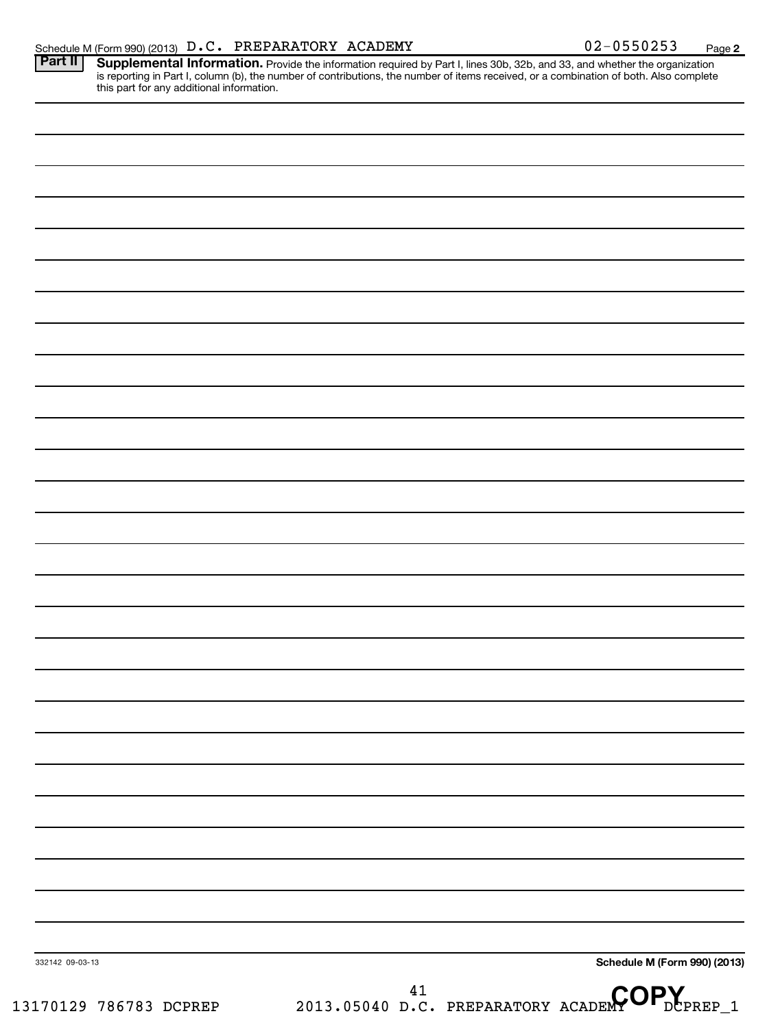Schedule M (Form 990) (2013) D.C. PREPARATORY ACADEMY 02-0550253 Page **2**

**Part II** **Supplemental Information.** Provide the information required by Part I, lines 30b, 32b, and 33, and whether the organization is reporting in Part I, column (b), the number of contributions, the number of items received, or a combination of both. Also complete this part for any additional information.

332142 09-03-13

**Schedule M (Form 990) (2013)**

13170129 786783 DCPREP 2013.05040 D.C. PREPARATORY ACADEMY DCPREP_1

**COPY**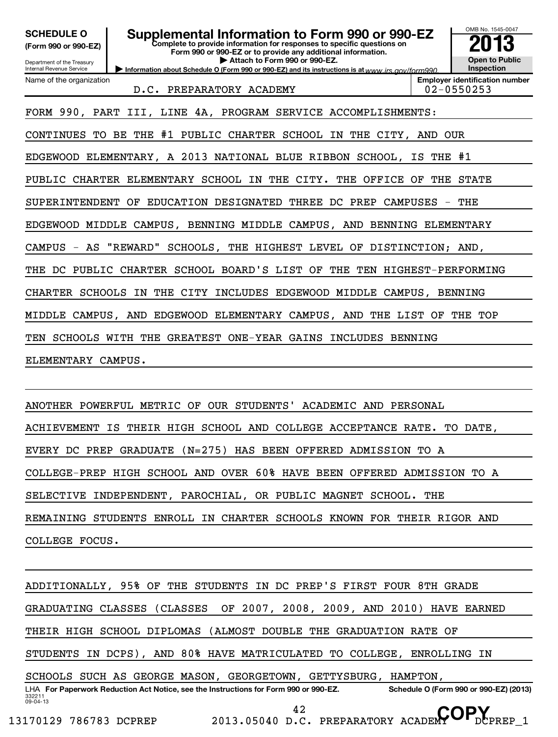**SCHEDULE O**
**(Form 990 or 990-EZ)**

Department of the Treasury
Internal Revenue Service

# Supplemental Information to Form 990 or 990-EZ

**Complete to provide information for responses to specific questions on Form 990 or 990-EZ or to provide any additional information.**
**▶ Attach to Form 990 or 990-EZ.**
**▶ Information about Schedule O (Form 990 or 990-EZ) and its instructions is at** www.irs.gov/form990.

OMB No. 1545-0047
**2013**
**Open to Public Inspection**

Name of the organization: D.C. PREPARATORY ACADEMY
**Employer identification number**: 02-0550253

FORM 990, PART III, LINE 4A, PROGRAM SERVICE ACCOMPLISHMENTS:

CONTINUES TO BE THE #1 PUBLIC CHARTER SCHOOL IN THE CITY, AND OUR EDGEWOOD ELEMENTARY, A 2013 NATIONAL BLUE RIBBON SCHOOL, IS THE #1 PUBLIC CHARTER ELEMENTARY SCHOOL IN THE CITY. THE OFFICE OF THE STATE SUPERINTENDENT OF EDUCATION DESIGNATED THREE DC PREP CAMPUSES - THE EDGEWOOD MIDDLE CAMPUS, BENNING MIDDLE CAMPUS, AND BENNING ELEMENTARY CAMPUS - AS "REWARD" SCHOOLS, THE HIGHEST LEVEL OF DISTINCTION; AND, THE DC PUBLIC CHARTER SCHOOL BOARD'S LIST OF THE TEN HIGHEST-PERFORMING CHARTER SCHOOLS IN THE CITY INCLUDES EDGEWOOD MIDDLE CAMPUS, BENNING MIDDLE CAMPUS, AND EDGEWOOD ELEMENTARY CAMPUS, AND THE LIST OF THE TOP TEN SCHOOLS WITH THE GREATEST ONE-YEAR GAINS INCLUDES BENNING ELEMENTARY CAMPUS.

ANOTHER POWERFUL METRIC OF OUR STUDENTS' ACADEMIC AND PERSONAL ACHIEVEMENT IS THEIR HIGH SCHOOL AND COLLEGE ACCEPTANCE RATE. TO DATE, EVERY DC PREP GRADUATE (N=275) HAS BEEN OFFERED ADMISSION TO A COLLEGE-PREP HIGH SCHOOL AND OVER 60% HAVE BEEN OFFERED ADMISSION TO A SELECTIVE INDEPENDENT, PAROCHIAL, OR PUBLIC MAGNET SCHOOL. THE REMAINING STUDENTS ENROLL IN CHARTER SCHOOLS KNOWN FOR THEIR RIGOR AND COLLEGE FOCUS.

ADDITIONALLY, 95% OF THE STUDENTS IN DC PREP'S FIRST FOUR 8TH GRADE GRADUATING CLASSES (CLASSES OF 2007, 2008, 2009, AND 2010) HAVE EARNED THEIR HIGH SCHOOL DIPLOMAS (ALMOST DOUBLE THE GRADUATION RATE OF STUDENTS IN DCPS), AND 80% HAVE MATRICULATED TO COLLEGE, ENROLLING IN SCHOOLS SUCH AS GEORGE MASON, GEORGETOWN, GETTYSBURG, HAMPTON,

LHA **For Paperwork Reduction Act Notice, see the Instructions for Form 990 or 990-EZ.** **Schedule O (Form 990 or 990-EZ) (2013)**
332211 09-04-13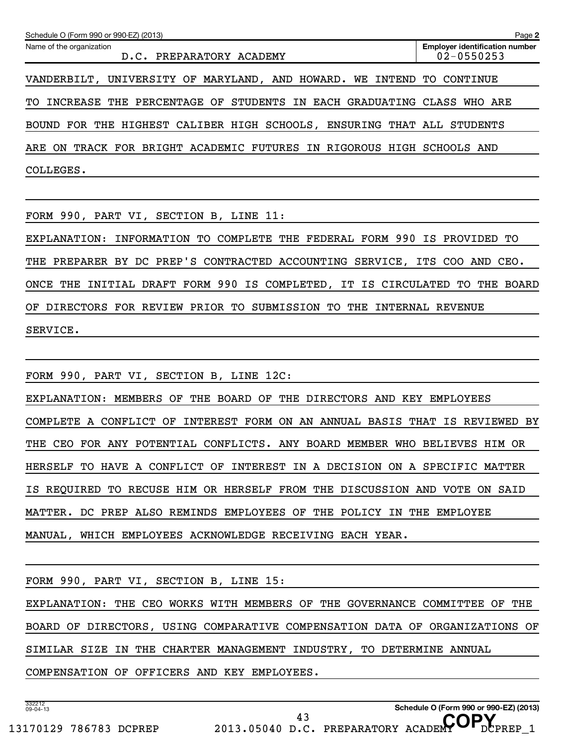Schedule O (Form 990 or 990-EZ) (2013)

Name of the organization: D.C. PREPARATORY ACADEMY

Employer identification number: 02-0550253

VANDERBILT, UNIVERSITY OF MARYLAND, AND HOWARD. WE INTEND TO CONTINUE TO INCREASE THE PERCENTAGE OF STUDENTS IN EACH GRADUATING CLASS WHO ARE BOUND FOR THE HIGHEST CALIBER HIGH SCHOOLS, ENSURING THAT ALL STUDENTS ARE ON TRACK FOR BRIGHT ACADEMIC FUTURES IN RIGOROUS HIGH SCHOOLS AND COLLEGES.

FORM 990, PART VI, SECTION B, LINE 11:

EXPLANATION: INFORMATION TO COMPLETE THE FEDERAL FORM 990 IS PROVIDED TO THE PREPARER BY DC PREP'S CONTRACTED ACCOUNTING SERVICE, ITS COO AND CEO. ONCE THE INITIAL DRAFT FORM 990 IS COMPLETED, IT IS CIRCULATED TO THE BOARD OF DIRECTORS FOR REVIEW PRIOR TO SUBMISSION TO THE INTERNAL REVENUE SERVICE.

FORM 990, PART VI, SECTION B, LINE 12C:

EXPLANATION: MEMBERS OF THE BOARD OF THE DIRECTORS AND KEY EMPLOYEES COMPLETE A CONFLICT OF INTEREST FORM ON AN ANNUAL BASIS THAT IS REVIEWED BY THE CEO FOR ANY POTENTIAL CONFLICTS. ANY BOARD MEMBER WHO BELIEVES HIM OR HERSELF TO HAVE A CONFLICT OF INTEREST IN A DECISION ON A SPECIFIC MATTER IS REQUIRED TO RECUSE HIM OR HERSELF FROM THE DISCUSSION AND VOTE ON SAID MATTER. DC PREP ALSO REMINDS EMPLOYEES OF THE POLICY IN THE EMPLOYEE MANUAL, WHICH EMPLOYEES ACKNOWLEDGE RECEIVING EACH YEAR.

FORM 990, PART VI, SECTION B, LINE 15:

EXPLANATION: THE CEO WORKS WITH MEMBERS OF THE GOVERNANCE COMMITTEE OF THE BOARD OF DIRECTORS, USING COMPARATIVE COMPENSATION DATA OF ORGANIZATIONS OF SIMILAR SIZE IN THE CHARTER MANAGEMENT INDUSTRY, TO DETERMINE ANNUAL COMPENSATION OF OFFICERS AND KEY EMPLOYEES.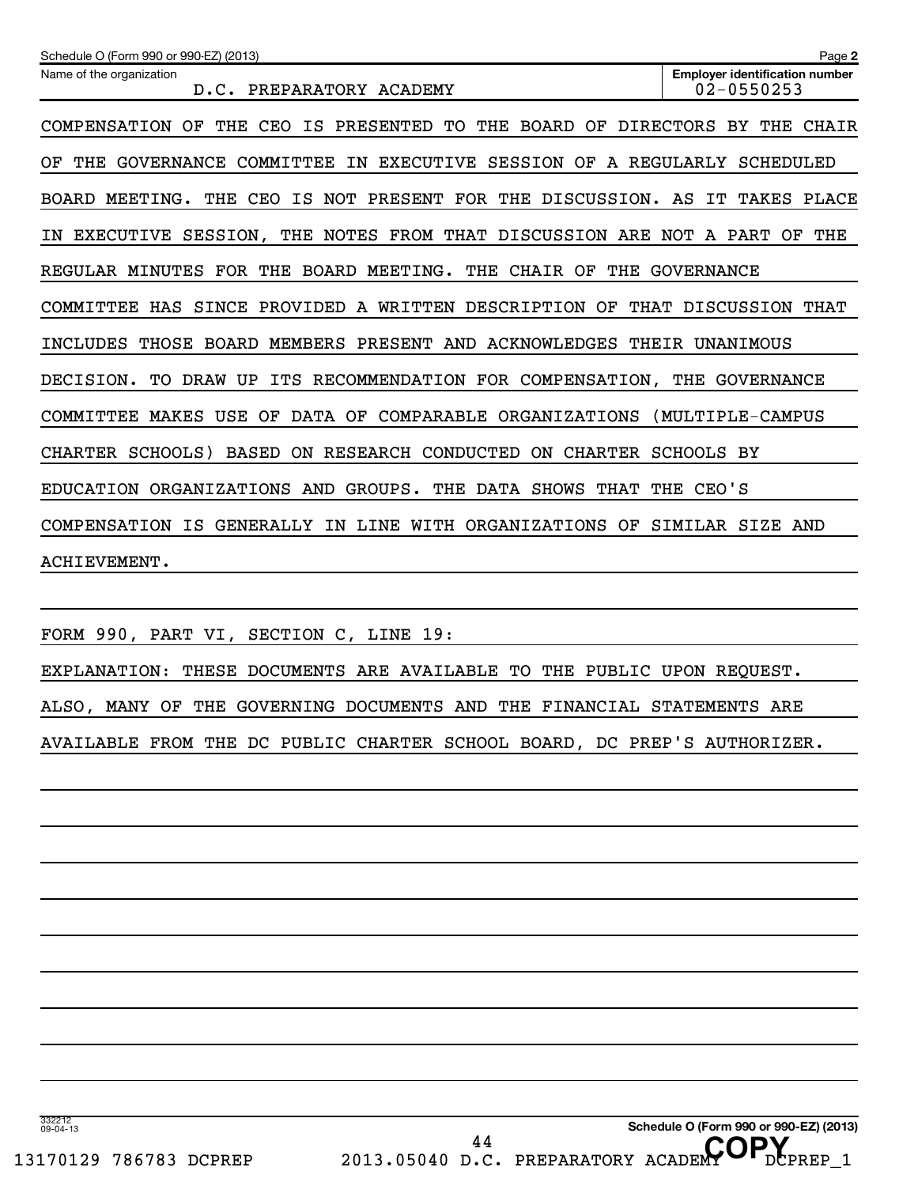Name of the organization: D.C. PREPARATORY ACADEMY

Employer identification number: 02-0550253

COMPENSATION OF THE CEO IS PRESENTED TO THE BOARD OF DIRECTORS BY THE CHAIR OF THE GOVERNANCE COMMITTEE IN EXECUTIVE SESSION OF A REGULARLY SCHEDULED BOARD MEETING. THE CEO IS NOT PRESENT FOR THE DISCUSSION. AS IT TAKES PLACE IN EXECUTIVE SESSION, THE NOTES FROM THAT DISCUSSION ARE NOT A PART OF THE REGULAR MINUTES FOR THE BOARD MEETING. THE CHAIR OF THE GOVERNANCE COMMITTEE HAS SINCE PROVIDED A WRITTEN DESCRIPTION OF THAT DISCUSSION THAT INCLUDES THOSE BOARD MEMBERS PRESENT AND ACKNOWLEDGES THEIR UNANIMOUS DECISION. TO DRAW UP ITS RECOMMENDATION FOR COMPENSATION, THE GOVERNANCE COMMITTEE MAKES USE OF DATA OF COMPARABLE ORGANIZATIONS (MULTIPLE-CAMPUS CHARTER SCHOOLS) BASED ON RESEARCH CONDUCTED ON CHARTER SCHOOLS BY EDUCATION ORGANIZATIONS AND GROUPS. THE DATA SHOWS THAT THE CEO'S COMPENSATION IS GENERALLY IN LINE WITH ORGANIZATIONS OF SIMILAR SIZE AND ACHIEVEMENT.

FORM 990, PART VI, SECTION C, LINE 19:

EXPLANATION: THESE DOCUMENTS ARE AVAILABLE TO THE PUBLIC UPON REQUEST. ALSO, MANY OF THE GOVERNING DOCUMENTS AND THE FINANCIAL STATEMENTS ARE AVAILABLE FROM THE DC PUBLIC CHARTER SCHOOL BOARD, DC PREP'S AUTHORIZER.